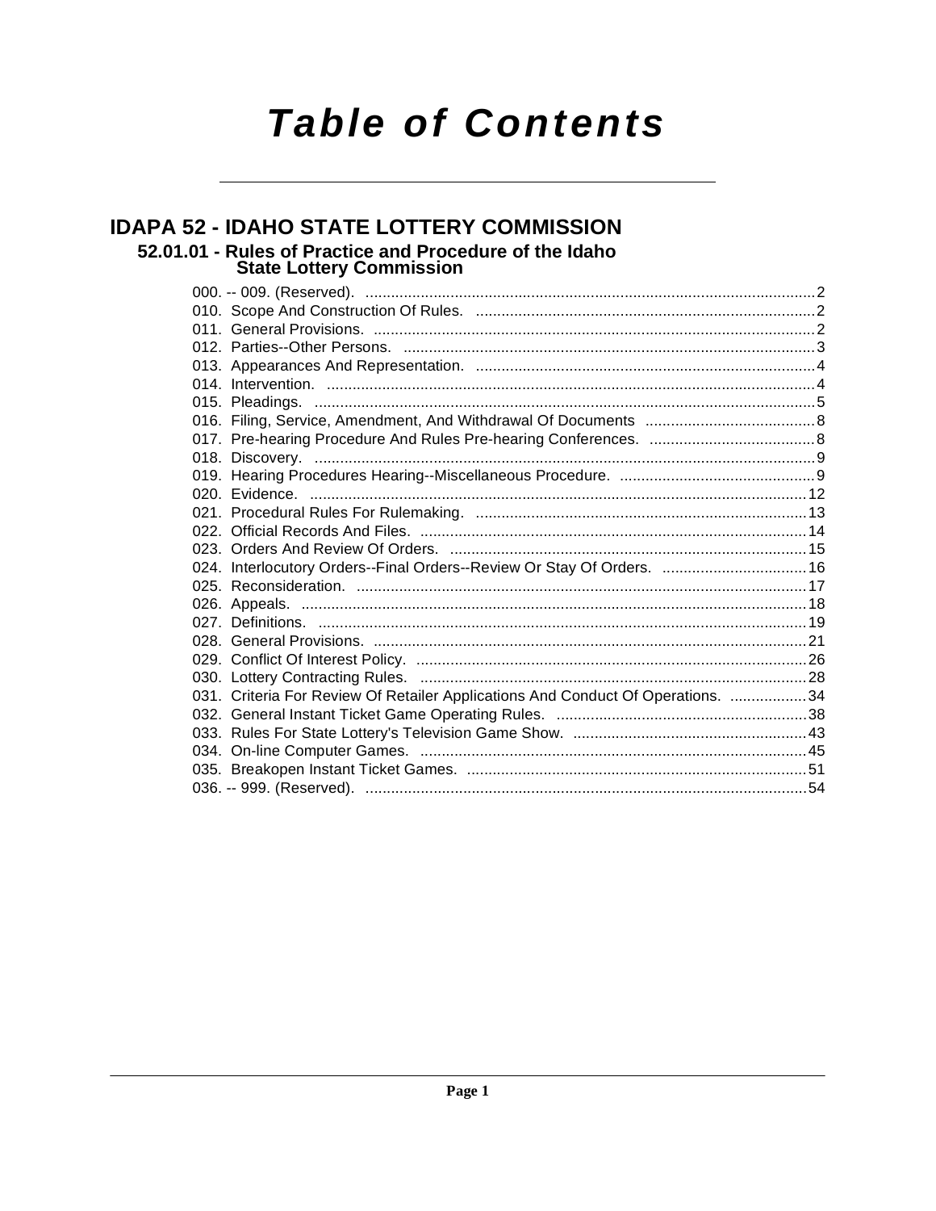# Table of Contents

## IDAPA 52 - IDAHO STATE LOTTERY COMMISSION

### 52.01.01 - Rules of Practice and Procedure of the Idaho State Lottery Commission

000. -- 009. (Reserved). ..... 2
010. Scope And Construction Of Rules. ..... 2
011. General Provisions. ..... 2
012. Parties--Other Persons. ..... 3
013. Appearances And Representation. ..... 4
014. Intervention. ..... 4
015. Pleadings. ..... 5
016. Filing, Service, Amendment, And Withdrawal Of Documents ..... 8
017. Pre-hearing Procedure And Rules Pre-hearing Conferences. ..... 8
018. Discovery. ..... 9
019. Hearing Procedures Hearing--Miscellaneous Procedure. ..... 9
020. Evidence. ..... 12
021. Procedural Rules For Rulemaking. ..... 13
022. Official Records And Files. ..... 14
023. Orders And Review Of Orders. ..... 15
024. Interlocutory Orders--Final Orders--Review Or Stay Of Orders. ..... 16
025. Reconsideration. ..... 17
026. Appeals. ..... 18
027. Definitions. ..... 19
028. General Provisions. ..... 21
029. Conflict Of Interest Policy. ..... 26
030. Lottery Contracting Rules. ..... 28
031. Criteria For Review Of Retailer Applications And Conduct Of Operations. ..... 34
032. General Instant Ticket Game Operating Rules. ..... 38
033. Rules For State Lottery's Television Game Show. ..... 43
034. On-line Computer Games. ..... 45
035. Breakopen Instant Ticket Games. ..... 51
036. -- 999. (Reserved). ..... 54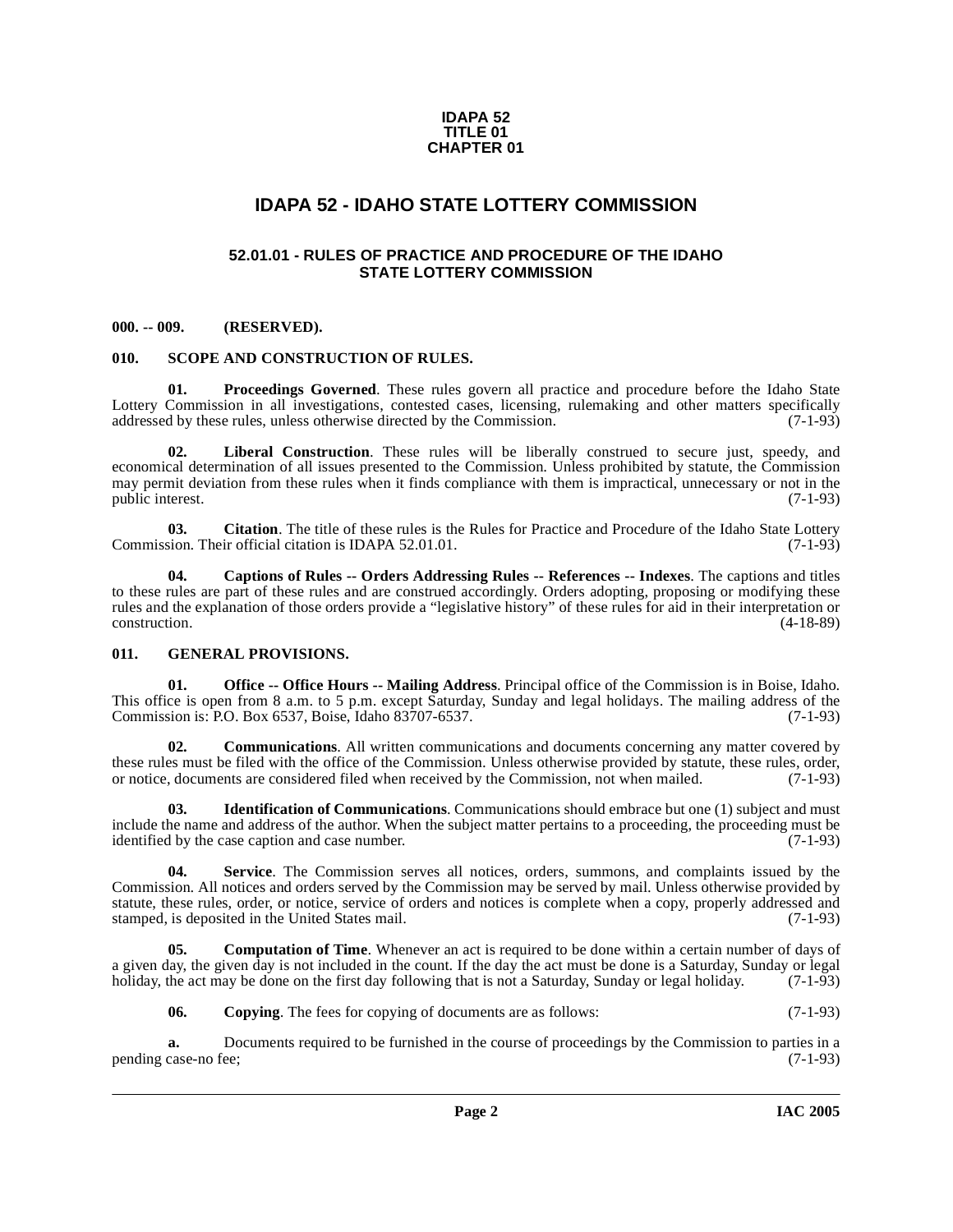**IDAPA 52**
**TITLE 01**
**CHAPTER 01**

# IDAPA 52 - IDAHO STATE LOTTERY COMMISSION

## 52.01.01 - RULES OF PRACTICE AND PROCEDURE OF THE IDAHO STATE LOTTERY COMMISSION

**000. -- 009. (RESERVED).**

**010. SCOPE AND CONSTRUCTION OF RULES.**

**01. Proceedings Governed**. These rules govern all practice and procedure before the Idaho State Lottery Commission in all investigations, contested cases, licensing, rulemaking and other matters specifically addressed by these rules, unless otherwise directed by the Commission. (7-1-93)

**02. Liberal Construction**. These rules will be liberally construed to secure just, speedy, and economical determination of all issues presented to the Commission. Unless prohibited by statute, the Commission may permit deviation from these rules when it finds compliance with them is impractical, unnecessary or not in the public interest. (7-1-93)

**03. Citation**. The title of these rules is the Rules for Practice and Procedure of the Idaho State Lottery Commission. Their official citation is IDAPA 52.01.01. (7-1-93)

**04. Captions of Rules -- Orders Addressing Rules -- References -- Indexes**. The captions and titles to these rules are part of these rules and are construed accordingly. Orders adopting, proposing or modifying these rules and the explanation of those orders provide a "legislative history" of these rules for aid in their interpretation or construction. (4-18-89)

**011. GENERAL PROVISIONS.**

**01. Office -- Office Hours -- Mailing Address**. Principal office of the Commission is in Boise, Idaho. This office is open from 8 a.m. to 5 p.m. except Saturday, Sunday and legal holidays. The mailing address of the Commission is: P.O. Box 6537, Boise, Idaho 83707-6537. (7-1-93)

**02. Communications**. All written communications and documents concerning any matter covered by these rules must be filed with the office of the Commission. Unless otherwise provided by statute, these rules, order, or notice, documents are considered filed when received by the Commission, not when mailed. (7-1-93)

**03. Identification of Communications**. Communications should embrace but one (1) subject and must include the name and address of the author. When the subject matter pertains to a proceeding, the proceeding must be identified by the case caption and case number. (7-1-93)

**04. Service**. The Commission serves all notices, orders, summons, and complaints issued by the Commission. All notices and orders served by the Commission may be served by mail. Unless otherwise provided by statute, these rules, order, or notice, service of orders and notices is complete when a copy, properly addressed and stamped, is deposited in the United States mail. (7-1-93)

**05. Computation of Time**. Whenever an act is required to be done within a certain number of days of a given day, the given day is not included in the count. If the day the act must be done is a Saturday, Sunday or legal holiday, the act may be done on the first day following that is not a Saturday, Sunday or legal holiday. (7-1-93)

**06. Copying**. The fees for copying of documents are as follows: (7-1-93)

**a.** Documents required to be furnished in the course of proceedings by the Commission to parties in a pending case-no fee; (7-1-93)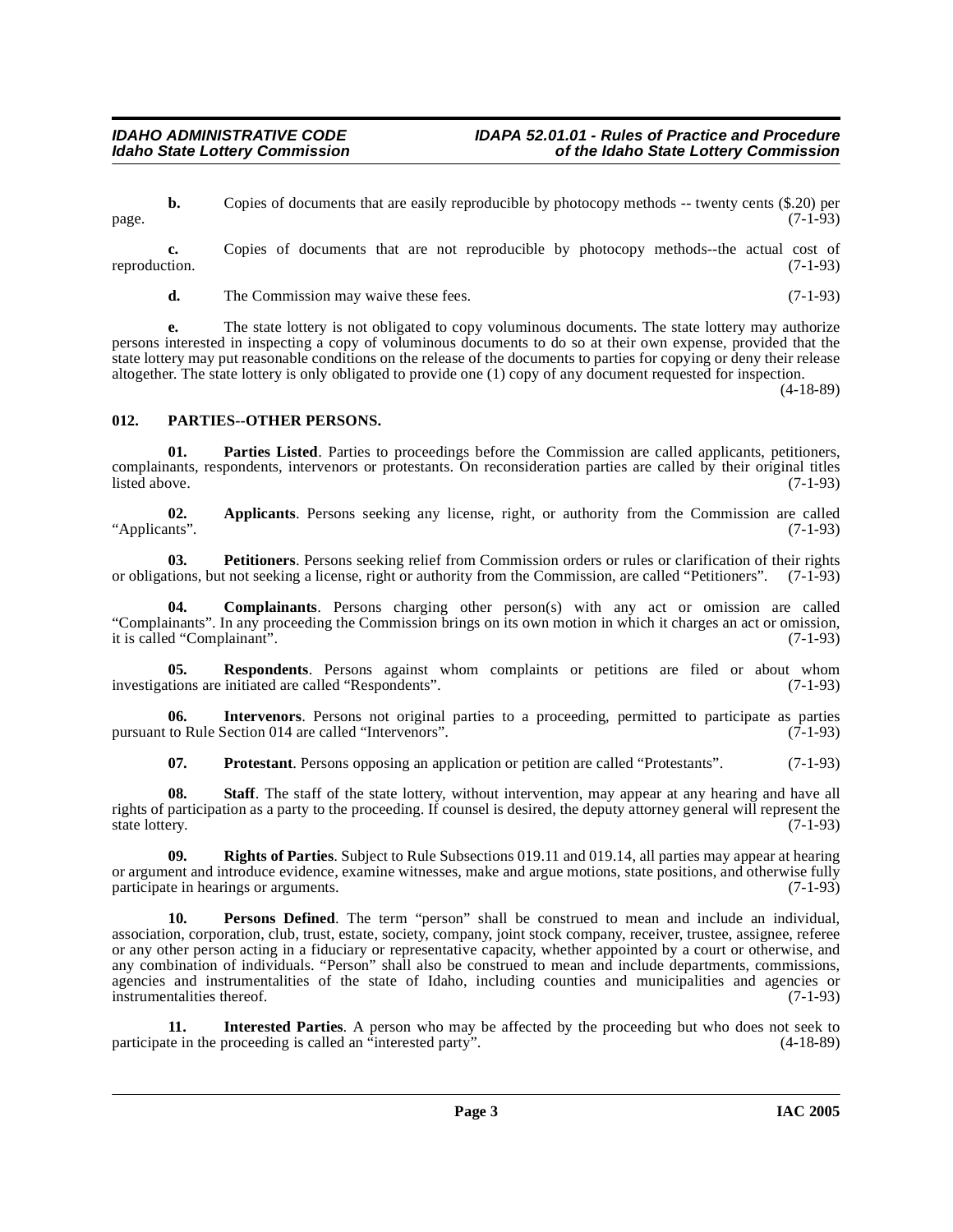**b.** Copies of documents that are easily reproducible by photocopy methods -- twenty cents ($.20) per page. (7-1-93)

**c.** Copies of documents that are not reproducible by photocopy methods--the actual cost of reproduction. (7-1-93)

**d.** The Commission may waive these fees. (7-1-93)

**e.** The state lottery is not obligated to copy voluminous documents. The state lottery may authorize persons interested in inspecting a copy of voluminous documents to do so at their own expense, provided that the state lottery may put reasonable conditions on the release of the documents to parties for copying or deny their release altogether. The state lottery is only obligated to provide one (1) copy of any document requested for inspection. (4-18-89)

### 012. PARTIES--OTHER PERSONS.

**01. Parties Listed**. Parties to proceedings before the Commission are called applicants, petitioners, complainants, respondents, intervenors or protestants. On reconsideration parties are called by their original titles listed above. (7-1-93)

**02. Applicants**. Persons seeking any license, right, or authority from the Commission are called "Applicants". (7-1-93)

**03. Petitioners**. Persons seeking relief from Commission orders or rules or clarification of their rights or obligations, but not seeking a license, right or authority from the Commission, are called "Petitioners". (7-1-93)

**04. Complainants**. Persons charging other person(s) with any act or omission are called "Complainants". In any proceeding the Commission brings on its own motion in which it charges an act or omission, it is called "Complainant". (7-1-93)

**05. Respondents**. Persons against whom complaints or petitions are filed or about whom investigations are initiated are called "Respondents". (7-1-93)

**06. Intervenors**. Persons not original parties to a proceeding, permitted to participate as parties pursuant to Rule Section 014 are called "Intervenors". (7-1-93)

**07. Protestant**. Persons opposing an application or petition are called "Protestants". (7-1-93)

**08. Staff**. The staff of the state lottery, without intervention, may appear at any hearing and have all rights of participation as a party to the proceeding. If counsel is desired, the deputy attorney general will represent the state lottery. (7-1-93)

**09. Rights of Parties**. Subject to Rule Subsections 019.11 and 019.14, all parties may appear at hearing or argument and introduce evidence, examine witnesses, make and argue motions, state positions, and otherwise fully participate in hearings or arguments. (7-1-93)

**10. Persons Defined**. The term "person" shall be construed to mean and include an individual, association, corporation, club, trust, estate, society, company, joint stock company, receiver, trustee, assignee, referee or any other person acting in a fiduciary or representative capacity, whether appointed by a court or otherwise, and any combination of individuals. "Person" shall also be construed to mean and include departments, commissions, agencies and instrumentalities of the state of Idaho, including counties and municipalities and agencies or instrumentalities thereof. (7-1-93)

**11. Interested Parties**. A person who may be affected by the proceeding but who does not seek to participate in the proceeding is called an "interested party". (4-18-89)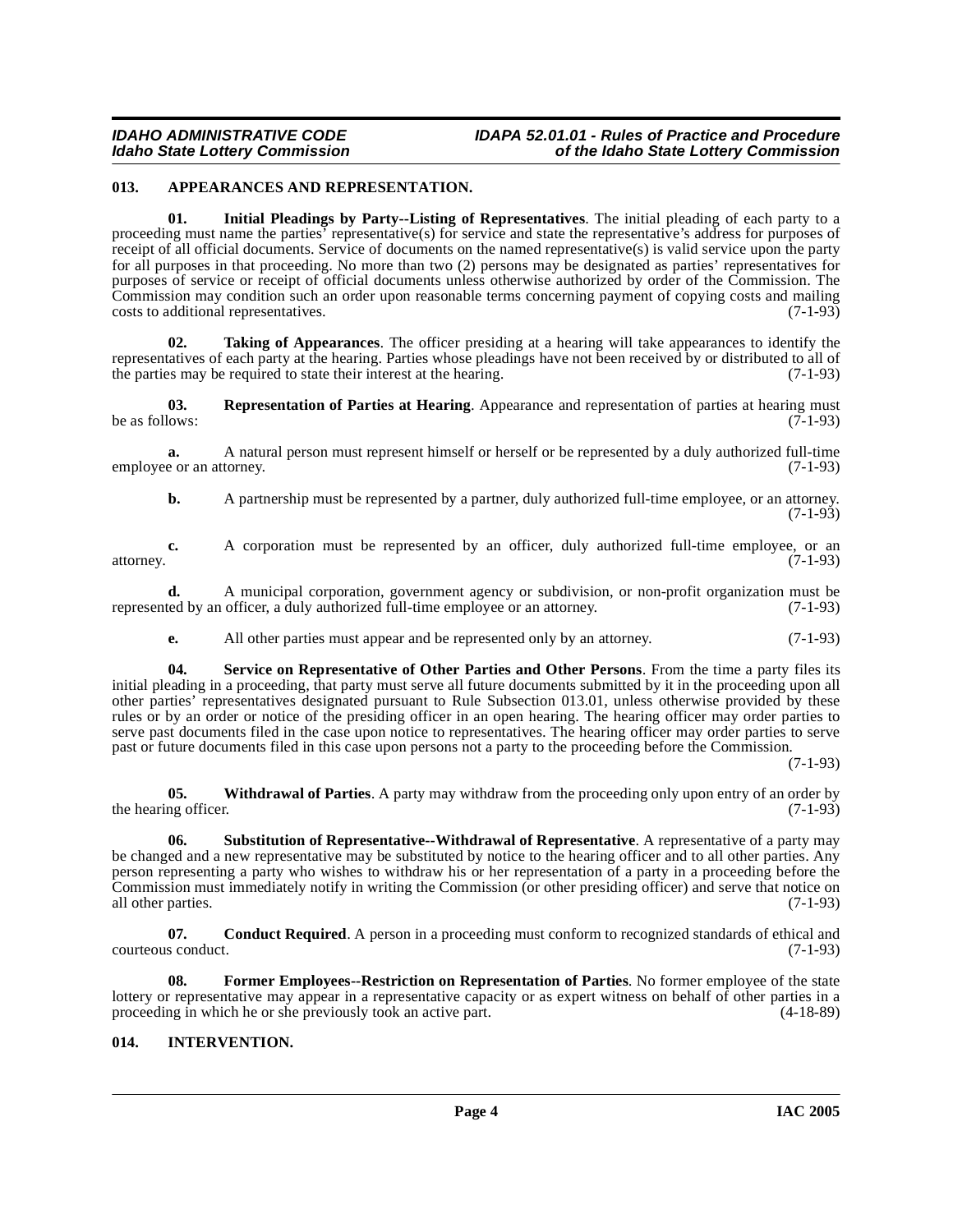### 013. APPEARANCES AND REPRESENTATION.

**01. Initial Pleadings by Party--Listing of Representatives**. The initial pleading of each party to a proceeding must name the parties' representative(s) for service and state the representative's address for purposes of receipt of all official documents. Service of documents on the named representative(s) is valid service upon the party for all purposes in that proceeding. No more than two (2) persons may be designated as parties' representatives for purposes of service or receipt of official documents unless otherwise authorized by order of the Commission. The Commission may condition such an order upon reasonable terms concerning payment of copying costs and mailing costs to additional representatives. (7-1-93)

**02. Taking of Appearances**. The officer presiding at a hearing will take appearances to identify the representatives of each party at the hearing. Parties whose pleadings have not been received by or distributed to all of the parties may be required to state their interest at the hearing. (7-1-93)

**03. Representation of Parties at Hearing**. Appearance and representation of parties at hearing must be as follows: (7-1-93)

**a.** A natural person must represent himself or herself or be represented by a duly authorized full-time employee or an attorney. (7-1-93)

**b.** A partnership must be represented by a partner, duly authorized full-time employee, or an attorney. (7-1-93)

**c.** A corporation must be represented by an officer, duly authorized full-time employee, or an attorney. (7-1-93)

**d.** A municipal corporation, government agency or subdivision, or non-profit organization must be represented by an officer, a duly authorized full-time employee or an attorney. (7-1-93)

**e.** All other parties must appear and be represented only by an attorney. (7-1-93)

**04. Service on Representative of Other Parties and Other Persons**. From the time a party files its initial pleading in a proceeding, that party must serve all future documents submitted by it in the proceeding upon all other parties' representatives designated pursuant to Rule Subsection 013.01, unless otherwise provided by these rules or by an order or notice of the presiding officer in an open hearing. The hearing officer may order parties to serve past documents filed in the case upon notice to representatives. The hearing officer may order parties to serve past or future documents filed in this case upon persons not a party to the proceeding before the Commission. (7-1-93)

**05. Withdrawal of Parties**. A party may withdraw from the proceeding only upon entry of an order by the hearing officer. (7-1-93)

**06. Substitution of Representative--Withdrawal of Representative**. A representative of a party may be changed and a new representative may be substituted by notice to the hearing officer and to all other parties. Any person representing a party who wishes to withdraw his or her representation of a party in a proceeding before the Commission must immediately notify in writing the Commission (or other presiding officer) and serve that notice on all other parties. (7-1-93)

**07. Conduct Required**. A person in a proceeding must conform to recognized standards of ethical and courteous conduct. (7-1-93)

**08. Former Employees--Restriction on Representation of Parties**. No former employee of the state lottery or representative may appear in a representative capacity or as expert witness on behalf of other parties in a proceeding in which he or she previously took an active part. (4-18-89)

### 014. INTERVENTION.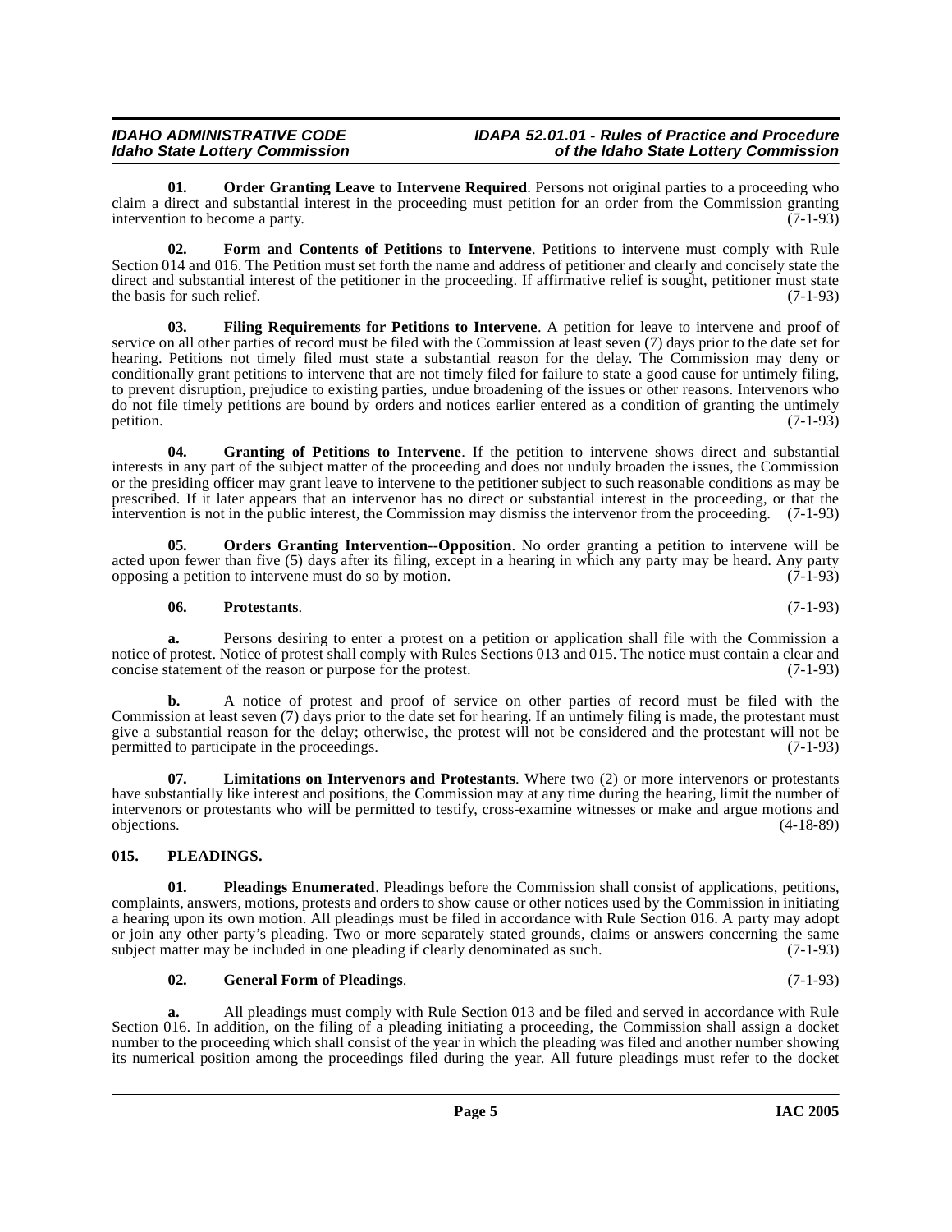**01. Order Granting Leave to Intervene Required**. Persons not original parties to a proceeding who claim a direct and substantial interest in the proceeding must petition for an order from the Commission granting intervention to become a party. (7-1-93)

**02. Form and Contents of Petitions to Intervene**. Petitions to intervene must comply with Rule Section 014 and 016. The Petition must set forth the name and address of petitioner and clearly and concisely state the direct and substantial interest of the petitioner in the proceeding. If affirmative relief is sought, petitioner must state the basis for such relief. (7-1-93)

**03. Filing Requirements for Petitions to Intervene**. A petition for leave to intervene and proof of service on all other parties of record must be filed with the Commission at least seven (7) days prior to the date set for hearing. Petitions not timely filed must state a substantial reason for the delay. The Commission may deny or conditionally grant petitions to intervene that are not timely filed for failure to state a good cause for untimely filing, to prevent disruption, prejudice to existing parties, undue broadening of the issues or other reasons. Intervenors who do not file timely petitions are bound by orders and notices earlier entered as a condition of granting the untimely petition. (7-1-93)

**04. Granting of Petitions to Intervene**. If the petition to intervene shows direct and substantial interests in any part of the subject matter of the proceeding and does not unduly broaden the issues, the Commission or the presiding officer may grant leave to intervene to the petitioner subject to such reasonable conditions as may be prescribed. If it later appears that an intervenor has no direct or substantial interest in the proceeding, or that the intervention is not in the public interest, the Commission may dismiss the intervenor from the proceeding. (7-1-93)

**05. Orders Granting Intervention--Opposition**. No order granting a petition to intervene will be acted upon fewer than five (5) days after its filing, except in a hearing in which any party may be heard. Any party opposing a petition to intervene must do so by motion. (7-1-93)

**06. Protestants**. (7-1-93)

**a.** Persons desiring to enter a protest on a petition or application shall file with the Commission a notice of protest. Notice of protest shall comply with Rules Sections 013 and 015. The notice must contain a clear and concise statement of the reason or purpose for the protest. (7-1-93)

**b.** A notice of protest and proof of service on other parties of record must be filed with the Commission at least seven (7) days prior to the date set for hearing. If an untimely filing is made, the protestant must give a substantial reason for the delay; otherwise, the protest will not be considered and the protestant will not be permitted to participate in the proceedings. (7-1-93)

**07. Limitations on Intervenors and Protestants**. Where two (2) or more intervenors or protestants have substantially like interest and positions, the Commission may at any time during the hearing, limit the number of intervenors or protestants who will be permitted to testify, cross-examine witnesses or make and argue motions and objections. (4-18-89)

## 015. PLEADINGS.

**01. Pleadings Enumerated**. Pleadings before the Commission shall consist of applications, petitions, complaints, answers, motions, protests and orders to show cause or other notices used by the Commission in initiating a hearing upon its own motion. All pleadings must be filed in accordance with Rule Section 016. A party may adopt or join any other party's pleading. Two or more separately stated grounds, claims or answers concerning the same subject matter may be included in one pleading if clearly denominated as such. (7-1-93)

**02. General Form of Pleadings**. (7-1-93)

**a.** All pleadings must comply with Rule Section 013 and be filed and served in accordance with Rule Section 016. In addition, on the filing of a pleading initiating a proceeding, the Commission shall assign a docket number to the proceeding which shall consist of the year in which the pleading was filed and another number showing its numerical position among the proceedings filed during the year. All future pleadings must refer to the docket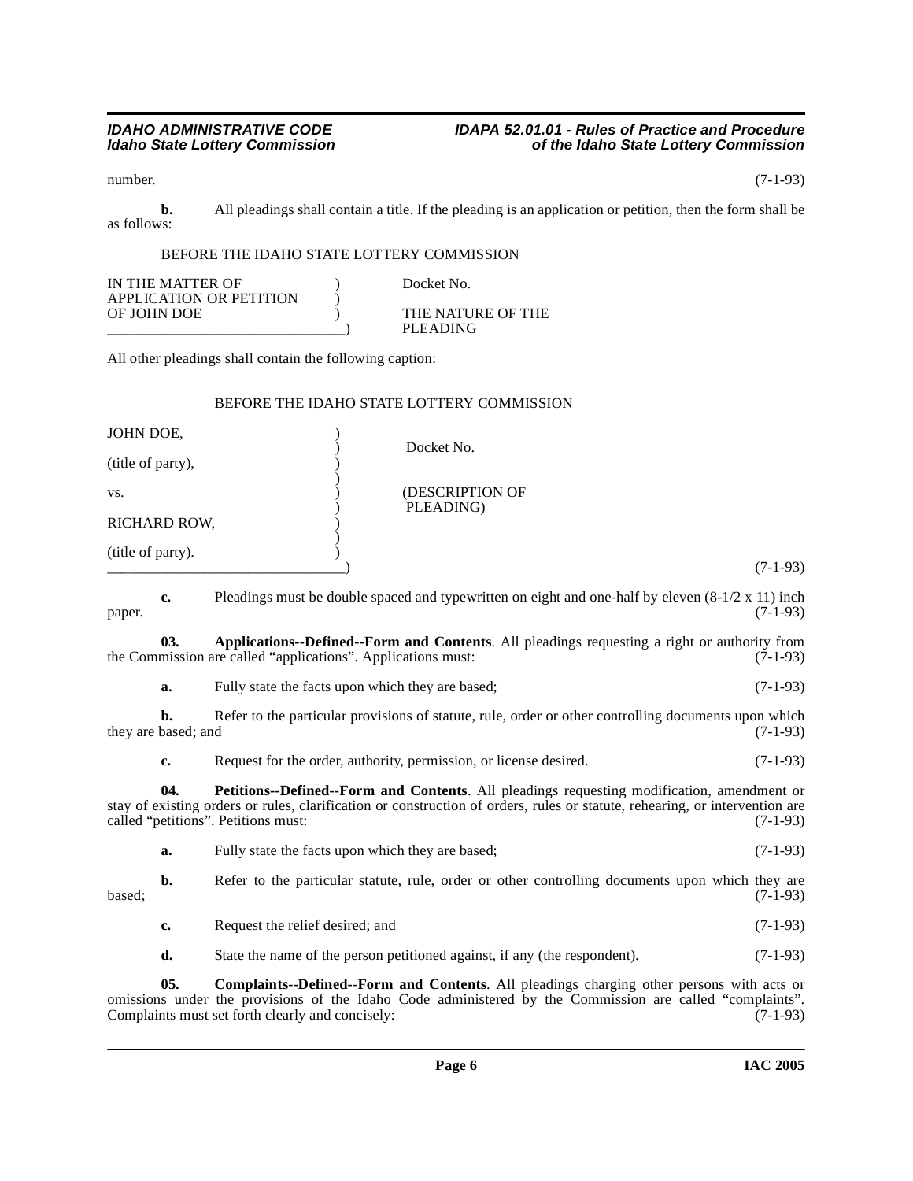number. (7-1-93)

**b.** All pleadings shall contain a title. If the pleading is an application or petition, then the form shall be as follows:

```
BEFORE THE IDAHO STATE LOTTERY COMMISSION

IN THE MATTER OF                  )        Docket No.
APPLICATION OR PETITION           )
OF JOHN DOE                       )        THE NATURE OF THE
_________________________________)         PLEADING
```

All other pleadings shall contain the following caption:

```
BEFORE THE IDAHO STATE LOTTERY COMMISSION

JOHN DOE,                         )
                                  )        Docket No.
(title of party),                 )
                                  )
vs.                               )        (DESCRIPTION OF
                                  )         PLEADING)
RICHARD ROW,                      )
                                  )
(title of party).                 )
_________________________________)
```

(7-1-93)

**c.** Pleadings must be double spaced and typewritten on eight and one-half by eleven (8-1/2 x 11) inch paper. (7-1-93)

**03. Applications--Defined--Form and Contents**. All pleadings requesting a right or authority from the Commission are called "applications". Applications must: (7-1-93)

**a.** Fully state the facts upon which they are based; (7-1-93)

**b.** Refer to the particular provisions of statute, rule, order or other controlling documents upon which they are based; and (7-1-93)

**c.** Request for the order, authority, permission, or license desired. (7-1-93)

**04. Petitions--Defined--Form and Contents**. All pleadings requesting modification, amendment or stay of existing orders or rules, clarification or construction of orders, rules or statute, rehearing, or intervention are called "petitions". Petitions must: (7-1-93)

**a.** Fully state the facts upon which they are based; (7-1-93)

**b.** Refer to the particular statute, rule, order or other controlling documents upon which they are based; (7-1-93)

**c.** Request the relief desired; and (7-1-93)

**d.** State the name of the person petitioned against, if any (the respondent). (7-1-93)

**05. Complaints--Defined--Form and Contents**. All pleadings charging other persons with acts or omissions under the provisions of the Idaho Code administered by the Commission are called "complaints". Complaints must set forth clearly and concisely: (7-1-93)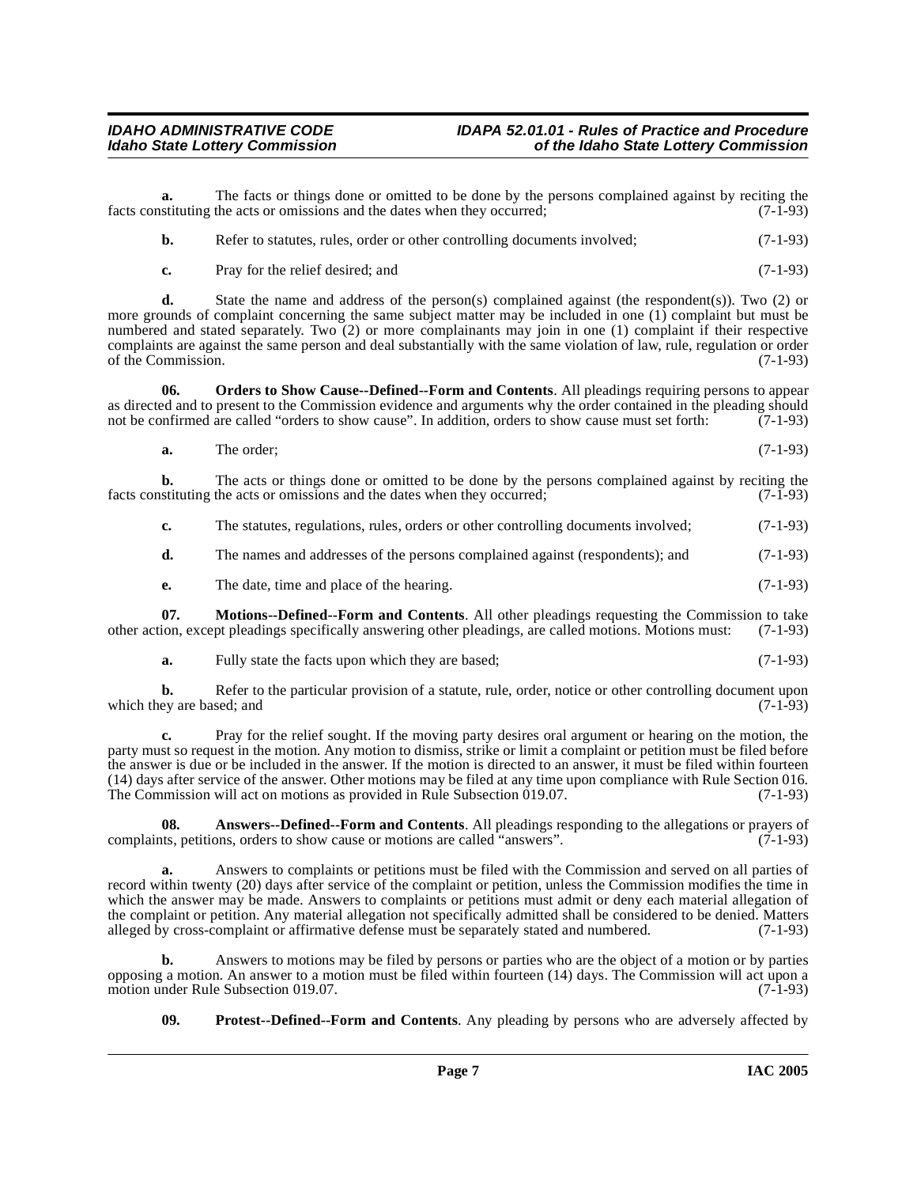**a.** The facts or things done or omitted to be done by the persons complained against by reciting the facts constituting the acts or omissions and the dates when they occurred; (7-1-93)

**b.** Refer to statutes, rules, order or other controlling documents involved; (7-1-93)

**c.** Pray for the relief desired; and (7-1-93)

**d.** State the name and address of the person(s) complained against (the respondent(s)). Two (2) or more grounds of complaint concerning the same subject matter may be included in one (1) complaint but must be numbered and stated separately. Two (2) or more complainants may join in one (1) complaint if their respective complaints are against the same person and deal substantially with the same violation of law, rule, regulation or order of the Commission. (7-1-93)

**06. Orders to Show Cause--Defined--Form and Contents**. All pleadings requiring persons to appear as directed and to present to the Commission evidence and arguments why the order contained in the pleading should not be confirmed are called "orders to show cause". In addition, orders to show cause must set forth: (7-1-93)

**a.** The order; (7-1-93)

**b.** The acts or things done or omitted to be done by the persons complained against by reciting the facts constituting the acts or omissions and the dates when they occurred; (7-1-93)

**c.** The statutes, regulations, rules, orders or other controlling documents involved; (7-1-93)

**d.** The names and addresses of the persons complained against (respondents); and (7-1-93)

**e.** The date, time and place of the hearing. (7-1-93)

**07. Motions--Defined--Form and Contents**. All other pleadings requesting the Commission to take other action, except pleadings specifically answering other pleadings, are called motions. Motions must: (7-1-93)

**a.** Fully state the facts upon which they are based; (7-1-93)

**b.** Refer to the particular provision of a statute, rule, order, notice or other controlling document upon which they are based; and (7-1-93)

**c.** Pray for the relief sought. If the moving party desires oral argument or hearing on the motion, the party must so request in the motion. Any motion to dismiss, strike or limit a complaint or petition must be filed before the answer is due or be included in the answer. If the motion is directed to an answer, it must be filed within fourteen (14) days after service of the answer. Other motions may be filed at any time upon compliance with Rule Section 016. The Commission will act on motions as provided in Rule Subsection 019.07. (7-1-93)

**08. Answers--Defined--Form and Contents**. All pleadings responding to the allegations or prayers of complaints, petitions, orders to show cause or motions are called "answers". (7-1-93)

**a.** Answers to complaints or petitions must be filed with the Commission and served on all parties of record within twenty (20) days after service of the complaint or petition, unless the Commission modifies the time in which the answer may be made. Answers to complaints or petitions must admit or deny each material allegation of the complaint or petition. Any material allegation not specifically admitted shall be considered to be denied. Matters alleged by cross-complaint or affirmative defense must be separately stated and numbered. (7-1-93)

**b.** Answers to motions may be filed by persons or parties who are the object of a motion or by parties opposing a motion. An answer to a motion must be filed within fourteen (14) days. The Commission will act upon a motion under Rule Subsection 019.07. (7-1-93)

**09. Protest--Defined--Form and Contents**. Any pleading by persons who are adversely affected by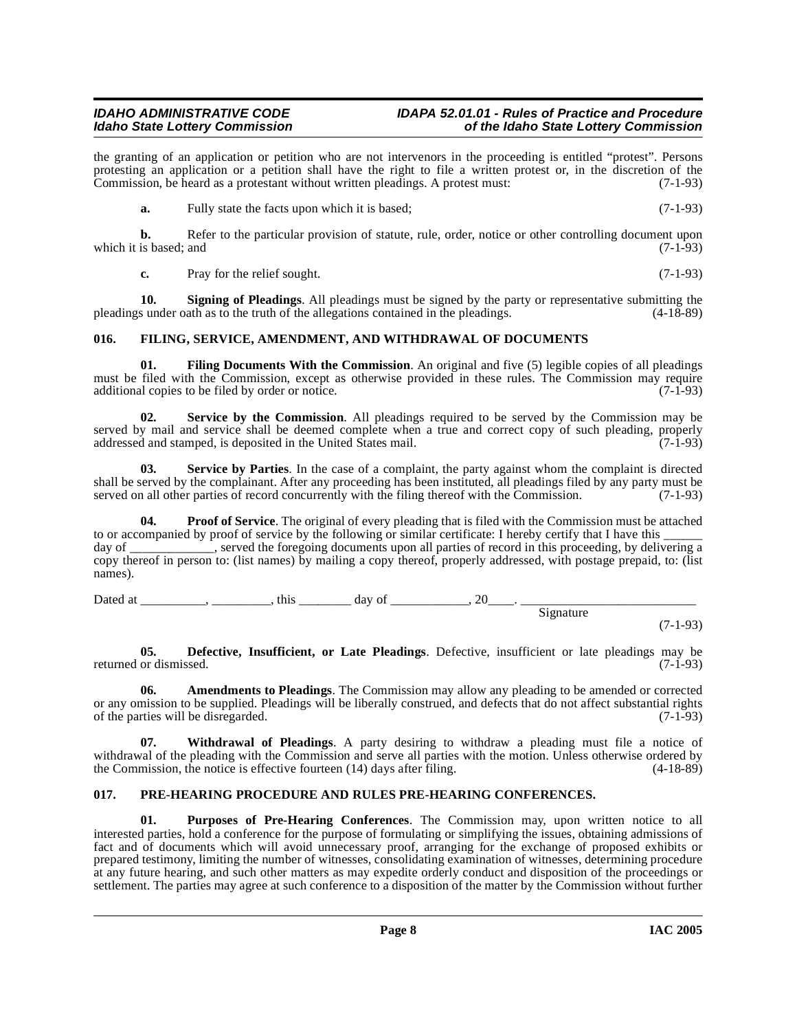the granting of an application or petition who are not intervenors in the proceeding is entitled "protest". Persons protesting an application or a petition shall have the right to file a written protest or, in the discretion of the Commission, be heard as a protestant without written pleadings. A protest must: (7-1-93)

**a.** Fully state the facts upon which it is based; (7-1-93)

**b.** Refer to the particular provision of statute, rule, order, notice or other controlling document upon which it is based; and (7-1-93)

**c.** Pray for the relief sought. (7-1-93)

**10. Signing of Pleadings**. All pleadings must be signed by the party or representative submitting the pleadings under oath as to the truth of the allegations contained in the pleadings. (4-18-89)

## 016. FILING, SERVICE, AMENDMENT, AND WITHDRAWAL OF DOCUMENTS

**01. Filing Documents With the Commission**. An original and five (5) legible copies of all pleadings must be filed with the Commission, except as otherwise provided in these rules. The Commission may require additional copies to be filed by order or notice. (7-1-93)

**02. Service by the Commission**. All pleadings required to be served by the Commission may be served by mail and service shall be deemed complete when a true and correct copy of such pleading, properly addressed and stamped, is deposited in the United States mail. (7-1-93)

**03. Service by Parties**. In the case of a complaint, the party against whom the complaint is directed shall be served by the complainant. After any proceeding has been instituted, all pleadings filed by any party must be served on all other parties of record concurrently with the filing thereof with the Commission. (7-1-93)

**04. Proof of Service**. The original of every pleading that is filed with the Commission must be attached to or accompanied by proof of service by the following or similar certificate: I hereby certify that I have this ______ day of _____________, served the foregoing documents upon all parties of record in this proceeding, by delivering a copy thereof in person to: (list names) by mailing a copy thereof, properly addressed, with postage prepaid, to: (list names).

Dated at __________, _________, this ________ day of ____________, 20____. ___________________________

Signature

(7-1-93)

**05. Defective, Insufficient, or Late Pleadings**. Defective, insufficient or late pleadings may be returned or dismissed. (7-1-93)

**06. Amendments to Pleadings**. The Commission may allow any pleading to be amended or corrected or any omission to be supplied. Pleadings will be liberally construed, and defects that do not affect substantial rights of the parties will be disregarded. (7-1-93)

**07. Withdrawal of Pleadings**. A party desiring to withdraw a pleading must file a notice of withdrawal of the pleading with the Commission and serve all parties with the motion. Unless otherwise ordered by the Commission, the notice is effective fourteen (14) days after filing. (4-18-89)

## 017. PRE-HEARING PROCEDURE AND RULES PRE-HEARING CONFERENCES.

**01. Purposes of Pre-Hearing Conferences**. The Commission may, upon written notice to all interested parties, hold a conference for the purpose of formulating or simplifying the issues, obtaining admissions of fact and of documents which will avoid unnecessary proof, arranging for the exchange of proposed exhibits or prepared testimony, limiting the number of witnesses, consolidating examination of witnesses, determining procedure at any future hearing, and such other matters as may expedite orderly conduct and disposition of the proceedings or settlement. The parties may agree at such conference to a disposition of the matter by the Commission without further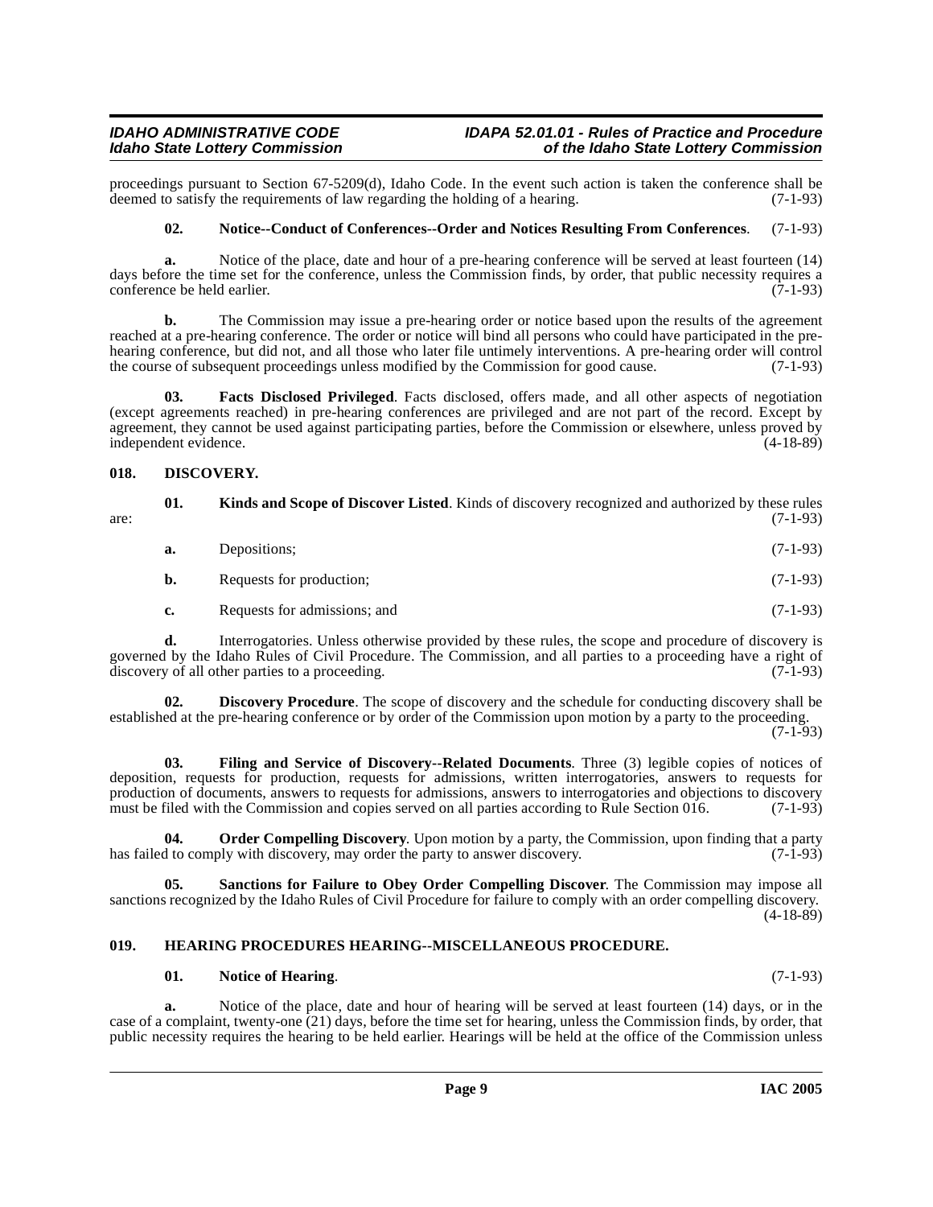proceedings pursuant to Section 67-5209(d), Idaho Code. In the event such action is taken the conference shall be deemed to satisfy the requirements of law regarding the holding of a hearing. (7-1-93)

**02. Notice--Conduct of Conferences--Order and Notices Resulting From Conferences**. (7-1-93)

**a.** Notice of the place, date and hour of a pre-hearing conference will be served at least fourteen (14) days before the time set for the conference, unless the Commission finds, by order, that public necessity requires a conference be held earlier. (7-1-93)

**b.** The Commission may issue a pre-hearing order or notice based upon the results of the agreement reached at a pre-hearing conference. The order or notice will bind all persons who could have participated in the pre-hearing conference, but did not, and all those who later file untimely interventions. A pre-hearing order will control the course of subsequent proceedings unless modified by the Commission for good cause. (7-1-93)

**03. Facts Disclosed Privileged**. Facts disclosed, offers made, and all other aspects of negotiation (except agreements reached) in pre-hearing conferences are privileged and are not part of the record. Except by agreement, they cannot be used against participating parties, before the Commission or elsewhere, unless proved by independent evidence. (4-18-89)

## 018. DISCOVERY.

**01. Kinds and Scope of Discover Listed**. Kinds of discovery recognized and authorized by these rules are: (7-1-93)

**a.** Depositions; (7-1-93)

**b.** Requests for production; (7-1-93)

**c.** Requests for admissions; and (7-1-93)

**d.** Interrogatories. Unless otherwise provided by these rules, the scope and procedure of discovery is governed by the Idaho Rules of Civil Procedure. The Commission, and all parties to a proceeding have a right of discovery of all other parties to a proceeding. (7-1-93)

**02. Discovery Procedure**. The scope of discovery and the schedule for conducting discovery shall be established at the pre-hearing conference or by order of the Commission upon motion by a party to the proceeding. (7-1-93)

**03. Filing and Service of Discovery--Related Documents**. Three (3) legible copies of notices of deposition, requests for production, requests for admissions, written interrogatories, answers to requests for production of documents, answers to requests for admissions, answers to interrogatories and objections to discovery must be filed with the Commission and copies served on all parties according to Rule Section 016. (7-1-93)

**04. Order Compelling Discovery**. Upon motion by a party, the Commission, upon finding that a party has failed to comply with discovery, may order the party to answer discovery. (7-1-93)

**05. Sanctions for Failure to Obey Order Compelling Discover**. The Commission may impose all sanctions recognized by the Idaho Rules of Civil Procedure for failure to comply with an order compelling discovery. (4-18-89)

## 019. HEARING PROCEDURES HEARING--MISCELLANEOUS PROCEDURE.

**01. Notice of Hearing**. (7-1-93)

**a.** Notice of the place, date and hour of hearing will be served at least fourteen (14) days, or in the case of a complaint, twenty-one (21) days, before the time set for hearing, unless the Commission finds, by order, that public necessity requires the hearing to be held earlier. Hearings will be held at the office of the Commission unless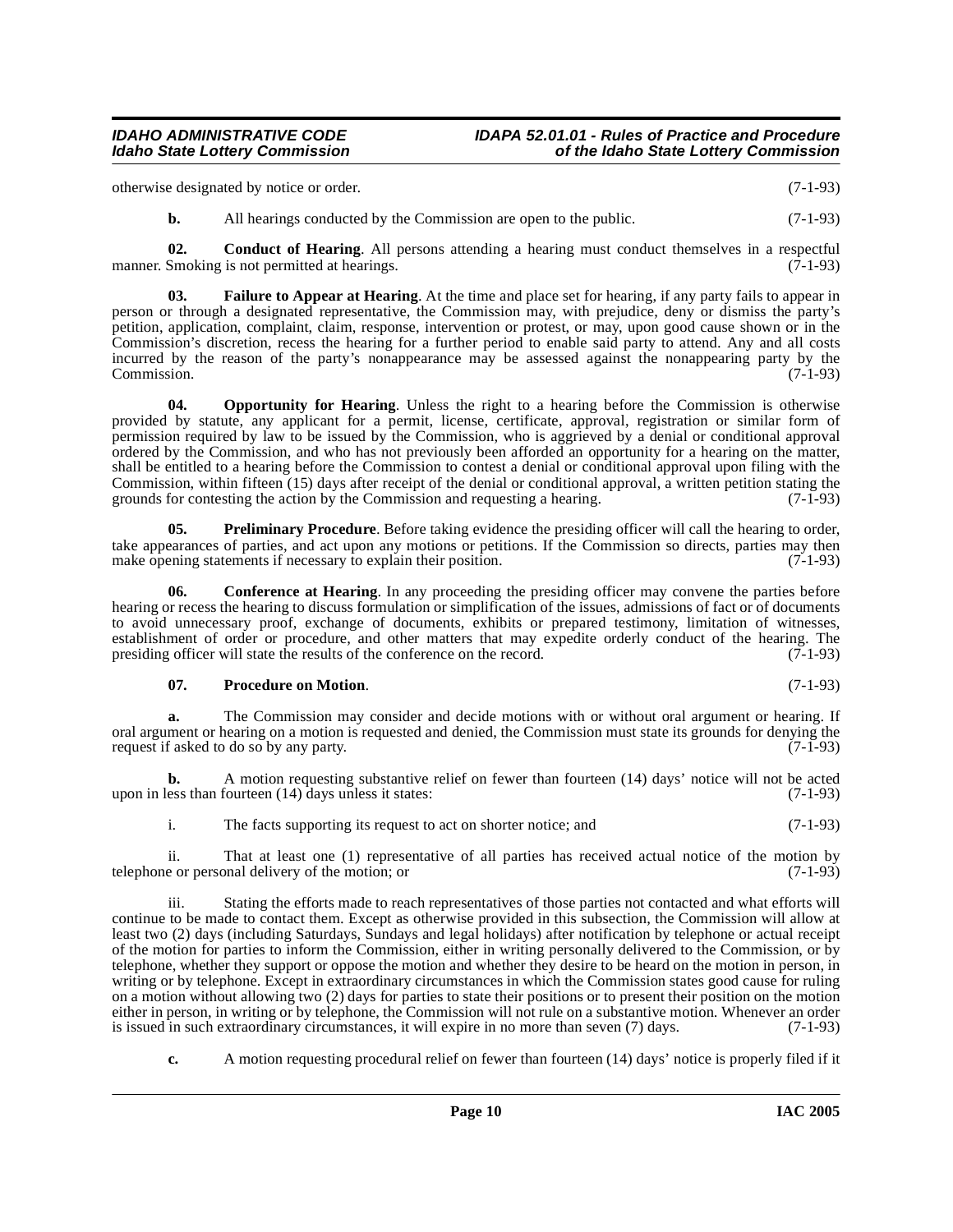otherwise designated by notice or order. (7-1-93)

**b.** All hearings conducted by the Commission are open to the public. (7-1-93)

**02. Conduct of Hearing**. All persons attending a hearing must conduct themselves in a respectful manner. Smoking is not permitted at hearings. (7-1-93)

**03. Failure to Appear at Hearing**. At the time and place set for hearing, if any party fails to appear in person or through a designated representative, the Commission may, with prejudice, deny or dismiss the party's petition, application, complaint, claim, response, intervention or protest, or may, upon good cause shown or in the Commission's discretion, recess the hearing for a further period to enable said party to attend. Any and all costs incurred by the reason of the party's nonappearance may be assessed against the nonappearing party by the Commission. (7-1-93)

**04. Opportunity for Hearing**. Unless the right to a hearing before the Commission is otherwise provided by statute, any applicant for a permit, license, certificate, approval, registration or similar form of permission required by law to be issued by the Commission, who is aggrieved by a denial or conditional approval ordered by the Commission, and who has not previously been afforded an opportunity for a hearing on the matter, shall be entitled to a hearing before the Commission to contest a denial or conditional approval upon filing with the Commission, within fifteen (15) days after receipt of the denial or conditional approval, a written petition stating the grounds for contesting the action by the Commission and requesting a hearing. (7-1-93)

**05. Preliminary Procedure**. Before taking evidence the presiding officer will call the hearing to order, take appearances of parties, and act upon any motions or petitions. If the Commission so directs, parties may then make opening statements if necessary to explain their position. (7-1-93)

**06. Conference at Hearing**. In any proceeding the presiding officer may convene the parties before hearing or recess the hearing to discuss formulation or simplification of the issues, admissions of fact or of documents to avoid unnecessary proof, exchange of documents, exhibits or prepared testimony, limitation of witnesses, establishment of order or procedure, and other matters that may expedite orderly conduct of the hearing. The presiding officer will state the results of the conference on the record. (7-1-93)

**07. Procedure on Motion**. (7-1-93)

**a.** The Commission may consider and decide motions with or without oral argument or hearing. If oral argument or hearing on a motion is requested and denied, the Commission must state its grounds for denying the request if asked to do so by any party. (7-1-93)

**b.** A motion requesting substantive relief on fewer than fourteen (14) days' notice will not be acted upon in less than fourteen (14) days unless it states: (7-1-93)

i. The facts supporting its request to act on shorter notice; and (7-1-93)

ii. That at least one (1) representative of all parties has received actual notice of the motion by telephone or personal delivery of the motion; or (7-1-93)

iii. Stating the efforts made to reach representatives of those parties not contacted and what efforts will continue to be made to contact them. Except as otherwise provided in this subsection, the Commission will allow at least two (2) days (including Saturdays, Sundays and legal holidays) after notification by telephone or actual receipt of the motion for parties to inform the Commission, either in writing personally delivered to the Commission, or by telephone, whether they support or oppose the motion and whether they desire to be heard on the motion in person, in writing or by telephone. Except in extraordinary circumstances in which the Commission states good cause for ruling on a motion without allowing two (2) days for parties to state their positions or to present their position on the motion either in person, in writing or by telephone, the Commission will not rule on a substantive motion. Whenever an order is issued in such extraordinary circumstances, it will expire in no more than seven (7) days. (7-1-93)

**c.** A motion requesting procedural relief on fewer than fourteen (14) days' notice is properly filed if it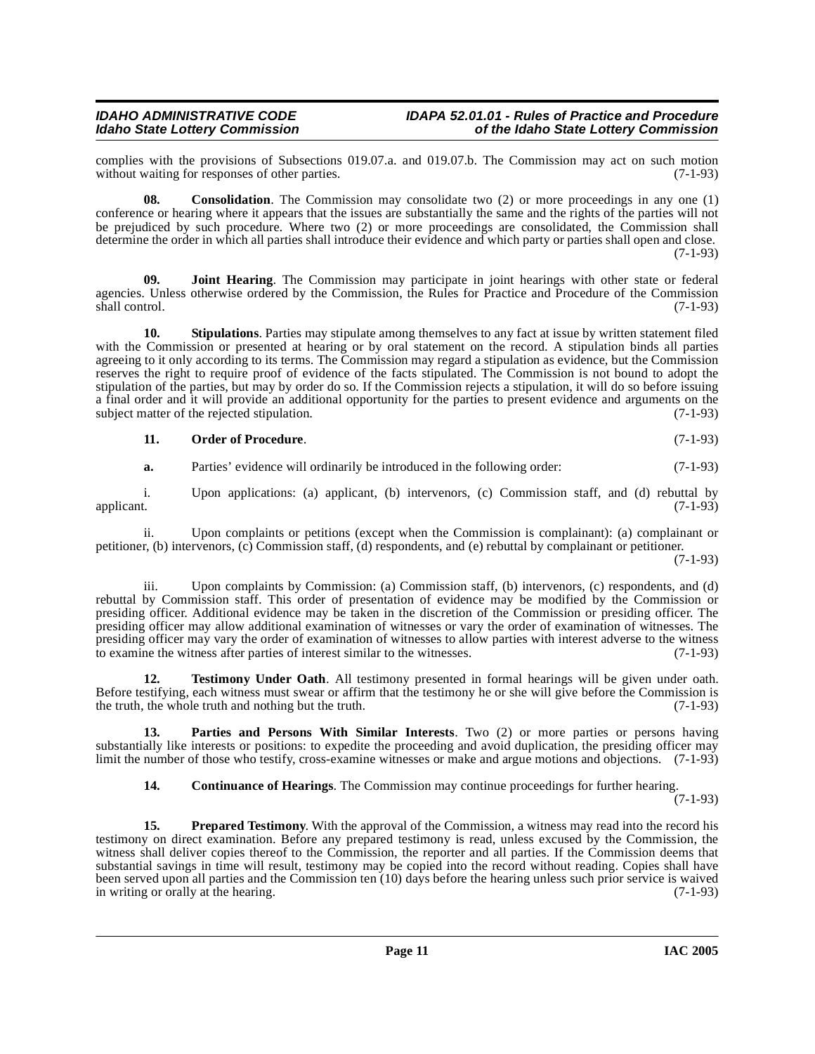complies with the provisions of Subsections 019.07.a. and 019.07.b. The Commission may act on such motion without waiting for responses of other parties. (7-1-93)

**08. Consolidation**. The Commission may consolidate two (2) or more proceedings in any one (1) conference or hearing where it appears that the issues are substantially the same and the rights of the parties will not be prejudiced by such procedure. Where two (2) or more proceedings are consolidated, the Commission shall determine the order in which all parties shall introduce their evidence and which party or parties shall open and close. (7-1-93)

**09. Joint Hearing**. The Commission may participate in joint hearings with other state or federal agencies. Unless otherwise ordered by the Commission, the Rules for Practice and Procedure of the Commission shall control. (7-1-93)

**10. Stipulations**. Parties may stipulate among themselves to any fact at issue by written statement filed with the Commission or presented at hearing or by oral statement on the record. A stipulation binds all parties agreeing to it only according to its terms. The Commission may regard a stipulation as evidence, but the Commission reserves the right to require proof of evidence of the facts stipulated. The Commission is not bound to adopt the stipulation of the parties, but may by order do so. If the Commission rejects a stipulation, it will do so before issuing a final order and it will provide an additional opportunity for the parties to present evidence and arguments on the subject matter of the rejected stipulation. (7-1-93)

**11. Order of Procedure**. (7-1-93)

**a.** Parties' evidence will ordinarily be introduced in the following order: (7-1-93)

i. Upon applications: (a) applicant, (b) intervenors, (c) Commission staff, and (d) rebuttal by applicant. (7-1-93)

ii. Upon complaints or petitions (except when the Commission is complainant): (a) complainant or petitioner, (b) intervenors, (c) Commission staff, (d) respondents, and (e) rebuttal by complainant or petitioner. (7-1-93)

iii. Upon complaints by Commission: (a) Commission staff, (b) intervenors, (c) respondents, and (d) rebuttal by Commission staff. This order of presentation of evidence may be modified by the Commission or presiding officer. Additional evidence may be taken in the discretion of the Commission or presiding officer. The presiding officer may allow additional examination of witnesses or vary the order of examination of witnesses. The presiding officer may vary the order of examination of witnesses to allow parties with interest adverse to the witness to examine the witness after parties of interest similar to the witnesses. (7-1-93)

**12. Testimony Under Oath**. All testimony presented in formal hearings will be given under oath. Before testifying, each witness must swear or affirm that the testimony he or she will give before the Commission is the truth, the whole truth and nothing but the truth. (7-1-93)

**13. Parties and Persons With Similar Interests**. Two (2) or more parties or persons having substantially like interests or positions: to expedite the proceeding and avoid duplication, the presiding officer may limit the number of those who testify, cross-examine witnesses or make and argue motions and objections. (7-1-93)

**14. Continuance of Hearings**. The Commission may continue proceedings for further hearing. (7-1-93)

**15. Prepared Testimony**. With the approval of the Commission, a witness may read into the record his testimony on direct examination. Before any prepared testimony is read, unless excused by the Commission, the witness shall deliver copies thereof to the Commission, the reporter and all parties. If the Commission deems that substantial savings in time will result, testimony may be copied into the record without reading. Copies shall have been served upon all parties and the Commission ten (10) days before the hearing unless such prior service is waived in writing or orally at the hearing. (7-1-93)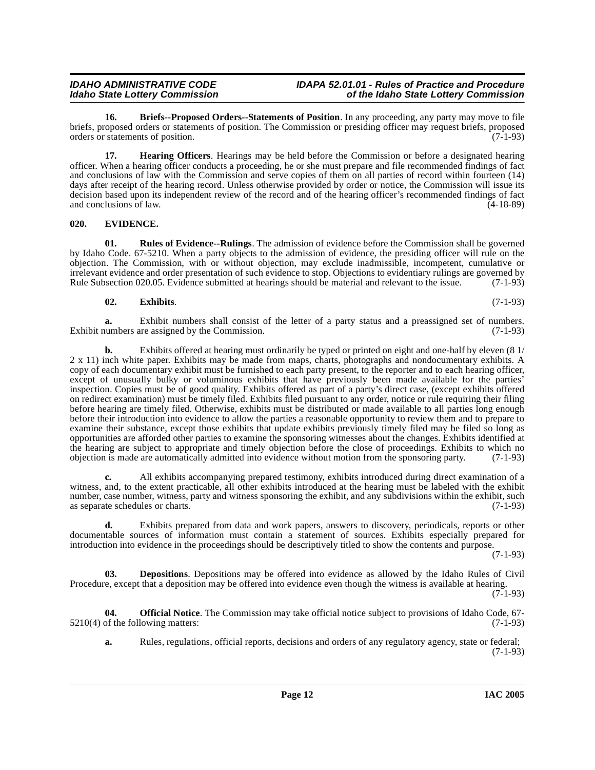**16. Briefs--Proposed Orders--Statements of Position**. In any proceeding, any party may move to file briefs, proposed orders or statements of position. The Commission or presiding officer may request briefs, proposed orders or statements of position. (7-1-93)

**17. Hearing Officers**. Hearings may be held before the Commission or before a designated hearing officer. When a hearing officer conducts a proceeding, he or she must prepare and file recommended findings of fact and conclusions of law with the Commission and serve copies of them on all parties of record within fourteen (14) days after receipt of the hearing record. Unless otherwise provided by order or notice, the Commission will issue its decision based upon its independent review of the record and of the hearing officer's recommended findings of fact and conclusions of law. (4-18-89)

## 020. EVIDENCE.

**01. Rules of Evidence--Rulings**. The admission of evidence before the Commission shall be governed by Idaho Code. 67-5210. When a party objects to the admission of evidence, the presiding officer will rule on the objection. The Commission, with or without objection, may exclude inadmissible, incompetent, cumulative or irrelevant evidence and order presentation of such evidence to stop. Objections to evidentiary rulings are governed by Rule Subsection 020.05. Evidence submitted at hearings should be material and relevant to the issue. (7-1-93)

**02. Exhibits**. (7-1-93)

**a.** Exhibit numbers shall consist of the letter of a party status and a preassigned set of numbers. Exhibit numbers are assigned by the Commission. (7-1-93)

**b.** Exhibits offered at hearing must ordinarily be typed or printed on eight and one-half by eleven (8 1/2 x 11) inch white paper. Exhibits may be made from maps, charts, photographs and nondocumentary exhibits. A copy of each documentary exhibit must be furnished to each party present, to the reporter and to each hearing officer, except of unusually bulky or voluminous exhibits that have previously been made available for the parties' inspection. Copies must be of good quality. Exhibits offered as part of a party's direct case, (except exhibits offered on redirect examination) must be timely filed. Exhibits filed pursuant to any order, notice or rule requiring their filing before hearing are timely filed. Otherwise, exhibits must be distributed or made available to all parties long enough before their introduction into evidence to allow the parties a reasonable opportunity to review them and to prepare to examine their substance, except those exhibits that update exhibits previously timely filed may be filed so long as opportunities are afforded other parties to examine the sponsoring witnesses about the changes. Exhibits identified at the hearing are subject to appropriate and timely objection before the close of proceedings. Exhibits to which no objection is made are automatically admitted into evidence without motion from the sponsoring party. (7-1-93)

**c.** All exhibits accompanying prepared testimony, exhibits introduced during direct examination of a witness, and, to the extent practicable, all other exhibits introduced at the hearing must be labeled with the exhibit number, case number, witness, party and witness sponsoring the exhibit, and any subdivisions within the exhibit, such as separate schedules or charts. (7-1-93)

**d.** Exhibits prepared from data and work papers, answers to discovery, periodicals, reports or other documentable sources of information must contain a statement of sources. Exhibits especially prepared for introduction into evidence in the proceedings should be descriptively titled to show the contents and purpose. (7-1-93)

**03. Depositions**. Depositions may be offered into evidence as allowed by the Idaho Rules of Civil Procedure, except that a deposition may be offered into evidence even though the witness is available at hearing. (7-1-93)

**04. Official Notice**. The Commission may take official notice subject to provisions of Idaho Code, 67-5210(4) of the following matters: (7-1-93)

**a.** Rules, regulations, official reports, decisions and orders of any regulatory agency, state or federal; (7-1-93)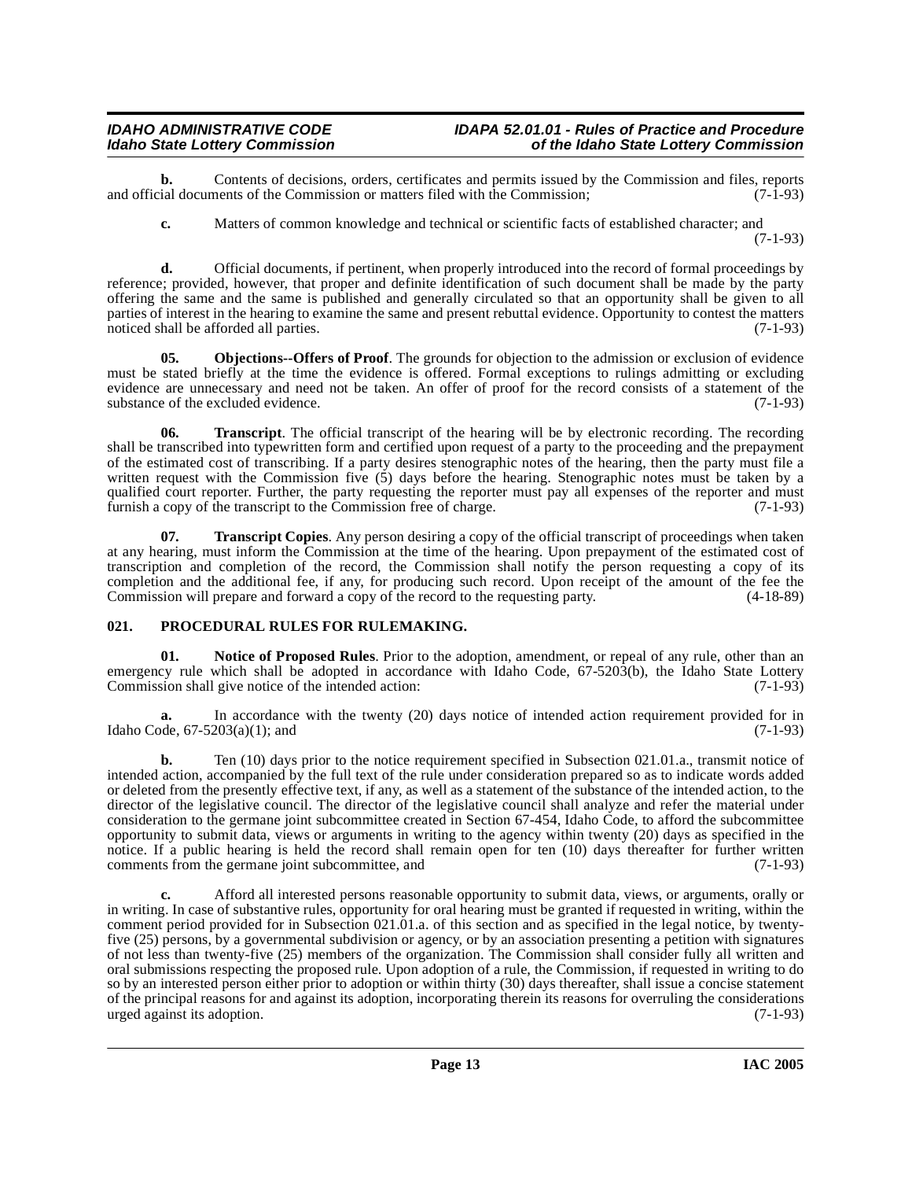**b.** Contents of decisions, orders, certificates and permits issued by the Commission and files, reports and official documents of the Commission or matters filed with the Commission; (7-1-93)

**c.** Matters of common knowledge and technical or scientific facts of established character; and (7-1-93)

**d.** Official documents, if pertinent, when properly introduced into the record of formal proceedings by reference; provided, however, that proper and definite identification of such document shall be made by the party offering the same and the same is published and generally circulated so that an opportunity shall be given to all parties of interest in the hearing to examine the same and present rebuttal evidence. Opportunity to contest the matters noticed shall be afforded all parties. (7-1-93)

**05. Objections--Offers of Proof**. The grounds for objection to the admission or exclusion of evidence must be stated briefly at the time the evidence is offered. Formal exceptions to rulings admitting or excluding evidence are unnecessary and need not be taken. An offer of proof for the record consists of a statement of the substance of the excluded evidence. (7-1-93)

**06. Transcript**. The official transcript of the hearing will be by electronic recording. The recording shall be transcribed into typewritten form and certified upon request of a party to the proceeding and the prepayment of the estimated cost of transcribing. If a party desires stenographic notes of the hearing, then the party must file a written request with the Commission five (5) days before the hearing. Stenographic notes must be taken by a qualified court reporter. Further, the party requesting the reporter must pay all expenses of the reporter and must furnish a copy of the transcript to the Commission free of charge. (7-1-93)

**07. Transcript Copies**. Any person desiring a copy of the official transcript of proceedings when taken at any hearing, must inform the Commission at the time of the hearing. Upon prepayment of the estimated cost of transcription and completion of the record, the Commission shall notify the person requesting a copy of its completion and the additional fee, if any, for producing such record. Upon receipt of the amount of the fee the Commission will prepare and forward a copy of the record to the requesting party. (4-18-89)

## 021. PROCEDURAL RULES FOR RULEMAKING.

**01. Notice of Proposed Rules**. Prior to the adoption, amendment, or repeal of any rule, other than an emergency rule which shall be adopted in accordance with Idaho Code, 67-5203(b), the Idaho State Lottery Commission shall give notice of the intended action: (7-1-93)

**a.** In accordance with the twenty (20) days notice of intended action requirement provided for in Idaho Code, 67-5203(a)(1); and (7-1-93)

**b.** Ten (10) days prior to the notice requirement specified in Subsection 021.01.a., transmit notice of intended action, accompanied by the full text of the rule under consideration prepared so as to indicate words added or deleted from the presently effective text, if any, as well as a statement of the substance of the intended action, to the director of the legislative council. The director of the legislative council shall analyze and refer the material under consideration to the germane joint subcommittee created in Section 67-454, Idaho Code, to afford the subcommittee opportunity to submit data, views or arguments in writing to the agency within twenty (20) days as specified in the notice. If a public hearing is held the record shall remain open for ten (10) days thereafter for further written comments from the germane joint subcommittee, and (7-1-93)

**c.** Afford all interested persons reasonable opportunity to submit data, views, or arguments, orally or in writing. In case of substantive rules, opportunity for oral hearing must be granted if requested in writing, within the comment period provided for in Subsection 021.01.a. of this section and as specified in the legal notice, by twenty-five (25) persons, by a governmental subdivision or agency, or by an association presenting a petition with signatures of not less than twenty-five (25) members of the organization. The Commission shall consider fully all written and oral submissions respecting the proposed rule. Upon adoption of a rule, the Commission, if requested in writing to do so by an interested person either prior to adoption or within thirty (30) days thereafter, shall issue a concise statement of the principal reasons for and against its adoption, incorporating therein its reasons for overruling the considerations urged against its adoption. (7-1-93)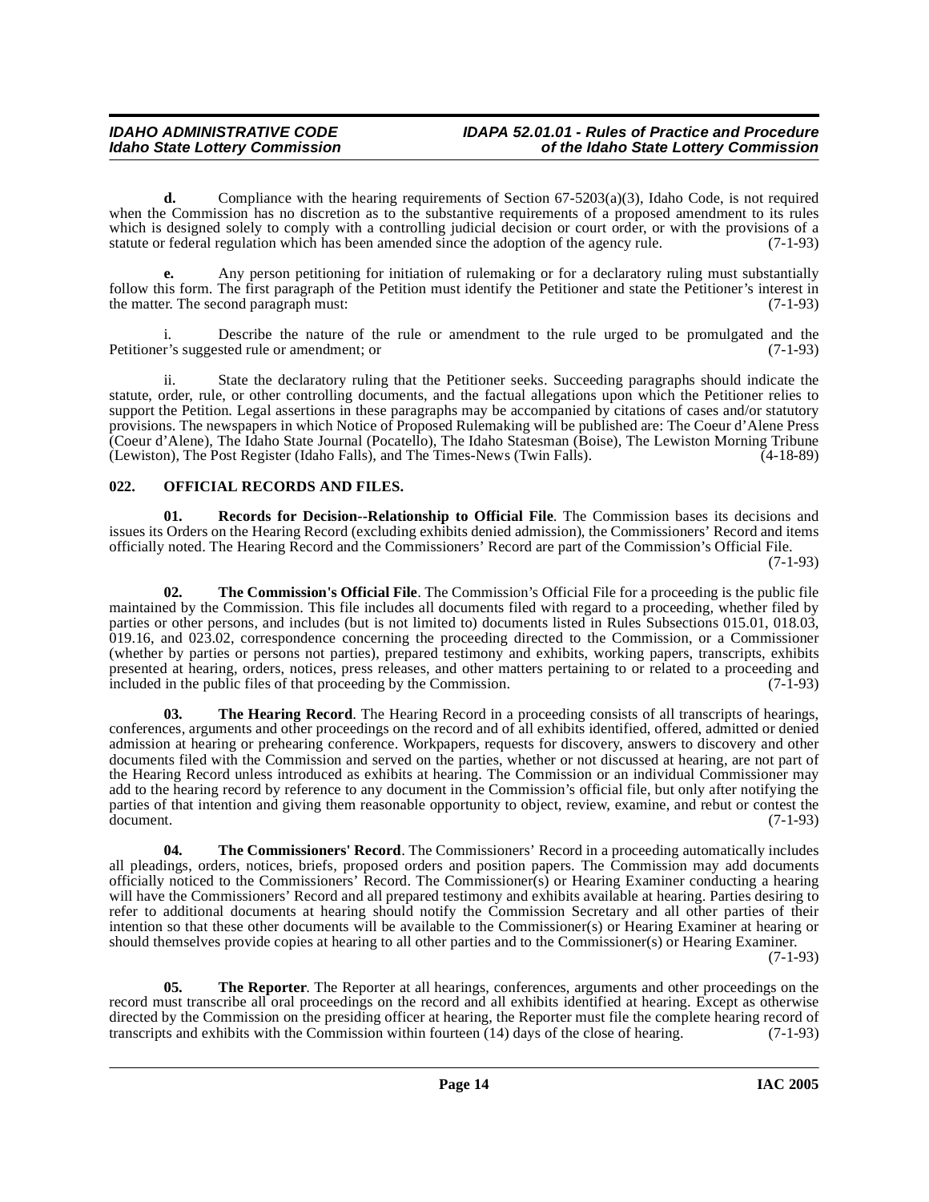**d.** Compliance with the hearing requirements of Section 67-5203(a)(3), Idaho Code, is not required when the Commission has no discretion as to the substantive requirements of a proposed amendment to its rules which is designed solely to comply with a controlling judicial decision or court order, or with the provisions of a statute or federal regulation which has been amended since the adoption of the agency rule. (7-1-93)

**e.** Any person petitioning for initiation of rulemaking or for a declaratory ruling must substantially follow this form. The first paragraph of the Petition must identify the Petitioner and state the Petitioner's interest in the matter. The second paragraph must: (7-1-93)

i. Describe the nature of the rule or amendment to the rule urged to be promulgated and the Petitioner's suggested rule or amendment; or (7-1-93)

ii. State the declaratory ruling that the Petitioner seeks. Succeeding paragraphs should indicate the statute, order, rule, or other controlling documents, and the factual allegations upon which the Petitioner relies to support the Petition. Legal assertions in these paragraphs may be accompanied by citations of cases and/or statutory provisions. The newspapers in which Notice of Proposed Rulemaking will be published are: The Coeur d'Alene Press (Coeur d'Alene), The Idaho State Journal (Pocatello), The Idaho Statesman (Boise), The Lewiston Morning Tribune (Lewiston), The Post Register (Idaho Falls), and The Times-News (Twin Falls). (4-18-89)

## 022. OFFICIAL RECORDS AND FILES.

**01. Records for Decision--Relationship to Official File**. The Commission bases its decisions and issues its Orders on the Hearing Record (excluding exhibits denied admission), the Commissioners' Record and items officially noted. The Hearing Record and the Commissioners' Record are part of the Commission's Official File. (7-1-93)

**02. The Commission's Official File**. The Commission's Official File for a proceeding is the public file maintained by the Commission. This file includes all documents filed with regard to a proceeding, whether filed by parties or other persons, and includes (but is not limited to) documents listed in Rules Subsections 015.01, 018.03, 019.16, and 023.02, correspondence concerning the proceeding directed to the Commission, or a Commissioner (whether by parties or persons not parties), prepared testimony and exhibits, working papers, transcripts, exhibits presented at hearing, orders, notices, press releases, and other matters pertaining to or related to a proceeding and included in the public files of that proceeding by the Commission. (7-1-93)

**03. The Hearing Record**. The Hearing Record in a proceeding consists of all transcripts of hearings, conferences, arguments and other proceedings on the record and of all exhibits identified, offered, admitted or denied admission at hearing or prehearing conference. Workpapers, requests for discovery, answers to discovery and other documents filed with the Commission and served on the parties, whether or not discussed at hearing, are not part of the Hearing Record unless introduced as exhibits at hearing. The Commission or an individual Commissioner may add to the hearing record by reference to any document in the Commission's official file, but only after notifying the parties of that intention and giving them reasonable opportunity to object, review, examine, and rebut or contest the document. (7-1-93)

**04. The Commissioners' Record**. The Commissioners' Record in a proceeding automatically includes all pleadings, orders, notices, briefs, proposed orders and position papers. The Commission may add documents officially noticed to the Commissioners' Record. The Commissioner(s) or Hearing Examiner conducting a hearing will have the Commissioners' Record and all prepared testimony and exhibits available at hearing. Parties desiring to refer to additional documents at hearing should notify the Commission Secretary and all other parties of their intention so that these other documents will be available to the Commissioner(s) or Hearing Examiner at hearing or should themselves provide copies at hearing to all other parties and to the Commissioner(s) or Hearing Examiner. (7-1-93)

**05. The Reporter**. The Reporter at all hearings, conferences, arguments and other proceedings on the record must transcribe all oral proceedings on the record and all exhibits identified at hearing. Except as otherwise directed by the Commission on the presiding officer at hearing, the Reporter must file the complete hearing record of transcripts and exhibits with the Commission within fourteen (14) days of the close of hearing. (7-1-93)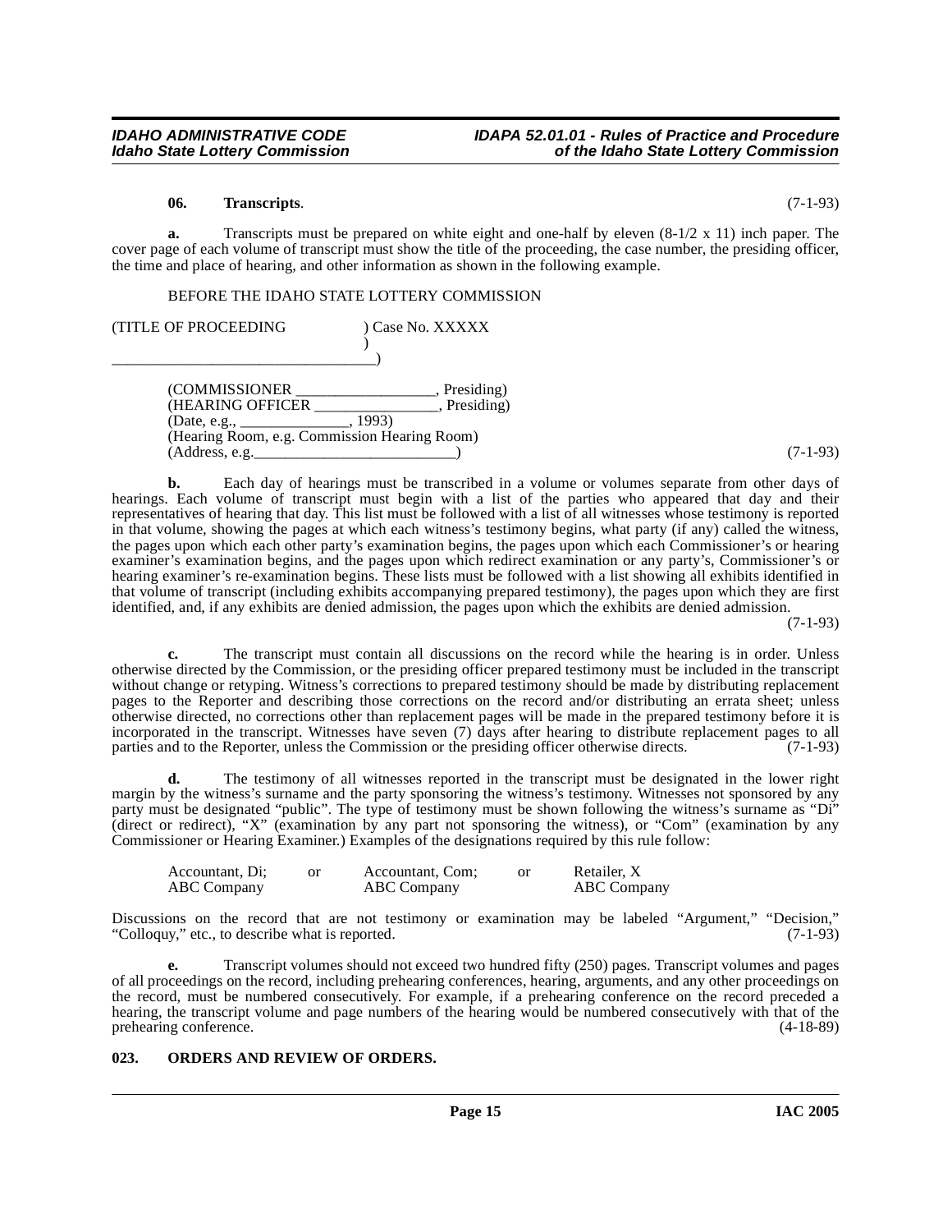**06. Transcripts**. (7-1-93)

**a.** Transcripts must be prepared on white eight and one-half by eleven (8-1/2 x 11) inch paper. The cover page of each volume of transcript must show the title of the proceeding, the case number, the presiding officer, the time and place of hearing, and other information as shown in the following example.

BEFORE THE IDAHO STATE LOTTERY COMMISSION

```
(TITLE OF PROCEEDING              ) Case No. XXXXX
                                  )
__________________________________)

(COMMISSIONER __________________, Presiding)
(HEARING OFFICER ________________, Presiding)
(Date, e.g., ______________, 1993)
(Hearing Room, e.g. Commission Hearing Room)
(Address, e.g.__________________________)
```

(7-1-93)

**b.** Each day of hearings must be transcribed in a volume or volumes separate from other days of hearings. Each volume of transcript must begin with a list of the parties who appeared that day and their representatives of hearing that day. This list must be followed with a list of all witnesses whose testimony is reported in that volume, showing the pages at which each witness's testimony begins, what party (if any) called the witness, the pages upon which each other party's examination begins, the pages upon which each Commissioner's or hearing examiner's examination begins, and the pages upon which redirect examination or any party's, Commissioner's or hearing examiner's re-examination begins. These lists must be followed with a list showing all exhibits identified in that volume of transcript (including exhibits accompanying prepared testimony), the pages upon which they are first identified, and, if any exhibits are denied admission, the pages upon which the exhibits are denied admission. (7-1-93)

**c.** The transcript must contain all discussions on the record while the hearing is in order. Unless otherwise directed by the Commission, or the presiding officer prepared testimony must be included in the transcript without change or retyping. Witness's corrections to prepared testimony should be made by distributing replacement pages to the Reporter and describing those corrections on the record and/or distributing an errata sheet; unless otherwise directed, no corrections other than replacement pages will be made in the prepared testimony before it is incorporated in the transcript. Witnesses have seven (7) days after hearing to distribute replacement pages to all parties and to the Reporter, unless the Commission or the presiding officer otherwise directs. (7-1-93)

**d.** The testimony of all witnesses reported in the transcript must be designated in the lower right margin by the witness's surname and the party sponsoring the witness's testimony. Witnesses not sponsored by any party must be designated "public". The type of testimony must be shown following the witness's surname as "Di" (direct or redirect), "X" (examination by any part not sponsoring the witness), or "Com" (examination by any Commissioner or Hearing Examiner.) Examples of the designations required by this rule follow:

| | | | | |
|---|---|---|---|---|
| Accountant, Di; ABC Company | or | Accountant, Com; ABC Company | or | Retailer, X ABC Company |

Discussions on the record that are not testimony or examination may be labeled "Argument," "Decision," "Colloquy," etc., to describe what is reported. (7-1-93)

**e.** Transcript volumes should not exceed two hundred fifty (250) pages. Transcript volumes and pages of all proceedings on the record, including prehearing conferences, hearing, arguments, and any other proceedings on the record, must be numbered consecutively. For example, if a prehearing conference on the record preceded a hearing, the transcript volume and page numbers of the hearing would be numbered consecutively with that of the prehearing conference. (4-18-89)

### 023. ORDERS AND REVIEW OF ORDERS.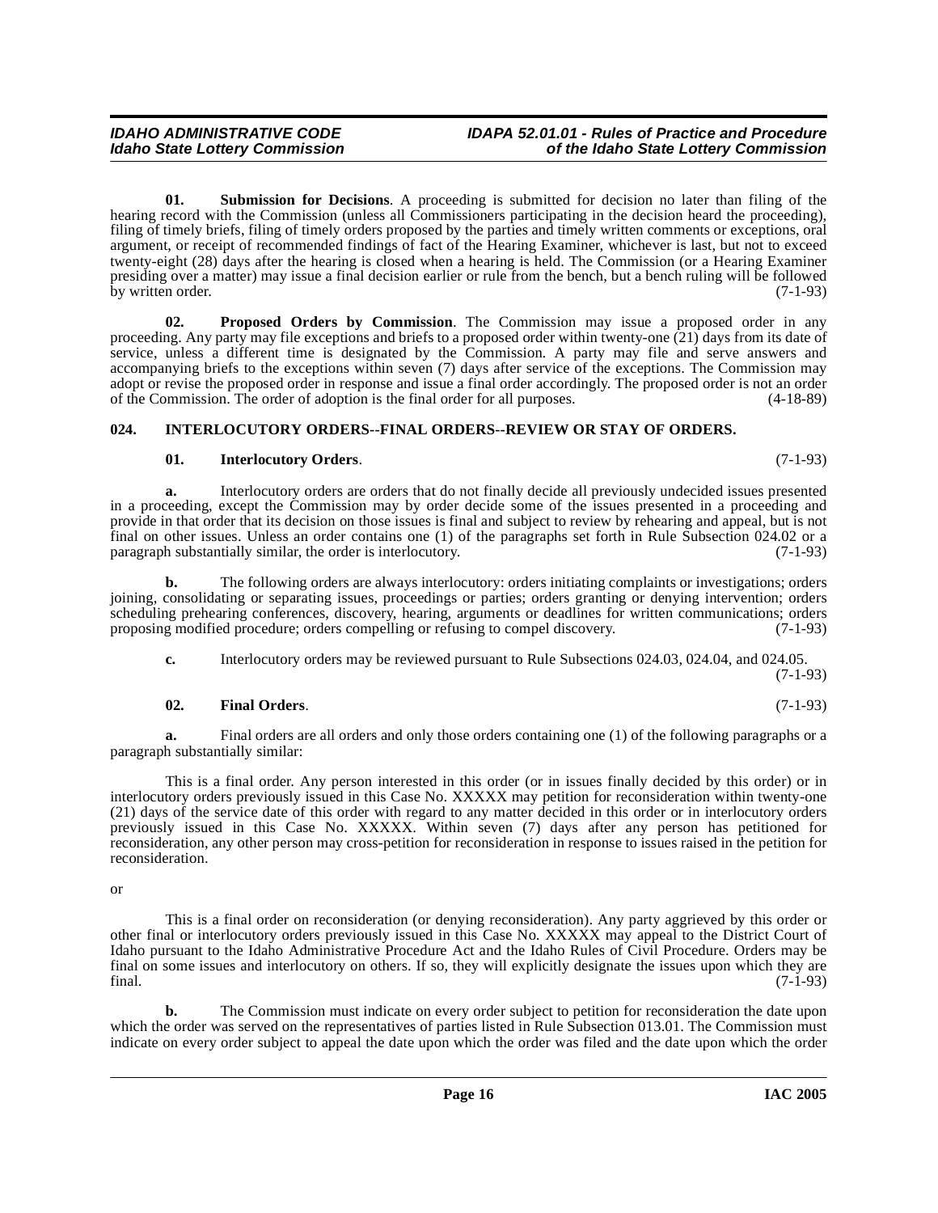**01. Submission for Decisions**. A proceeding is submitted for decision no later than filing of the hearing record with the Commission (unless all Commissioners participating in the decision heard the proceeding), filing of timely briefs, filing of timely orders proposed by the parties and timely written comments or exceptions, oral argument, or receipt of recommended findings of fact of the Hearing Examiner, whichever is last, but not to exceed twenty-eight (28) days after the hearing is closed when a hearing is held. The Commission (or a Hearing Examiner presiding over a matter) may issue a final decision earlier or rule from the bench, but a bench ruling will be followed by written order. (7-1-93)

**02. Proposed Orders by Commission**. The Commission may issue a proposed order in any proceeding. Any party may file exceptions and briefs to a proposed order within twenty-one (21) days from its date of service, unless a different time is designated by the Commission. A party may file and serve answers and accompanying briefs to the exceptions within seven (7) days after service of the exceptions. The Commission may adopt or revise the proposed order in response and issue a final order accordingly. The proposed order is not an order of the Commission. The order of adoption is the final order for all purposes. (4-18-89)

## 024. INTERLOCUTORY ORDERS--FINAL ORDERS--REVIEW OR STAY OF ORDERS.

**01. Interlocutory Orders**. (7-1-93)

**a.** Interlocutory orders are orders that do not finally decide all previously undecided issues presented in a proceeding, except the Commission may by order decide some of the issues presented in a proceeding and provide in that order that its decision on those issues is final and subject to review by rehearing and appeal, but is not final on other issues. Unless an order contains one (1) of the paragraphs set forth in Rule Subsection 024.02 or a paragraph substantially similar, the order is interlocutory. (7-1-93)

**b.** The following orders are always interlocutory: orders initiating complaints or investigations; orders joining, consolidating or separating issues, proceedings or parties; orders granting or denying intervention; orders scheduling prehearing conferences, discovery, hearing, arguments or deadlines for written communications; orders proposing modified procedure; orders compelling or refusing to compel discovery. (7-1-93)

**c.** Interlocutory orders may be reviewed pursuant to Rule Subsections 024.03, 024.04, and 024.05. (7-1-93)

**02. Final Orders**. (7-1-93)

**a.** Final orders are all orders and only those orders containing one (1) of the following paragraphs or a paragraph substantially similar:

This is a final order. Any person interested in this order (or in issues finally decided by this order) or in interlocutory orders previously issued in this Case No. XXXXX may petition for reconsideration within twenty-one (21) days of the service date of this order with regard to any matter decided in this order or in interlocutory orders previously issued in this Case No. XXXXX. Within seven (7) days after any person has petitioned for reconsideration, any other person may cross-petition for reconsideration in response to issues raised in the petition for reconsideration.

or

This is a final order on reconsideration (or denying reconsideration). Any party aggrieved by this order or other final or interlocutory orders previously issued in this Case No. XXXXX may appeal to the District Court of Idaho pursuant to the Idaho Administrative Procedure Act and the Idaho Rules of Civil Procedure. Orders may be final on some issues and interlocutory on others. If so, they will explicitly designate the issues upon which they are final. (7-1-93)

**b.** The Commission must indicate on every order subject to petition for reconsideration the date upon which the order was served on the representatives of parties listed in Rule Subsection 013.01. The Commission must indicate on every order subject to appeal the date upon which the order was filed and the date upon which the order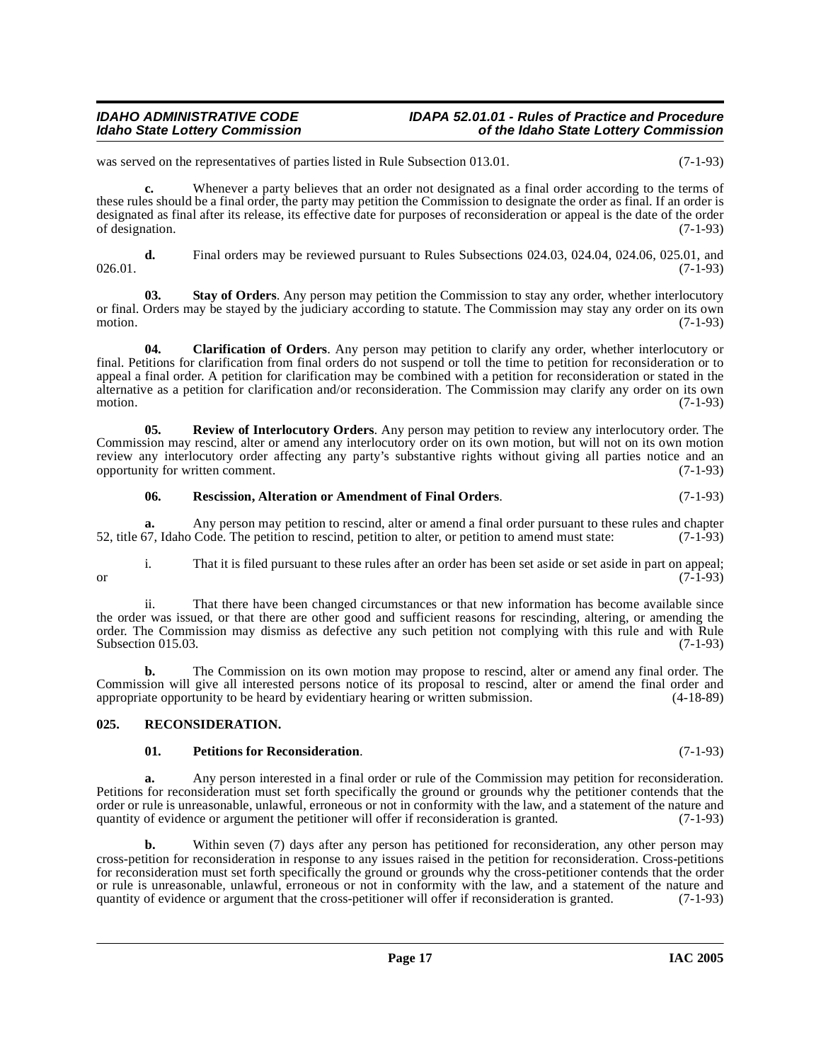was served on the representatives of parties listed in Rule Subsection 013.01. (7-1-93)

**c.** Whenever a party believes that an order not designated as a final order according to the terms of these rules should be a final order, the party may petition the Commission to designate the order as final. If an order is designated as final after its release, its effective date for purposes of reconsideration or appeal is the date of the order of designation. (7-1-93)

**d.** Final orders may be reviewed pursuant to Rules Subsections 024.03, 024.04, 024.06, 025.01, and 026.01. (7-1-93)

**03. Stay of Orders**. Any person may petition the Commission to stay any order, whether interlocutory or final. Orders may be stayed by the judiciary according to statute. The Commission may stay any order on its own motion. (7-1-93)

**04. Clarification of Orders**. Any person may petition to clarify any order, whether interlocutory or final. Petitions for clarification from final orders do not suspend or toll the time to petition for reconsideration or to appeal a final order. A petition for clarification may be combined with a petition for reconsideration or stated in the alternative as a petition for clarification and/or reconsideration. The Commission may clarify any order on its own motion. (7-1-93)

**05. Review of Interlocutory Orders**. Any person may petition to review any interlocutory order. The Commission may rescind, alter or amend any interlocutory order on its own motion, but will not on its own motion review any interlocutory order affecting any party's substantive rights without giving all parties notice and an opportunity for written comment. (7-1-93)

**06. Rescission, Alteration or Amendment of Final Orders**. (7-1-93)

**a.** Any person may petition to rescind, alter or amend a final order pursuant to these rules and chapter 52, title 67, Idaho Code. The petition to rescind, petition to alter, or petition to amend must state: (7-1-93)

i. That it is filed pursuant to these rules after an order has been set aside or set aside in part on appeal; or (7-1-93)

ii. That there have been changed circumstances or that new information has become available since the order was issued, or that there are other good and sufficient reasons for rescinding, altering, or amending the order. The Commission may dismiss as defective any such petition not complying with this rule and with Rule Subsection 015.03. (7-1-93)

**b.** The Commission on its own motion may propose to rescind, alter or amend any final order. The Commission will give all interested persons notice of its proposal to rescind, alter or amend the final order and appropriate opportunity to be heard by evidentiary hearing or written submission. (4-18-89)

## 025. RECONSIDERATION.

**01. Petitions for Reconsideration**. (7-1-93)

**a.** Any person interested in a final order or rule of the Commission may petition for reconsideration. Petitions for reconsideration must set forth specifically the ground or grounds why the petitioner contends that the order or rule is unreasonable, unlawful, erroneous or not in conformity with the law, and a statement of the nature and quantity of evidence or argument the petitioner will offer if reconsideration is granted. (7-1-93)

**b.** Within seven (7) days after any person has petitioned for reconsideration, any other person may cross-petition for reconsideration in response to any issues raised in the petition for reconsideration. Cross-petitions for reconsideration must set forth specifically the ground or grounds why the cross-petitioner contends that the order or rule is unreasonable, unlawful, erroneous or not in conformity with the law, and a statement of the nature and quantity of evidence or argument that the cross-petitioner will offer if reconsideration is granted. (7-1-93)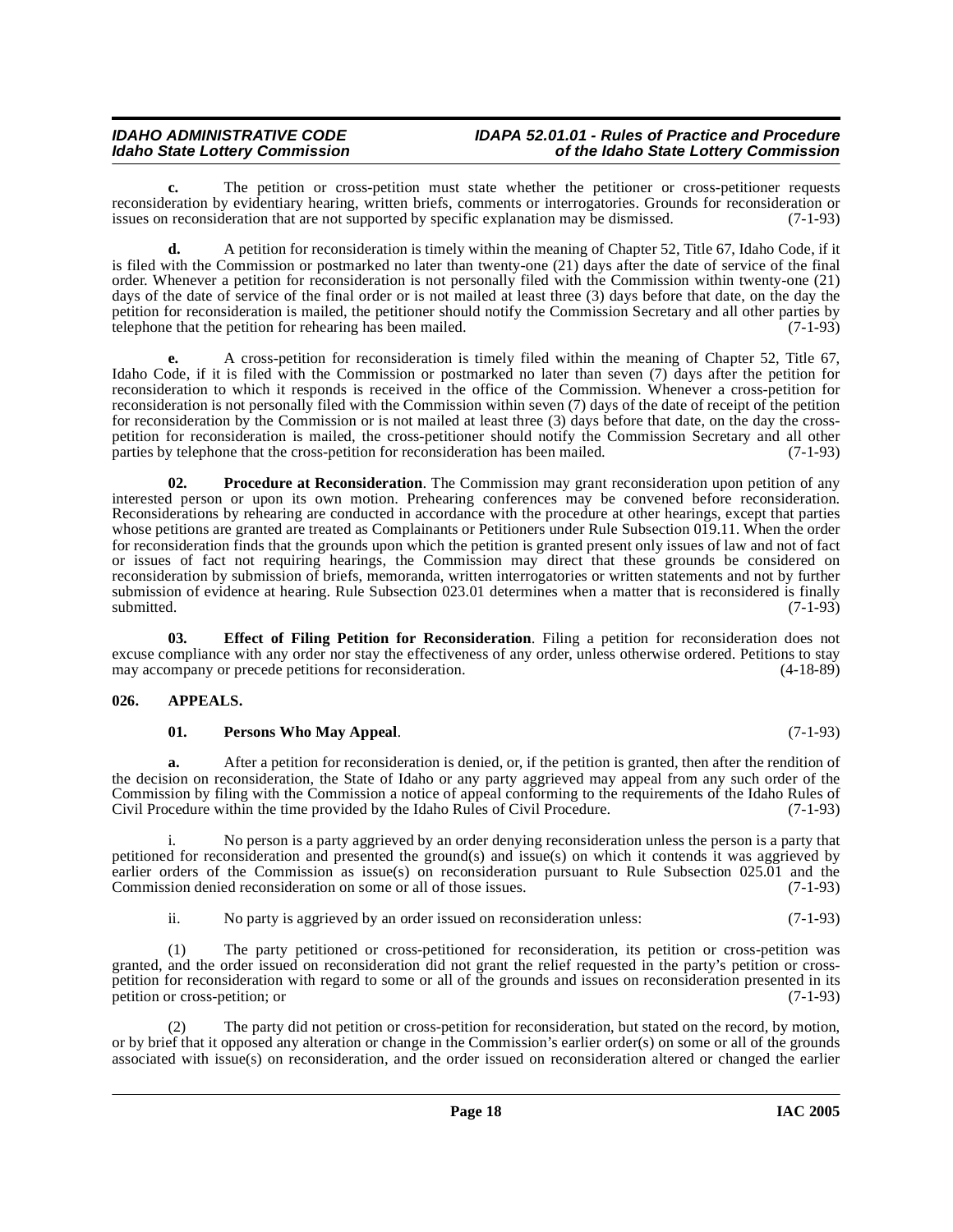**c.** The petition or cross-petition must state whether the petitioner or cross-petitioner requests reconsideration by evidentiary hearing, written briefs, comments or interrogatories. Grounds for reconsideration or issues on reconsideration that are not supported by specific explanation may be dismissed. (7-1-93)

**d.** A petition for reconsideration is timely within the meaning of Chapter 52, Title 67, Idaho Code, if it is filed with the Commission or postmarked no later than twenty-one (21) days after the date of service of the final order. Whenever a petition for reconsideration is not personally filed with the Commission within twenty-one (21) days of the date of service of the final order or is not mailed at least three (3) days before that date, on the day the petition for reconsideration is mailed, the petitioner should notify the Commission Secretary and all other parties by telephone that the petition for rehearing has been mailed. (7-1-93)

**e.** A cross-petition for reconsideration is timely filed within the meaning of Chapter 52, Title 67, Idaho Code, if it is filed with the Commission or postmarked no later than seven (7) days after the petition for reconsideration to which it responds is received in the office of the Commission. Whenever a cross-petition for reconsideration is not personally filed with the Commission within seven (7) days of the date of receipt of the petition for reconsideration by the Commission or is not mailed at least three (3) days before that date, on the day the cross-petition for reconsideration is mailed, the cross-petitioner should notify the Commission Secretary and all other parties by telephone that the cross-petition for reconsideration has been mailed. (7-1-93)

**02. Procedure at Reconsideration**. The Commission may grant reconsideration upon petition of any interested person or upon its own motion. Prehearing conferences may be convened before reconsideration. Reconsiderations by rehearing are conducted in accordance with the procedure at other hearings, except that parties whose petitions are granted are treated as Complainants or Petitioners under Rule Subsection 019.11. When the order for reconsideration finds that the grounds upon which the petition is granted present only issues of law and not of fact or issues of fact not requiring hearings, the Commission may direct that these grounds be considered on reconsideration by submission of briefs, memoranda, written interrogatories or written statements and not by further submission of evidence at hearing. Rule Subsection 023.01 determines when a matter that is reconsidered is finally submitted. (7-1-93)

**03. Effect of Filing Petition for Reconsideration**. Filing a petition for reconsideration does not excuse compliance with any order nor stay the effectiveness of any order, unless otherwise ordered. Petitions to stay may accompany or precede petitions for reconsideration. (4-18-89)

## 026. APPEALS.

**01. Persons Who May Appeal**. (7-1-93)

**a.** After a petition for reconsideration is denied, or, if the petition is granted, then after the rendition of the decision on reconsideration, the State of Idaho or any party aggrieved may appeal from any such order of the Commission by filing with the Commission a notice of appeal conforming to the requirements of the Idaho Rules of Civil Procedure within the time provided by the Idaho Rules of Civil Procedure. (7-1-93)

i. No person is a party aggrieved by an order denying reconsideration unless the person is a party that petitioned for reconsideration and presented the ground(s) and issue(s) on which it contends it was aggrieved by earlier orders of the Commission as issue(s) on reconsideration pursuant to Rule Subsection 025.01 and the Commission denied reconsideration on some or all of those issues. (7-1-93)

ii. No party is aggrieved by an order issued on reconsideration unless: (7-1-93)

(1) The party petitioned or cross-petitioned for reconsideration, its petition or cross-petition was granted, and the order issued on reconsideration did not grant the relief requested in the party's petition or cross-petition for reconsideration with regard to some or all of the grounds and issues on reconsideration presented in its petition or cross-petition; or (7-1-93)

(2) The party did not petition or cross-petition for reconsideration, but stated on the record, by motion, or by brief that it opposed any alteration or change in the Commission's earlier order(s) on some or all of the grounds associated with issue(s) on reconsideration, and the order issued on reconsideration altered or changed the earlier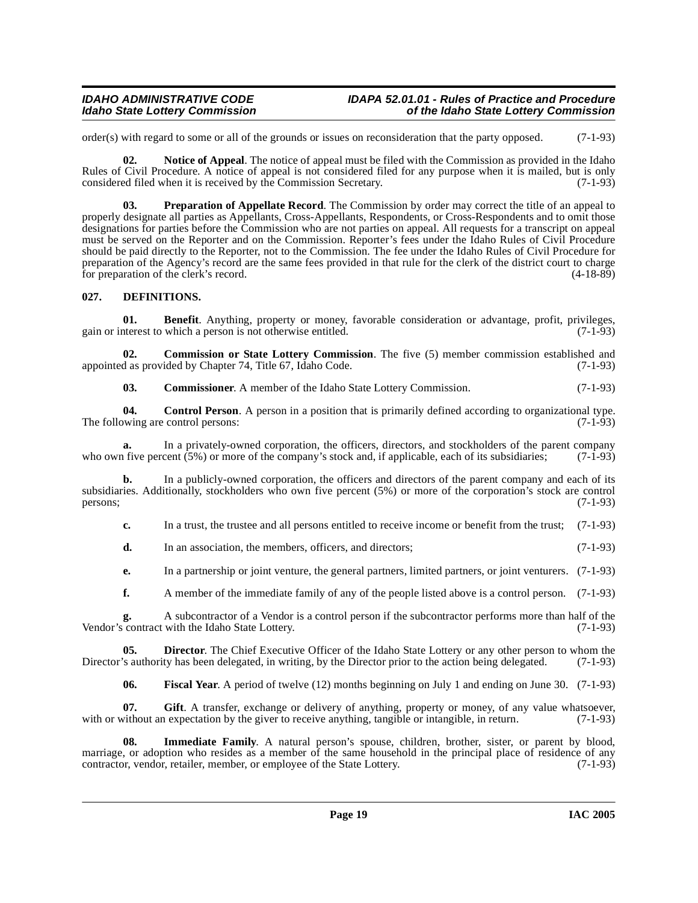order(s) with regard to some or all of the grounds or issues on reconsideration that the party opposed. (7-1-93)

**02. Notice of Appeal**. The notice of appeal must be filed with the Commission as provided in the Idaho Rules of Civil Procedure. A notice of appeal is not considered filed for any purpose when it is mailed, but is only considered filed when it is received by the Commission Secretary. (7-1-93)

**03. Preparation of Appellate Record**. The Commission by order may correct the title of an appeal to properly designate all parties as Appellants, Cross-Appellants, Respondents, or Cross-Respondents and to omit those designations for parties before the Commission who are not parties on appeal. All requests for a transcript on appeal must be served on the Reporter and on the Commission. Reporter's fees under the Idaho Rules of Civil Procedure should be paid directly to the Reporter, not to the Commission. The fee under the Idaho Rules of Civil Procedure for preparation of the Agency's record are the same fees provided in that rule for the clerk of the district court to charge for preparation of the clerk's record. (4-18-89)

## 027. DEFINITIONS.

**01. Benefit**. Anything, property or money, favorable consideration or advantage, profit, privileges, gain or interest to which a person is not otherwise entitled. (7-1-93)

**02. Commission or State Lottery Commission**. The five (5) member commission established and appointed as provided by Chapter 74, Title 67, Idaho Code. (7-1-93)

**03. Commissioner**. A member of the Idaho State Lottery Commission. (7-1-93)

**04. Control Person**. A person in a position that is primarily defined according to organizational type. The following are control persons: (7-1-93)

**a.** In a privately-owned corporation, the officers, directors, and stockholders of the parent company who own five percent (5%) or more of the company's stock and, if applicable, each of its subsidiaries; (7-1-93)

**b.** In a publicly-owned corporation, the officers and directors of the parent company and each of its subsidiaries. Additionally, stockholders who own five percent (5%) or more of the corporation's stock are control persons; (7-1-93)

**c.** In a trust, the trustee and all persons entitled to receive income or benefit from the trust; (7-1-93)

**d.** In an association, the members, officers, and directors; (7-1-93)

**e.** In a partnership or joint venture, the general partners, limited partners, or joint venturers. (7-1-93)

**f.** A member of the immediate family of any of the people listed above is a control person. (7-1-93)

**g.** A subcontractor of a Vendor is a control person if the subcontractor performs more than half of the Vendor's contract with the Idaho State Lottery. (7-1-93)

**05. Director**. The Chief Executive Officer of the Idaho State Lottery or any other person to whom the Director's authority has been delegated, in writing, by the Director prior to the action being delegated. (7-1-93)

**06. Fiscal Year**. A period of twelve (12) months beginning on July 1 and ending on June 30. (7-1-93)

**07. Gift**. A transfer, exchange or delivery of anything, property or money, of any value whatsoever, with or without an expectation by the giver to receive anything, tangible or intangible, in return. (7-1-93)

**08. Immediate Family**. A natural person's spouse, children, brother, sister, or parent by blood, marriage, or adoption who resides as a member of the same household in the principal place of residence of any contractor, vendor, retailer, member, or employee of the State Lottery. (7-1-93)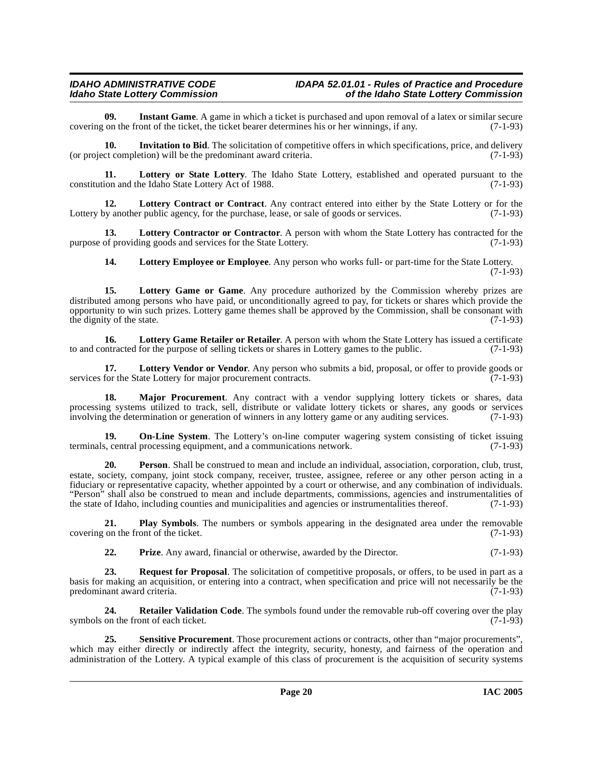**09. Instant Game**. A game in which a ticket is purchased and upon removal of a latex or similar secure covering on the front of the ticket, the ticket bearer determines his or her winnings, if any. (7-1-93)

**10. Invitation to Bid**. The solicitation of competitive offers in which specifications, price, and delivery (or project completion) will be the predominant award criteria. (7-1-93)

**11. Lottery or State Lottery**. The Idaho State Lottery, established and operated pursuant to the constitution and the Idaho State Lottery Act of 1988. (7-1-93)

**12. Lottery Contract or Contract**. Any contract entered into either by the State Lottery or for the Lottery by another public agency, for the purchase, lease, or sale of goods or services. (7-1-93)

**13. Lottery Contractor or Contractor**. A person with whom the State Lottery has contracted for the purpose of providing goods and services for the State Lottery. (7-1-93)

**14. Lottery Employee or Employee**. Any person who works full- or part-time for the State Lottery. (7-1-93)

**15. Lottery Game or Game**. Any procedure authorized by the Commission whereby prizes are distributed among persons who have paid, or unconditionally agreed to pay, for tickets or shares which provide the opportunity to win such prizes. Lottery game themes shall be approved by the Commission, shall be consonant with the dignity of the state. (7-1-93)

**16. Lottery Game Retailer or Retailer**. A person with whom the State Lottery has issued a certificate to and contracted for the purpose of selling tickets or shares in Lottery games to the public. (7-1-93)

**17. Lottery Vendor or Vendor**. Any person who submits a bid, proposal, or offer to provide goods or services for the State Lottery for major procurement contracts. (7-1-93)

**18. Major Procurement**. Any contract with a vendor supplying lottery tickets or shares, data processing systems utilized to track, sell, distribute or validate lottery tickets or shares, any goods or services involving the determination or generation of winners in any lottery game or any auditing services. (7-1-93)

**19. On-Line System**. The Lottery's on-line computer wagering system consisting of ticket issuing terminals, central processing equipment, and a communications network. (7-1-93)

**20. Person**. Shall be construed to mean and include an individual, association, corporation, club, trust, estate, society, company, joint stock company, receiver, trustee, assignee, referee or any other person acting in a fiduciary or representative capacity, whether appointed by a court or otherwise, and any combination of individuals. "Person" shall also be construed to mean and include departments, commissions, agencies and instrumentalities of the state of Idaho, including counties and municipalities and agencies or instrumentalities thereof. (7-1-93)

**21. Play Symbols**. The numbers or symbols appearing in the designated area under the removable covering on the front of the ticket. (7-1-93)

**22. Prize**. Any award, financial or otherwise, awarded by the Director. (7-1-93)

**23. Request for Proposal**. The solicitation of competitive proposals, or offers, to be used in part as a basis for making an acquisition, or entering into a contract, when specification and price will not necessarily be the predominant award criteria. (7-1-93)

**24. Retailer Validation Code**. The symbols found under the removable rub-off covering over the play symbols on the front of each ticket. (7-1-93)

**25. Sensitive Procurement**. Those procurement actions or contracts, other than "major procurements", which may either directly or indirectly affect the integrity, security, honesty, and fairness of the operation and administration of the Lottery. A typical example of this class of procurement is the acquisition of security systems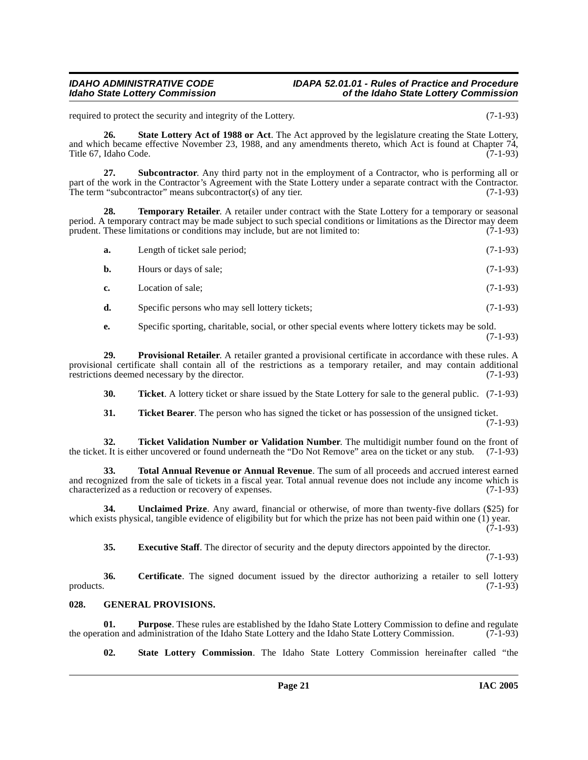required to protect the security and integrity of the Lottery. (7-1-93)

**26. State Lottery Act of 1988 or Act**. The Act approved by the legislature creating the State Lottery, and which became effective November 23, 1988, and any amendments thereto, which Act is found at Chapter 74, Title 67, Idaho Code. (7-1-93)

**27. Subcontractor**. Any third party not in the employment of a Contractor, who is performing all or part of the work in the Contractor's Agreement with the State Lottery under a separate contract with the Contractor. The term "subcontractor" means subcontractor(s) of any tier. (7-1-93)

**28. Temporary Retailer**. A retailer under contract with the State Lottery for a temporary or seasonal period. A temporary contract may be made subject to such special conditions or limitations as the Director may deem prudent. These limitations or conditions may include, but are not limited to: (7-1-93)

**a.** Length of ticket sale period; (7-1-93)

**b.** Hours or days of sale; (7-1-93)

**c.** Location of sale; (7-1-93)

**d.** Specific persons who may sell lottery tickets; (7-1-93)

**e.** Specific sporting, charitable, social, or other special events where lottery tickets may be sold. (7-1-93)

**29. Provisional Retailer**. A retailer granted a provisional certificate in accordance with these rules. A provisional certificate shall contain all of the restrictions as a temporary retailer, and may contain additional restrictions deemed necessary by the director. (7-1-93)

**30. Ticket**. A lottery ticket or share issued by the State Lottery for sale to the general public. (7-1-93)

**31. Ticket Bearer**. The person who has signed the ticket or has possession of the unsigned ticket. (7-1-93)

**32. Ticket Validation Number or Validation Number**. The multidigit number found on the front of the ticket. It is either uncovered or found underneath the "Do Not Remove" area on the ticket or any stub. (7-1-93)

**33. Total Annual Revenue or Annual Revenue**. The sum of all proceeds and accrued interest earned and recognized from the sale of tickets in a fiscal year. Total annual revenue does not include any income which is characterized as a reduction or recovery of expenses. (7-1-93)

**34. Unclaimed Prize**. Any award, financial or otherwise, of more than twenty-five dollars ($25) for which exists physical, tangible evidence of eligibility but for which the prize has not been paid within one (1) year. (7-1-93)

**35. Executive Staff**. The director of security and the deputy directors appointed by the director. (7-1-93)

**36. Certificate**. The signed document issued by the director authorizing a retailer to sell lottery products. (7-1-93)

## 028. GENERAL PROVISIONS.

**01. Purpose**. These rules are established by the Idaho State Lottery Commission to define and regulate the operation and administration of the Idaho State Lottery and the Idaho State Lottery Commission. (7-1-93)

**02. State Lottery Commission**. The Idaho State Lottery Commission hereinafter called "the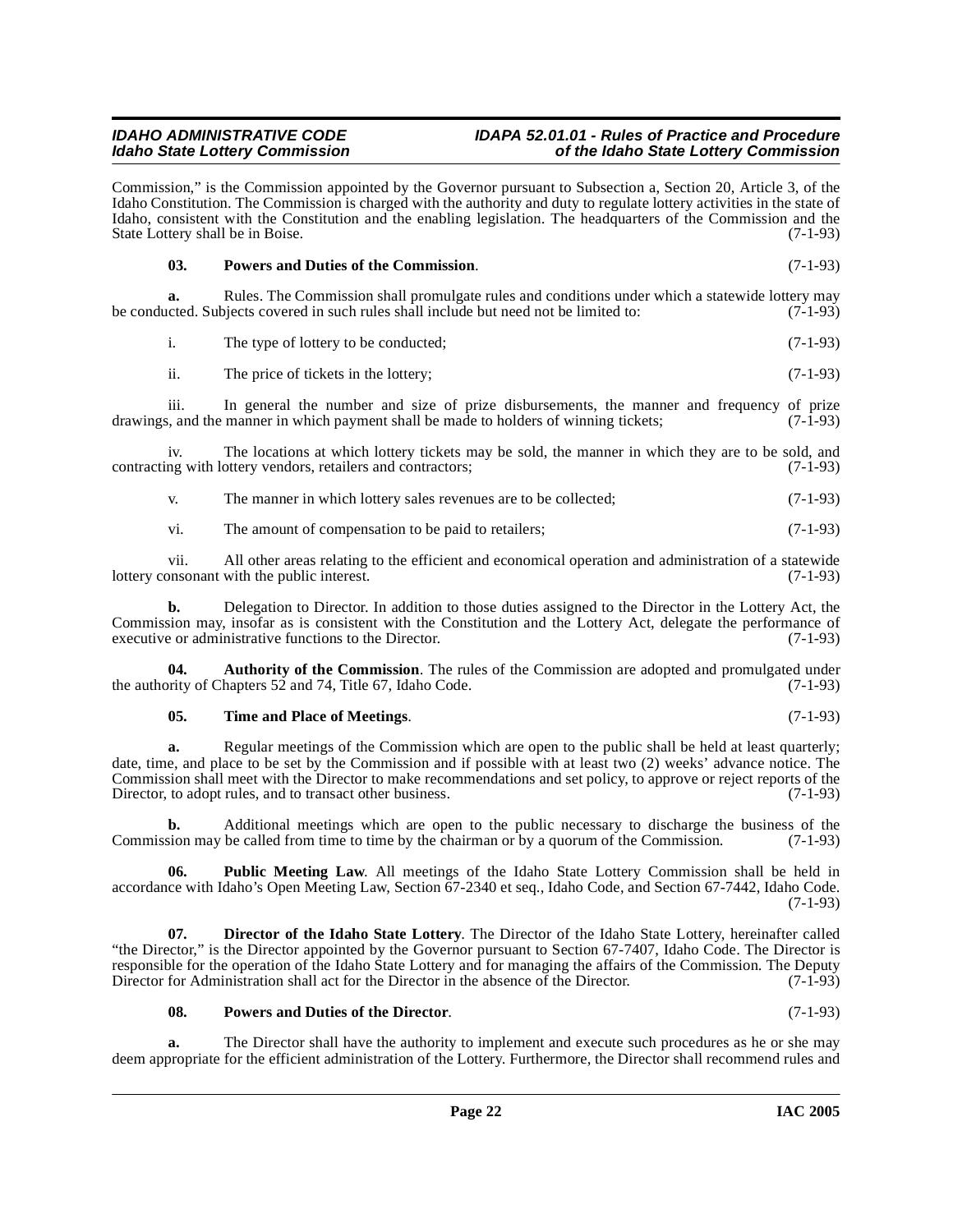Commission," is the Commission appointed by the Governor pursuant to Subsection a, Section 20, Article 3, of the Idaho Constitution. The Commission is charged with the authority and duty to regulate lottery activities in the state of Idaho, consistent with the Constitution and the enabling legislation. The headquarters of the Commission and the State Lottery shall be in Boise. (7-1-93)

**03. Powers and Duties of the Commission**. (7-1-93)

**a.** Rules. The Commission shall promulgate rules and conditions under which a statewide lottery may be conducted. Subjects covered in such rules shall include but need not be limited to: (7-1-93)

i. The type of lottery to be conducted; (7-1-93)

ii. The price of tickets in the lottery; (7-1-93)

iii. In general the number and size of prize disbursements, the manner and frequency of prize drawings, and the manner in which payment shall be made to holders of winning tickets; (7-1-93)

iv. The locations at which lottery tickets may be sold, the manner in which they are to be sold, and contracting with lottery vendors, retailers and contractors; (7-1-93)

v. The manner in which lottery sales revenues are to be collected; (7-1-93)

vi. The amount of compensation to be paid to retailers; (7-1-93)

vii. All other areas relating to the efficient and economical operation and administration of a statewide lottery consonant with the public interest. (7-1-93)

**b.** Delegation to Director. In addition to those duties assigned to the Director in the Lottery Act, the Commission may, insofar as is consistent with the Constitution and the Lottery Act, delegate the performance of executive or administrative functions to the Director. (7-1-93)

**04. Authority of the Commission**. The rules of the Commission are adopted and promulgated under the authority of Chapters 52 and 74, Title 67, Idaho Code. (7-1-93)

**05. Time and Place of Meetings**. (7-1-93)

**a.** Regular meetings of the Commission which are open to the public shall be held at least quarterly; date, time, and place to be set by the Commission and if possible with at least two (2) weeks' advance notice. The Commission shall meet with the Director to make recommendations and set policy, to approve or reject reports of the Director, to adopt rules, and to transact other business. (7-1-93)

**b.** Additional meetings which are open to the public necessary to discharge the business of the Commission may be called from time to time by the chairman or by a quorum of the Commission. (7-1-93)

**06. Public Meeting Law**. All meetings of the Idaho State Lottery Commission shall be held in accordance with Idaho's Open Meeting Law, Section 67-2340 et seq., Idaho Code, and Section 67-7442, Idaho Code. (7-1-93)

**07. Director of the Idaho State Lottery**. The Director of the Idaho State Lottery, hereinafter called "the Director," is the Director appointed by the Governor pursuant to Section 67-7407, Idaho Code. The Director is responsible for the operation of the Idaho State Lottery and for managing the affairs of the Commission. The Deputy Director for Administration shall act for the Director in the absence of the Director. (7-1-93)

**08. Powers and Duties of the Director**. (7-1-93)

**a.** The Director shall have the authority to implement and execute such procedures as he or she may deem appropriate for the efficient administration of the Lottery. Furthermore, the Director shall recommend rules and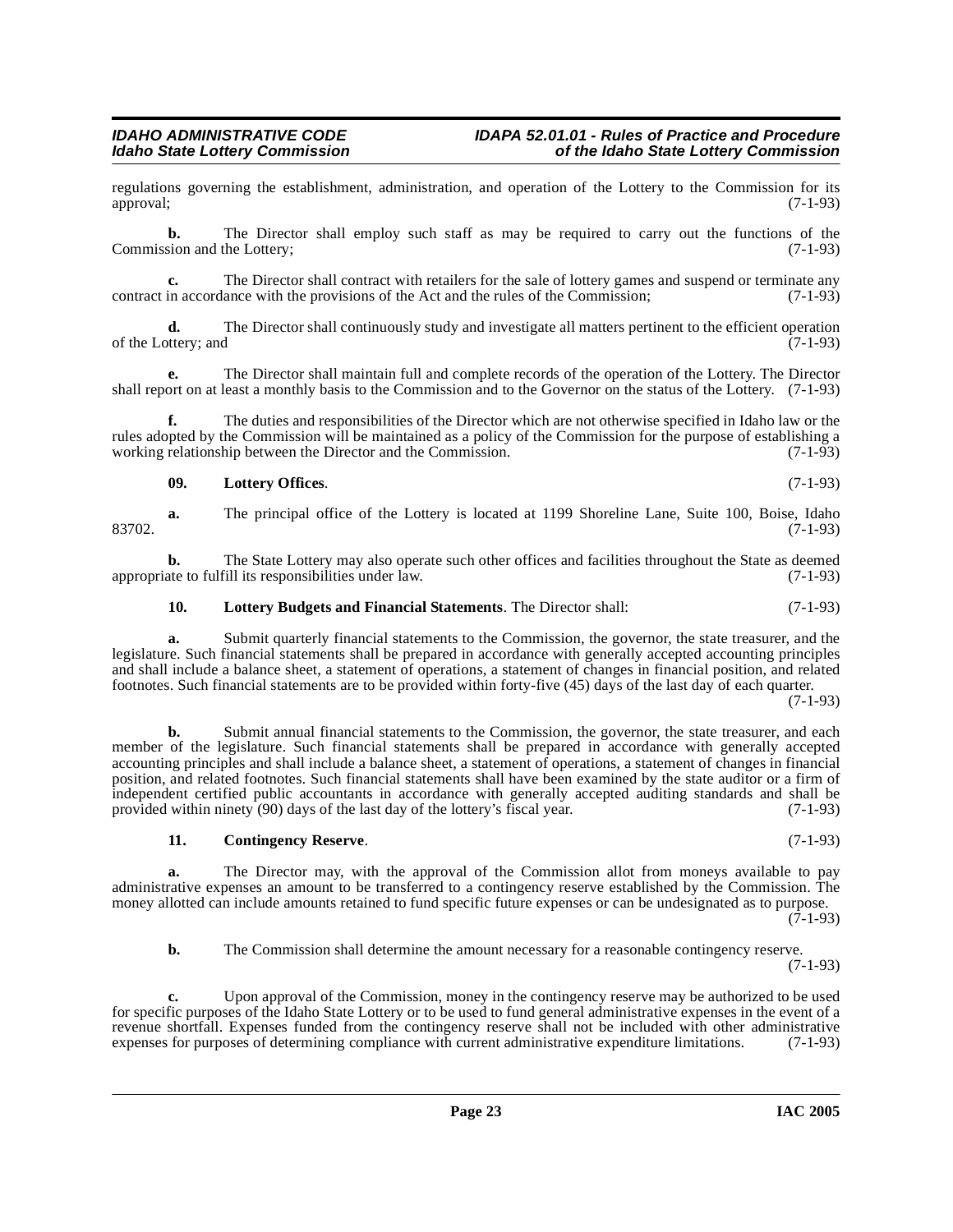regulations governing the establishment, administration, and operation of the Lottery to the Commission for its approval; (7-1-93)

**b.** The Director shall employ such staff as may be required to carry out the functions of the Commission and the Lottery; (7-1-93)

**c.** The Director shall contract with retailers for the sale of lottery games and suspend or terminate any contract in accordance with the provisions of the Act and the rules of the Commission; (7-1-93)

**d.** The Director shall continuously study and investigate all matters pertinent to the efficient operation of the Lottery; and (7-1-93)

**e.** The Director shall maintain full and complete records of the operation of the Lottery. The Director shall report on at least a monthly basis to the Commission and to the Governor on the status of the Lottery. (7-1-93)

**f.** The duties and responsibilities of the Director which are not otherwise specified in Idaho law or the rules adopted by the Commission will be maintained as a policy of the Commission for the purpose of establishing a working relationship between the Director and the Commission. (7-1-93)

**09. Lottery Offices**. (7-1-93)

**a.** The principal office of the Lottery is located at 1199 Shoreline Lane, Suite 100, Boise, Idaho 83702. (7-1-93)

**b.** The State Lottery may also operate such other offices and facilities throughout the State as deemed appropriate to fulfill its responsibilities under law. (7-1-93)

**10. Lottery Budgets and Financial Statements**. The Director shall: (7-1-93)

**a.** Submit quarterly financial statements to the Commission, the governor, the state treasurer, and the legislature. Such financial statements shall be prepared in accordance with generally accepted accounting principles and shall include a balance sheet, a statement of operations, a statement of changes in financial position, and related footnotes. Such financial statements are to be provided within forty-five (45) days of the last day of each quarter. (7-1-93)

**b.** Submit annual financial statements to the Commission, the governor, the state treasurer, and each member of the legislature. Such financial statements shall be prepared in accordance with generally accepted accounting principles and shall include a balance sheet, a statement of operations, a statement of changes in financial position, and related footnotes. Such financial statements shall have been examined by the state auditor or a firm of independent certified public accountants in accordance with generally accepted auditing standards and shall be provided within ninety (90) days of the last day of the lottery's fiscal year. (7-1-93)

**11. Contingency Reserve**. (7-1-93)

**a.** The Director may, with the approval of the Commission allot from moneys available to pay administrative expenses an amount to be transferred to a contingency reserve established by the Commission. The money allotted can include amounts retained to fund specific future expenses or can be undesignated as to purpose. (7-1-93)

**b.** The Commission shall determine the amount necessary for a reasonable contingency reserve. (7-1-93)

**c.** Upon approval of the Commission, money in the contingency reserve may be authorized to be used for specific purposes of the Idaho State Lottery or to be used to fund general administrative expenses in the event of a revenue shortfall. Expenses funded from the contingency reserve shall not be included with other administrative expenses for purposes of determining compliance with current administrative expenditure limitations. (7-1-93)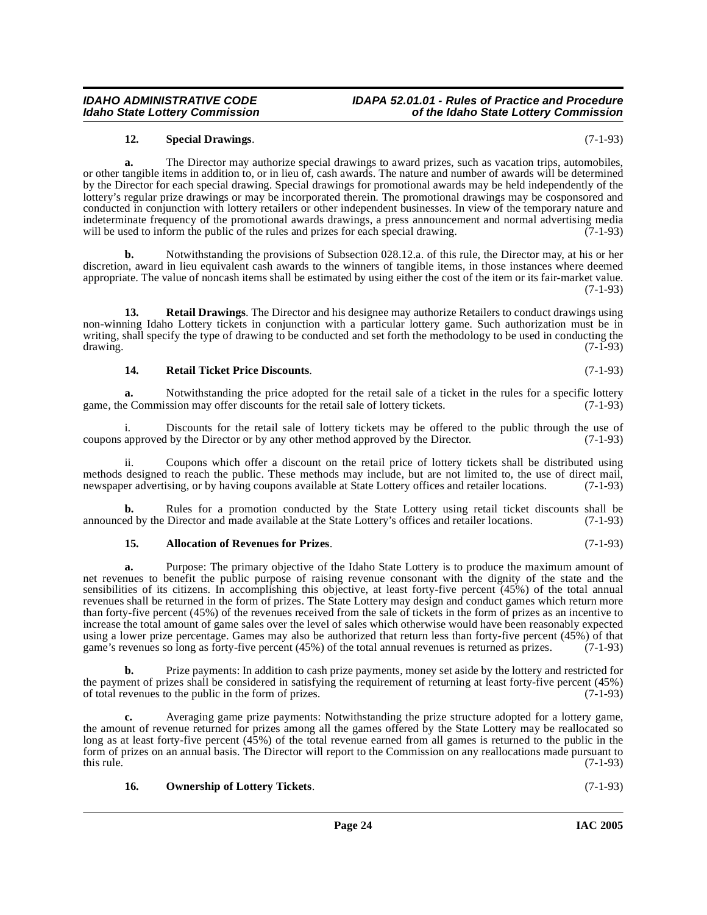**12. Special Drawings**. (7-1-93)

**a.** The Director may authorize special drawings to award prizes, such as vacation trips, automobiles, or other tangible items in addition to, or in lieu of, cash awards. The nature and number of awards will be determined by the Director for each special drawing. Special drawings for promotional awards may be held independently of the lottery's regular prize drawings or may be incorporated therein. The promotional drawings may be cosponsored and conducted in conjunction with lottery retailers or other independent businesses. In view of the temporary nature and indeterminate frequency of the promotional awards drawings, a press announcement and normal advertising media will be used to inform the public of the rules and prizes for each special drawing. (7-1-93)

**b.** Notwithstanding the provisions of Subsection 028.12.a. of this rule, the Director may, at his or her discretion, award in lieu equivalent cash awards to the winners of tangible items, in those instances where deemed appropriate. The value of noncash items shall be estimated by using either the cost of the item or its fair-market value. (7-1-93)

**13. Retail Drawings**. The Director and his designee may authorize Retailers to conduct drawings using non-winning Idaho Lottery tickets in conjunction with a particular lottery game. Such authorization must be in writing, shall specify the type of drawing to be conducted and set forth the methodology to be used in conducting the drawing. (7-1-93)

**14. Retail Ticket Price Discounts**. (7-1-93)

**a.** Notwithstanding the price adopted for the retail sale of a ticket in the rules for a specific lottery game, the Commission may offer discounts for the retail sale of lottery tickets. (7-1-93)

i. Discounts for the retail sale of lottery tickets may be offered to the public through the use of coupons approved by the Director or by any other method approved by the Director. (7-1-93)

ii. Coupons which offer a discount on the retail price of lottery tickets shall be distributed using methods designed to reach the public. These methods may include, but are not limited to, the use of direct mail, newspaper advertising, or by having coupons available at State Lottery offices and retailer locations. (7-1-93)

**b.** Rules for a promotion conducted by the State Lottery using retail ticket discounts shall be announced by the Director and made available at the State Lottery's offices and retailer locations. (7-1-93)

**15. Allocation of Revenues for Prizes**. (7-1-93)

**a.** Purpose: The primary objective of the Idaho State Lottery is to produce the maximum amount of net revenues to benefit the public purpose of raising revenue consonant with the dignity of the state and the sensibilities of its citizens. In accomplishing this objective, at least forty-five percent (45%) of the total annual revenues shall be returned in the form of prizes. The State Lottery may design and conduct games which return more than forty-five percent (45%) of the revenues received from the sale of tickets in the form of prizes as an incentive to increase the total amount of game sales over the level of sales which otherwise would have been reasonably expected using a lower prize percentage. Games may also be authorized that return less than forty-five percent (45%) of that game's revenues so long as forty-five percent (45%) of the total annual revenues is returned as prizes. (7-1-93)

**b.** Prize payments: In addition to cash prize payments, money set aside by the lottery and restricted for the payment of prizes shall be considered in satisfying the requirement of returning at least forty-five percent (45%) of total revenues to the public in the form of prizes. (7-1-93)

**c.** Averaging game prize payments: Notwithstanding the prize structure adopted for a lottery game, the amount of revenue returned for prizes among all the games offered by the State Lottery may be reallocated so long as at least forty-five percent (45%) of the total revenue earned from all games is returned to the public in the form of prizes on an annual basis. The Director will report to the Commission on any reallocations made pursuant to this rule. (7-1-93)

**16. Ownership of Lottery Tickets**. (7-1-93)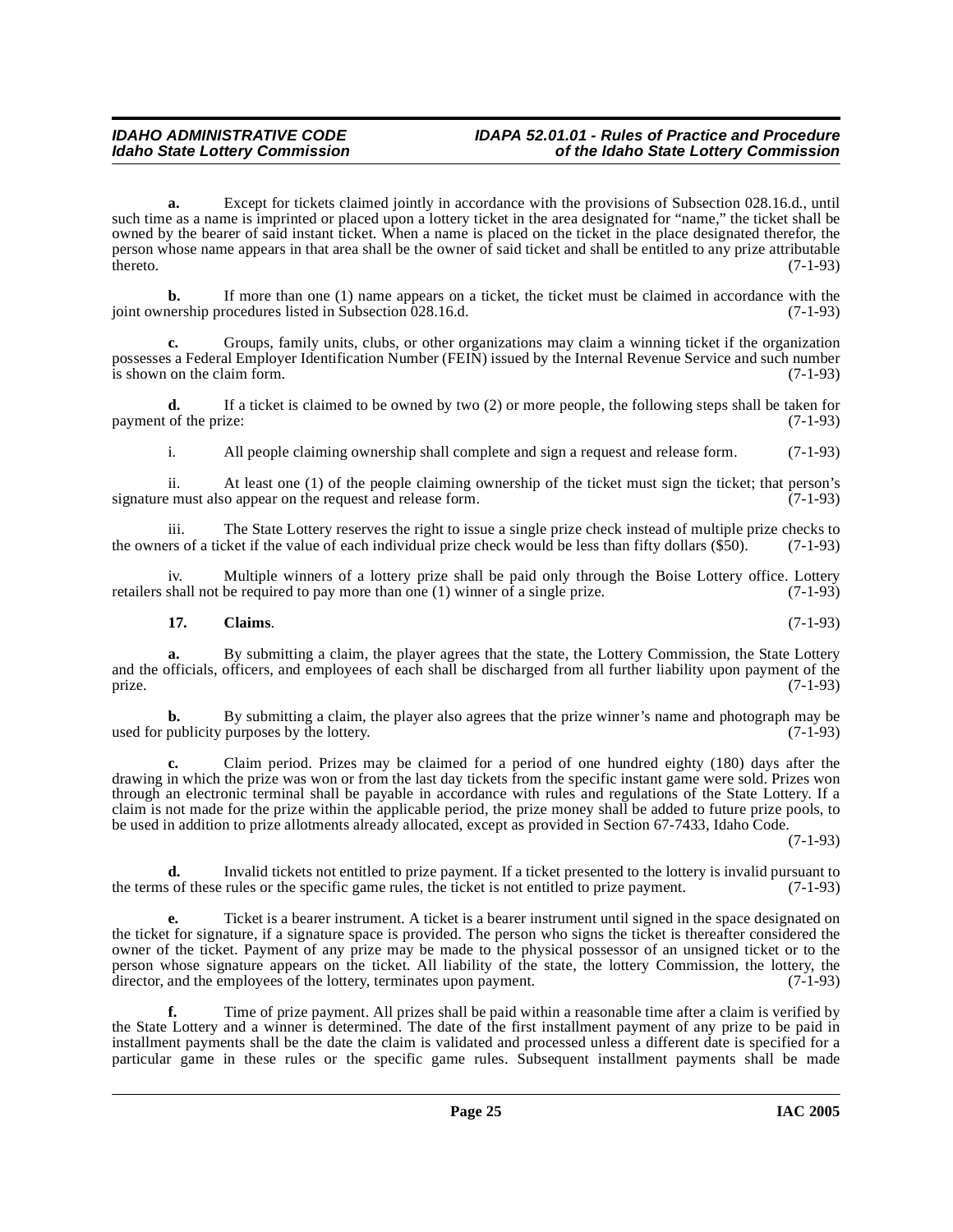**a.** Except for tickets claimed jointly in accordance with the provisions of Subsection 028.16.d., until such time as a name is imprinted or placed upon a lottery ticket in the area designated for "name," the ticket shall be owned by the bearer of said instant ticket. When a name is placed on the ticket in the place designated therefor, the person whose name appears in that area shall be the owner of said ticket and shall be entitled to any prize attributable thereto. (7-1-93)

**b.** If more than one (1) name appears on a ticket, the ticket must be claimed in accordance with the joint ownership procedures listed in Subsection 028.16.d. (7-1-93)

**c.** Groups, family units, clubs, or other organizations may claim a winning ticket if the organization possesses a Federal Employer Identification Number (FEIN) issued by the Internal Revenue Service and such number is shown on the claim form. (7-1-93)

**d.** If a ticket is claimed to be owned by two (2) or more people, the following steps shall be taken for payment of the prize: (7-1-93)

i. All people claiming ownership shall complete and sign a request and release form. (7-1-93)

ii. At least one (1) of the people claiming ownership of the ticket must sign the ticket; that person's signature must also appear on the request and release form. (7-1-93)

iii. The State Lottery reserves the right to issue a single prize check instead of multiple prize checks to the owners of a ticket if the value of each individual prize check would be less than fifty dollars ($50). (7-1-93)

iv. Multiple winners of a lottery prize shall be paid only through the Boise Lottery office. Lottery retailers shall not be required to pay more than one (1) winner of a single prize. (7-1-93)

**17. Claims**. (7-1-93)

**a.** By submitting a claim, the player agrees that the state, the Lottery Commission, the State Lottery and the officials, officers, and employees of each shall be discharged from all further liability upon payment of the prize. (7-1-93)

**b.** By submitting a claim, the player also agrees that the prize winner's name and photograph may be used for publicity purposes by the lottery. (7-1-93)

**c.** Claim period. Prizes may be claimed for a period of one hundred eighty (180) days after the drawing in which the prize was won or from the last day tickets from the specific instant game were sold. Prizes won through an electronic terminal shall be payable in accordance with rules and regulations of the State Lottery. If a claim is not made for the prize within the applicable period, the prize money shall be added to future prize pools, to be used in addition to prize allotments already allocated, except as provided in Section 67-7433, Idaho Code. (7-1-93)

**d.** Invalid tickets not entitled to prize payment. If a ticket presented to the lottery is invalid pursuant to the terms of these rules or the specific game rules, the ticket is not entitled to prize payment. (7-1-93)

**e.** Ticket is a bearer instrument. A ticket is a bearer instrument until signed in the space designated on the ticket for signature, if a signature space is provided. The person who signs the ticket is thereafter considered the owner of the ticket. Payment of any prize may be made to the physical possessor of an unsigned ticket or to the person whose signature appears on the ticket. All liability of the state, the lottery Commission, the lottery, the director, and the employees of the lottery, terminates upon payment. (7-1-93)

**f.** Time of prize payment. All prizes shall be paid within a reasonable time after a claim is verified by the State Lottery and a winner is determined. The date of the first installment payment of any prize to be paid in installment payments shall be the date the claim is validated and processed unless a different date is specified for a particular game in these rules or the specific game rules. Subsequent installment payments shall be made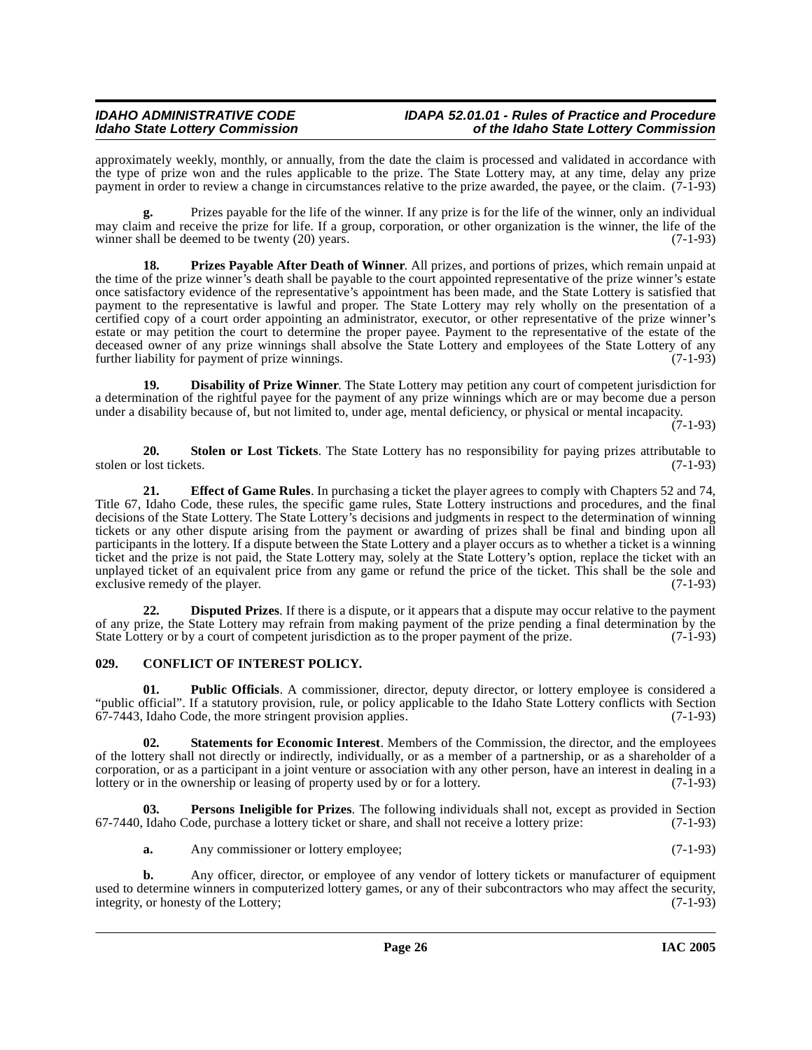approximately weekly, monthly, or annually, from the date the claim is processed and validated in accordance with the type of prize won and the rules applicable to the prize. The State Lottery may, at any time, delay any prize payment in order to review a change in circumstances relative to the prize awarded, the payee, or the claim. (7-1-93)

**g.** Prizes payable for the life of the winner. If any prize is for the life of the winner, only an individual may claim and receive the prize for life. If a group, corporation, or other organization is the winner, the life of the winner shall be deemed to be twenty (20) years. (7-1-93)

**18. Prizes Payable After Death of Winner**. All prizes, and portions of prizes, which remain unpaid at the time of the prize winner's death shall be payable to the court appointed representative of the prize winner's estate once satisfactory evidence of the representative's appointment has been made, and the State Lottery is satisfied that payment to the representative is lawful and proper. The State Lottery may rely wholly on the presentation of a certified copy of a court order appointing an administrator, executor, or other representative of the prize winner's estate or may petition the court to determine the proper payee. Payment to the representative of the estate of the deceased owner of any prize winnings shall absolve the State Lottery and employees of the State Lottery of any further liability for payment of prize winnings. (7-1-93)

**19. Disability of Prize Winner**. The State Lottery may petition any court of competent jurisdiction for a determination of the rightful payee for the payment of any prize winnings which are or may become due a person under a disability because of, but not limited to, under age, mental deficiency, or physical or mental incapacity. (7-1-93)

**20. Stolen or Lost Tickets**. The State Lottery has no responsibility for paying prizes attributable to stolen or lost tickets. (7-1-93)

**21. Effect of Game Rules**. In purchasing a ticket the player agrees to comply with Chapters 52 and 74, Title 67, Idaho Code, these rules, the specific game rules, State Lottery instructions and procedures, and the final decisions of the State Lottery. The State Lottery's decisions and judgments in respect to the determination of winning tickets or any other dispute arising from the payment or awarding of prizes shall be final and binding upon all participants in the lottery. If a dispute between the State Lottery and a player occurs as to whether a ticket is a winning ticket and the prize is not paid, the State Lottery may, solely at the State Lottery's option, replace the ticket with an unplayed ticket of an equivalent price from any game or refund the price of the ticket. This shall be the sole and exclusive remedy of the player. (7-1-93)

**22. Disputed Prizes**. If there is a dispute, or it appears that a dispute may occur relative to the payment of any prize, the State Lottery may refrain from making payment of the prize pending a final determination by the State Lottery or by a court of competent jurisdiction as to the proper payment of the prize. (7-1-93)

## 029. CONFLICT OF INTEREST POLICY.

**01. Public Officials**. A commissioner, director, deputy director, or lottery employee is considered a "public official". If a statutory provision, rule, or policy applicable to the Idaho State Lottery conflicts with Section 67-7443, Idaho Code, the more stringent provision applies. (7-1-93)

**02. Statements for Economic Interest**. Members of the Commission, the director, and the employees of the lottery shall not directly or indirectly, individually, or as a member of a partnership, or as a shareholder of a corporation, or as a participant in a joint venture or association with any other person, have an interest in dealing in a lottery or in the ownership or leasing of property used by or for a lottery. (7-1-93)

**03. Persons Ineligible for Prizes**. The following individuals shall not, except as provided in Section 67-7440, Idaho Code, purchase a lottery ticket or share, and shall not receive a lottery prize: (7-1-93)

**a.** Any commissioner or lottery employee; (7-1-93)

**b.** Any officer, director, or employee of any vendor of lottery tickets or manufacturer of equipment used to determine winners in computerized lottery games, or any of their subcontractors who may affect the security, integrity, or honesty of the Lottery; (7-1-93)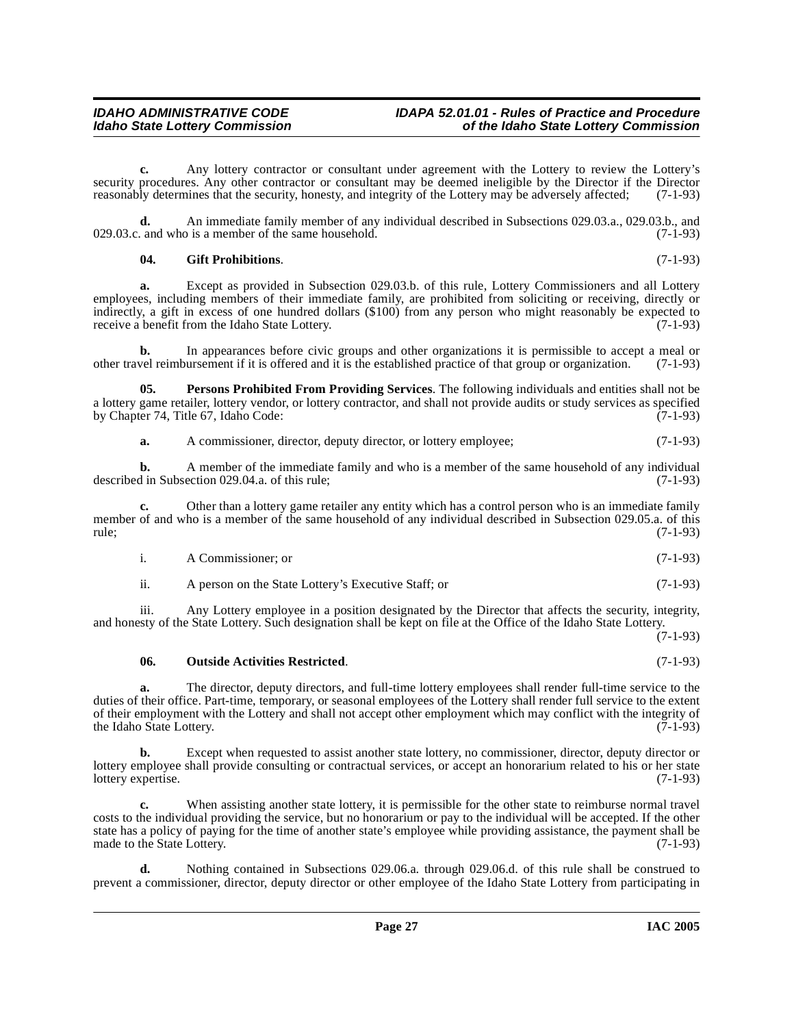**c.** Any lottery contractor or consultant under agreement with the Lottery to review the Lottery's security procedures. Any other contractor or consultant may be deemed ineligible by the Director if the Director reasonably determines that the security, honesty, and integrity of the Lottery may be adversely affected; (7-1-93)

**d.** An immediate family member of any individual described in Subsections 029.03.a., 029.03.b., and 029.03.c. and who is a member of the same household. (7-1-93)

**04. Gift Prohibitions**. (7-1-93)

**a.** Except as provided in Subsection 029.03.b. of this rule, Lottery Commissioners and all Lottery employees, including members of their immediate family, are prohibited from soliciting or receiving, directly or indirectly, a gift in excess of one hundred dollars ($100) from any person who might reasonably be expected to receive a benefit from the Idaho State Lottery. (7-1-93)

**b.** In appearances before civic groups and other organizations it is permissible to accept a meal or other travel reimbursement if it is offered and it is the established practice of that group or organization. (7-1-93)

**05. Persons Prohibited From Providing Services**. The following individuals and entities shall not be a lottery game retailer, lottery vendor, or lottery contractor, and shall not provide audits or study services as specified by Chapter 74, Title 67, Idaho Code: (7-1-93)

**a.** A commissioner, director, deputy director, or lottery employee; (7-1-93)

**b.** A member of the immediate family and who is a member of the same household of any individual described in Subsection 029.04.a. of this rule; (7-1-93)

**c.** Other than a lottery game retailer any entity which has a control person who is an immediate family member of and who is a member of the same household of any individual described in Subsection 029.05.a. of this rule; (7-1-93)

i. A Commissioner; or (7-1-93)

ii. A person on the State Lottery's Executive Staff; or (7-1-93)

iii. Any Lottery employee in a position designated by the Director that affects the security, integrity, and honesty of the State Lottery. Such designation shall be kept on file at the Office of the Idaho State Lottery. (7-1-93)

**06. Outside Activities Restricted**. (7-1-93)

**a.** The director, deputy directors, and full-time lottery employees shall render full-time service to the duties of their office. Part-time, temporary, or seasonal employees of the Lottery shall render full service to the extent of their employment with the Lottery and shall not accept other employment which may conflict with the integrity of the Idaho State Lottery. (7-1-93)

**b.** Except when requested to assist another state lottery, no commissioner, director, deputy director or lottery employee shall provide consulting or contractual services, or accept an honorarium related to his or her state lottery expertise. (7-1-93)

**c.** When assisting another state lottery, it is permissible for the other state to reimburse normal travel costs to the individual providing the service, but no honorarium or pay to the individual will be accepted. If the other state has a policy of paying for the time of another state's employee while providing assistance, the payment shall be made to the State Lottery. (7-1-93)

**d.** Nothing contained in Subsections 029.06.a. through 029.06.d. of this rule shall be construed to prevent a commissioner, director, deputy director or other employee of the Idaho State Lottery from participating in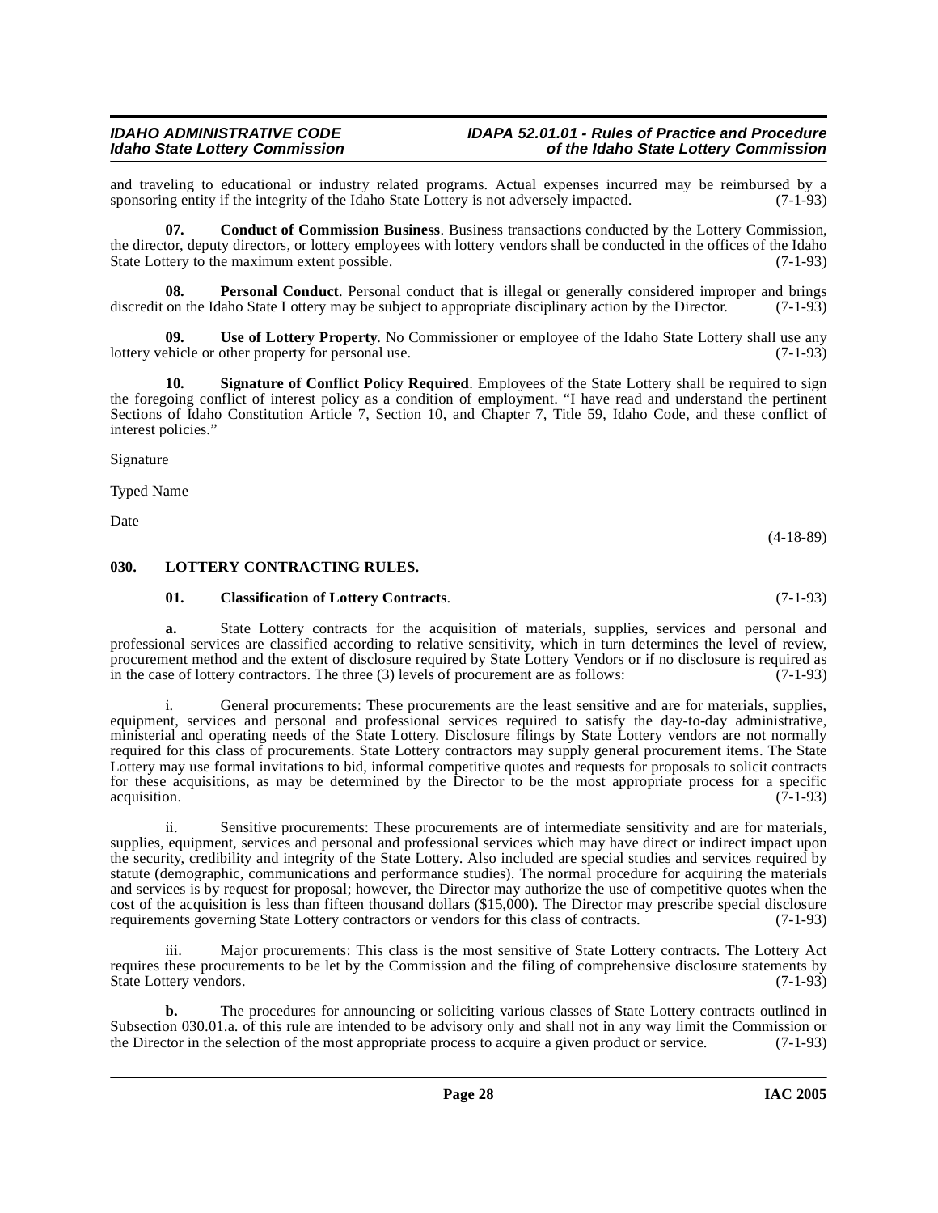and traveling to educational or industry related programs. Actual expenses incurred may be reimbursed by a sponsoring entity if the integrity of the Idaho State Lottery is not adversely impacted. (7-1-93)

**07. Conduct of Commission Business**. Business transactions conducted by the Lottery Commission, the director, deputy directors, or lottery employees with lottery vendors shall be conducted in the offices of the Idaho State Lottery to the maximum extent possible. (7-1-93)

**08. Personal Conduct**. Personal conduct that is illegal or generally considered improper and brings discredit on the Idaho State Lottery may be subject to appropriate disciplinary action by the Director. (7-1-93)

**09. Use of Lottery Property**. No Commissioner or employee of the Idaho State Lottery shall use any lottery vehicle or other property for personal use. (7-1-93)

**10. Signature of Conflict Policy Required**. Employees of the State Lottery shall be required to sign the foregoing conflict of interest policy as a condition of employment. "I have read and understand the pertinent Sections of Idaho Constitution Article 7, Section 10, and Chapter 7, Title 59, Idaho Code, and these conflict of interest policies."

Signature

Typed Name

Date

(4-18-89)

## 030. LOTTERY CONTRACTING RULES.

**01. Classification of Lottery Contracts**. (7-1-93)

**a.** State Lottery contracts for the acquisition of materials, supplies, services and personal and professional services are classified according to relative sensitivity, which in turn determines the level of review, procurement method and the extent of disclosure required by State Lottery Vendors or if no disclosure is required as in the case of lottery contractors. The three (3) levels of procurement are as follows: (7-1-93)

i. General procurements: These procurements are the least sensitive and are for materials, supplies, equipment, services and personal and professional services required to satisfy the day-to-day administrative, ministerial and operating needs of the State Lottery. Disclosure filings by State Lottery vendors are not normally required for this class of procurements. State Lottery contractors may supply general procurement items. The State Lottery may use formal invitations to bid, informal competitive quotes and requests for proposals to solicit contracts for these acquisitions, as may be determined by the Director to be the most appropriate process for a specific acquisition. (7-1-93)

ii. Sensitive procurements: These procurements are of intermediate sensitivity and are for materials, supplies, equipment, services and personal and professional services which may have direct or indirect impact upon the security, credibility and integrity of the State Lottery. Also included are special studies and services required by statute (demographic, communications and performance studies). The normal procedure for acquiring the materials and services is by request for proposal; however, the Director may authorize the use of competitive quotes when the cost of the acquisition is less than fifteen thousand dollars ($15,000). The Director may prescribe special disclosure requirements governing State Lottery contractors or vendors for this class of contracts. (7-1-93)

iii. Major procurements: This class is the most sensitive of State Lottery contracts. The Lottery Act requires these procurements to be let by the Commission and the filing of comprehensive disclosure statements by State Lottery vendors. (7-1-93)

**b.** The procedures for announcing or soliciting various classes of State Lottery contracts outlined in Subsection 030.01.a. of this rule are intended to be advisory only and shall not in any way limit the Commission or the Director in the selection of the most appropriate process to acquire a given product or service. (7-1-93)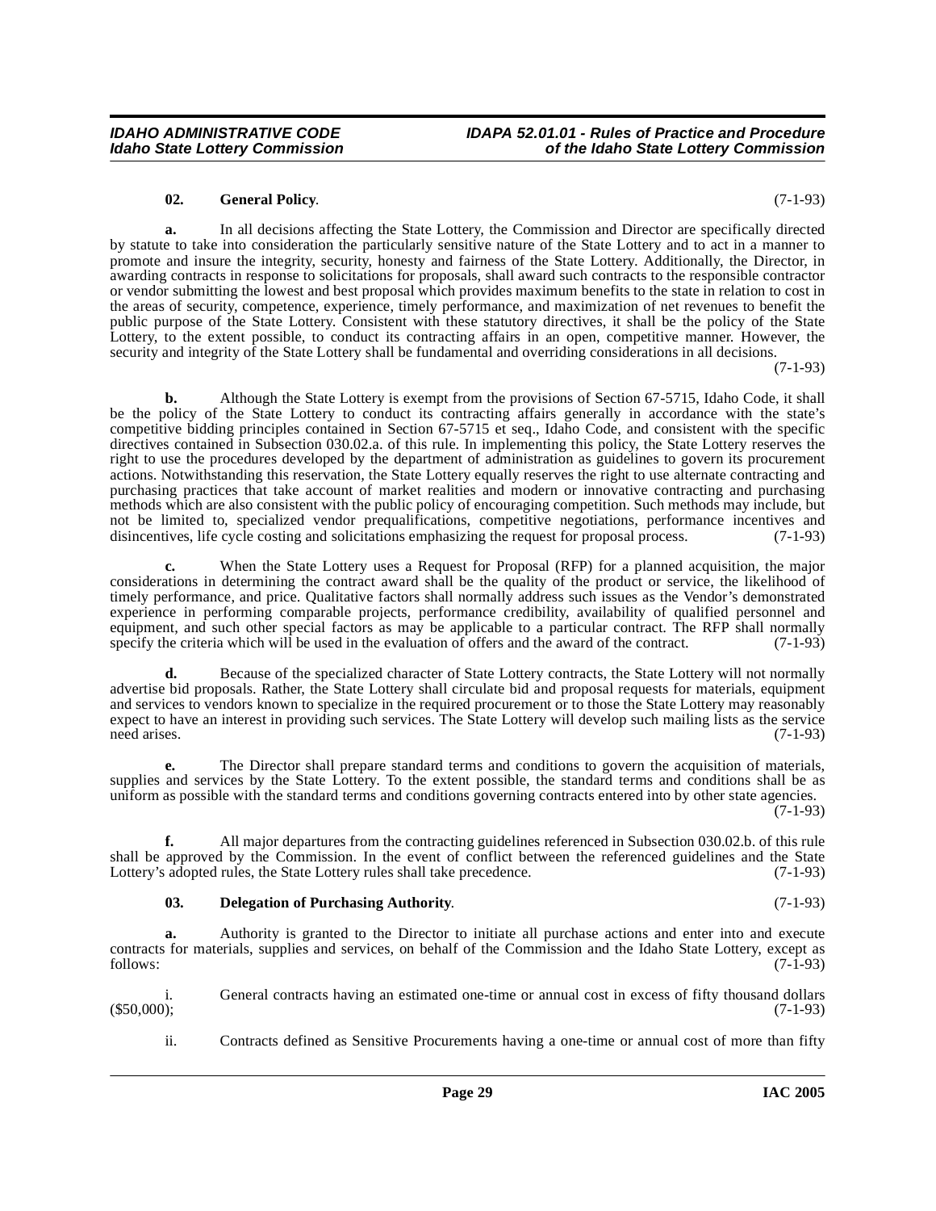**02. General Policy**. (7-1-93)

**a.** In all decisions affecting the State Lottery, the Commission and Director are specifically directed by statute to take into consideration the particularly sensitive nature of the State Lottery and to act in a manner to promote and insure the integrity, security, honesty and fairness of the State Lottery. Additionally, the Director, in awarding contracts in response to solicitations for proposals, shall award such contracts to the responsible contractor or vendor submitting the lowest and best proposal which provides maximum benefits to the state in relation to cost in the areas of security, competence, experience, timely performance, and maximization of net revenues to benefit the public purpose of the State Lottery. Consistent with these statutory directives, it shall be the policy of the State Lottery, to the extent possible, to conduct its contracting affairs in an open, competitive manner. However, the security and integrity of the State Lottery shall be fundamental and overriding considerations in all decisions. (7-1-93)

**b.** Although the State Lottery is exempt from the provisions of Section 67-5715, Idaho Code, it shall be the policy of the State Lottery to conduct its contracting affairs generally in accordance with the state's competitive bidding principles contained in Section 67-5715 et seq., Idaho Code, and consistent with the specific directives contained in Subsection 030.02.a. of this rule. In implementing this policy, the State Lottery reserves the right to use the procedures developed by the department of administration as guidelines to govern its procurement actions. Notwithstanding this reservation, the State Lottery equally reserves the right to use alternate contracting and purchasing practices that take account of market realities and modern or innovative contracting and purchasing methods which are also consistent with the public policy of encouraging competition. Such methods may include, but not be limited to, specialized vendor prequalifications, competitive negotiations, performance incentives and disincentives, life cycle costing and solicitations emphasizing the request for proposal process. (7-1-93)

**c.** When the State Lottery uses a Request for Proposal (RFP) for a planned acquisition, the major considerations in determining the contract award shall be the quality of the product or service, the likelihood of timely performance, and price. Qualitative factors shall normally address such issues as the Vendor's demonstrated experience in performing comparable projects, performance credibility, availability of qualified personnel and equipment, and such other special factors as may be applicable to a particular contract. The RFP shall normally specify the criteria which will be used in the evaluation of offers and the award of the contract. (7-1-93)

**d.** Because of the specialized character of State Lottery contracts, the State Lottery will not normally advertise bid proposals. Rather, the State Lottery shall circulate bid and proposal requests for materials, equipment and services to vendors known to specialize in the required procurement or to those the State Lottery may reasonably expect to have an interest in providing such services. The State Lottery will develop such mailing lists as the service need arises. (7-1-93)

**e.** The Director shall prepare standard terms and conditions to govern the acquisition of materials, supplies and services by the State Lottery. To the extent possible, the standard terms and conditions shall be as uniform as possible with the standard terms and conditions governing contracts entered into by other state agencies. (7-1-93)

**f.** All major departures from the contracting guidelines referenced in Subsection 030.02.b. of this rule shall be approved by the Commission. In the event of conflict between the referenced guidelines and the State Lottery's adopted rules, the State Lottery rules shall take precedence. (7-1-93)

**03. Delegation of Purchasing Authority**. (7-1-93)

**a.** Authority is granted to the Director to initiate all purchase actions and enter into and execute contracts for materials, supplies and services, on behalf of the Commission and the Idaho State Lottery, except as follows: (7-1-93)

i. General contracts having an estimated one-time or annual cost in excess of fifty thousand dollars ($50,000); (7-1-93)

ii. Contracts defined as Sensitive Procurements having a one-time or annual cost of more than fifty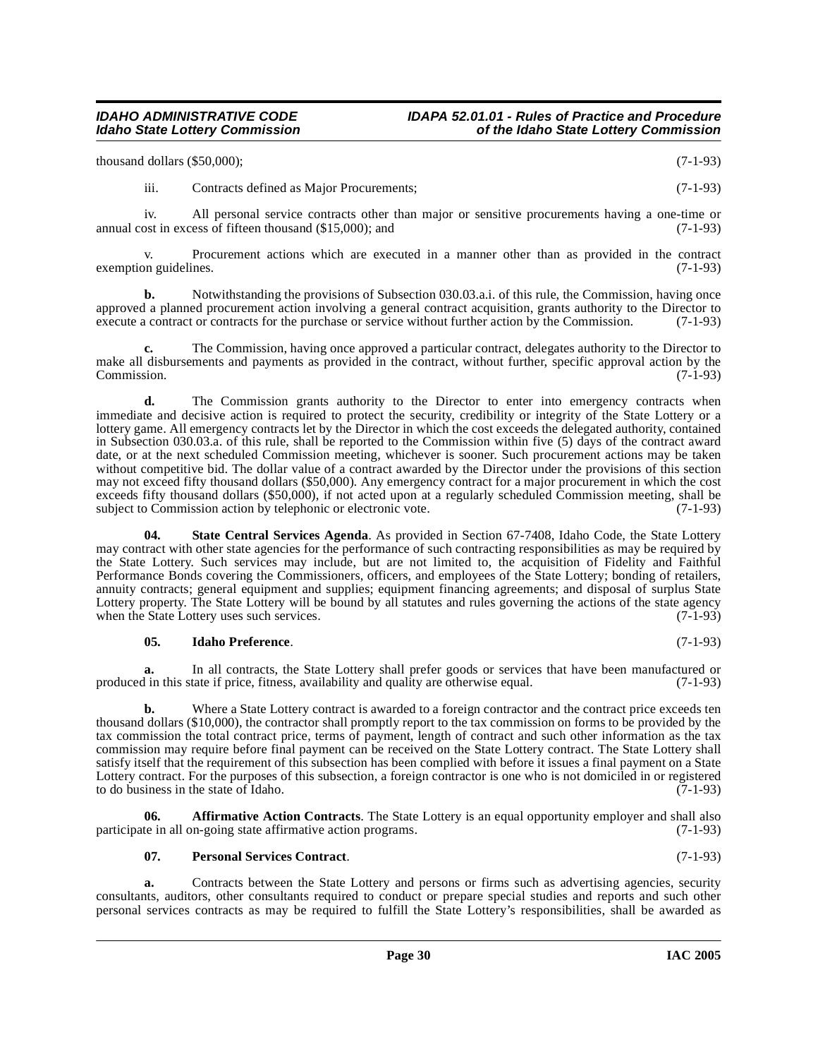thousand dollars ($50,000); (7-1-93)

iii. Contracts defined as Major Procurements; (7-1-93)

iv. All personal service contracts other than major or sensitive procurements having a one-time or annual cost in excess of fifteen thousand ($15,000); and (7-1-93)

v. Procurement actions which are executed in a manner other than as provided in the contract exemption guidelines. (7-1-93)

**b.** Notwithstanding the provisions of Subsection 030.03.a.i. of this rule, the Commission, having once approved a planned procurement action involving a general contract acquisition, grants authority to the Director to execute a contract or contracts for the purchase or service without further action by the Commission. (7-1-93)

**c.** The Commission, having once approved a particular contract, delegates authority to the Director to make all disbursements and payments as provided in the contract, without further, specific approval action by the Commission. (7-1-93)

**d.** The Commission grants authority to the Director to enter into emergency contracts when immediate and decisive action is required to protect the security, credibility or integrity of the State Lottery or a lottery game. All emergency contracts let by the Director in which the cost exceeds the delegated authority, contained in Subsection 030.03.a. of this rule, shall be reported to the Commission within five (5) days of the contract award date, or at the next scheduled Commission meeting, whichever is sooner. Such procurement actions may be taken without competitive bid. The dollar value of a contract awarded by the Director under the provisions of this section may not exceed fifty thousand dollars ($50,000). Any emergency contract for a major procurement in which the cost exceeds fifty thousand dollars ($50,000), if not acted upon at a regularly scheduled Commission meeting, shall be subject to Commission action by telephonic or electronic vote. (7-1-93)

**04. State Central Services Agenda**. As provided in Section 67-7408, Idaho Code, the State Lottery may contract with other state agencies for the performance of such contracting responsibilities as may be required by the State Lottery. Such services may include, but are not limited to, the acquisition of Fidelity and Faithful Performance Bonds covering the Commissioners, officers, and employees of the State Lottery; bonding of retailers, annuity contracts; general equipment and supplies; equipment financing agreements; and disposal of surplus State Lottery property. The State Lottery will be bound by all statutes and rules governing the actions of the state agency when the State Lottery uses such services. (7-1-93)

**05. Idaho Preference**. (7-1-93)

**a.** In all contracts, the State Lottery shall prefer goods or services that have been manufactured or produced in this state if price, fitness, availability and quality are otherwise equal. (7-1-93)

**b.** Where a State Lottery contract is awarded to a foreign contractor and the contract price exceeds ten thousand dollars ($10,000), the contractor shall promptly report to the tax commission on forms to be provided by the tax commission the total contract price, terms of payment, length of contract and such other information as the tax commission may require before final payment can be received on the State Lottery contract. The State Lottery shall satisfy itself that the requirement of this subsection has been complied with before it issues a final payment on a State Lottery contract. For the purposes of this subsection, a foreign contractor is one who is not domiciled in or registered to do business in the state of Idaho. (7-1-93)

**06. Affirmative Action Contracts**. The State Lottery is an equal opportunity employer and shall also participate in all on-going state affirmative action programs. (7-1-93)

**07. Personal Services Contract**. (7-1-93)

**a.** Contracts between the State Lottery and persons or firms such as advertising agencies, security consultants, auditors, other consultants required to conduct or prepare special studies and reports and such other personal services contracts as may be required to fulfill the State Lottery's responsibilities, shall be awarded as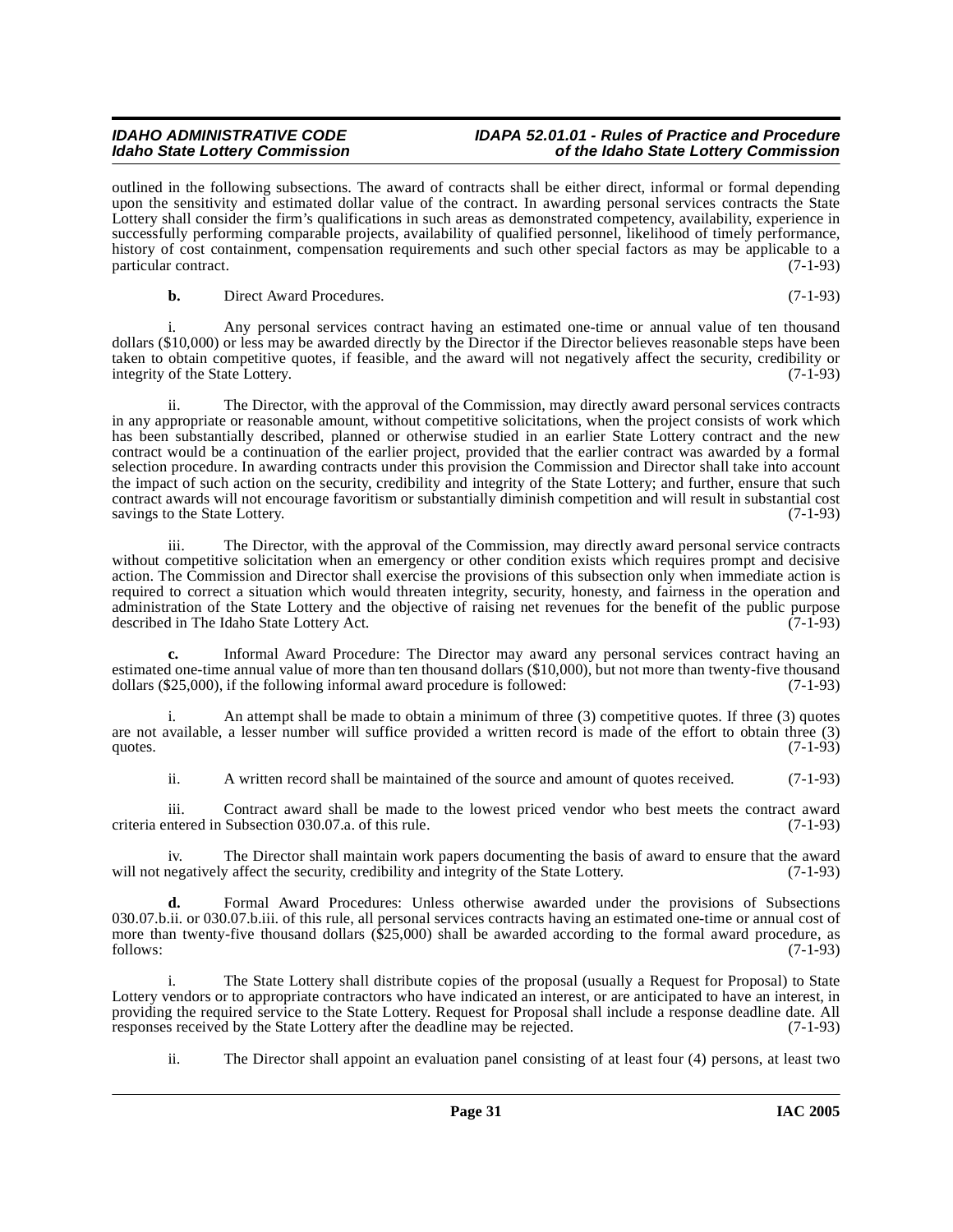outlined in the following subsections. The award of contracts shall be either direct, informal or formal depending upon the sensitivity and estimated dollar value of the contract. In awarding personal services contracts the State Lottery shall consider the firm's qualifications in such areas as demonstrated competency, availability, experience in successfully performing comparable projects, availability of qualified personnel, likelihood of timely performance, history of cost containment, compensation requirements and such other special factors as may be applicable to a particular contract. (7-1-93)

**b.** Direct Award Procedures. (7-1-93)

i. Any personal services contract having an estimated one-time or annual value of ten thousand dollars ($10,000) or less may be awarded directly by the Director if the Director believes reasonable steps have been taken to obtain competitive quotes, if feasible, and the award will not negatively affect the security, credibility or integrity of the State Lottery. (7-1-93)

ii. The Director, with the approval of the Commission, may directly award personal services contracts in any appropriate or reasonable amount, without competitive solicitations, when the project consists of work which has been substantially described, planned or otherwise studied in an earlier State Lottery contract and the new contract would be a continuation of the earlier project, provided that the earlier contract was awarded by a formal selection procedure. In awarding contracts under this provision the Commission and Director shall take into account the impact of such action on the security, credibility and integrity of the State Lottery; and further, ensure that such contract awards will not encourage favoritism or substantially diminish competition and will result in substantial cost savings to the State Lottery. (7-1-93)

iii. The Director, with the approval of the Commission, may directly award personal service contracts without competitive solicitation when an emergency or other condition exists which requires prompt and decisive action. The Commission and Director shall exercise the provisions of this subsection only when immediate action is required to correct a situation which would threaten integrity, security, honesty, and fairness in the operation and administration of the State Lottery and the objective of raising net revenues for the benefit of the public purpose described in The Idaho State Lottery Act. (7-1-93)

**c.** Informal Award Procedure: The Director may award any personal services contract having an estimated one-time annual value of more than ten thousand dollars ($10,000), but not more than twenty-five thousand dollars ($25,000), if the following informal award procedure is followed: (7-1-93)

i. An attempt shall be made to obtain a minimum of three (3) competitive quotes. If three (3) quotes are not available, a lesser number will suffice provided a written record is made of the effort to obtain three (3) quotes. (7-1-93)

ii. A written record shall be maintained of the source and amount of quotes received. (7-1-93)

iii. Contract award shall be made to the lowest priced vendor who best meets the contract award criteria entered in Subsection 030.07.a. of this rule. (7-1-93)

iv. The Director shall maintain work papers documenting the basis of award to ensure that the award will not negatively affect the security, credibility and integrity of the State Lottery. (7-1-93)

**d.** Formal Award Procedures: Unless otherwise awarded under the provisions of Subsections 030.07.b.ii. or 030.07.b.iii. of this rule, all personal services contracts having an estimated one-time or annual cost of more than twenty-five thousand dollars ($25,000) shall be awarded according to the formal award procedure, as follows: (7-1-93)

i. The State Lottery shall distribute copies of the proposal (usually a Request for Proposal) to State Lottery vendors or to appropriate contractors who have indicated an interest, or are anticipated to have an interest, in providing the required service to the State Lottery. Request for Proposal shall include a response deadline date. All responses received by the State Lottery after the deadline may be rejected. (7-1-93)

ii. The Director shall appoint an evaluation panel consisting of at least four (4) persons, at least two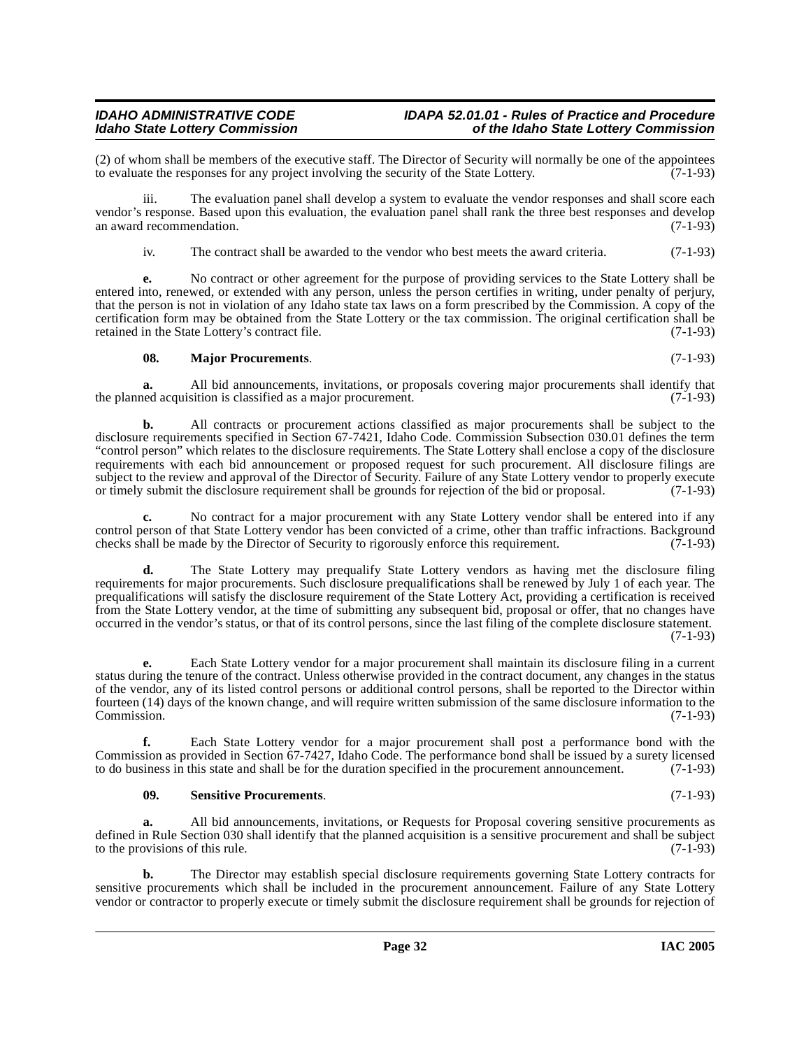(2) of whom shall be members of the executive staff. The Director of Security will normally be one of the appointees to evaluate the responses for any project involving the security of the State Lottery. (7-1-93)

iii. The evaluation panel shall develop a system to evaluate the vendor responses and shall score each vendor's response. Based upon this evaluation, the evaluation panel shall rank the three best responses and develop an award recommendation. (7-1-93)

iv. The contract shall be awarded to the vendor who best meets the award criteria. (7-1-93)

**e.** No contract or other agreement for the purpose of providing services to the State Lottery shall be entered into, renewed, or extended with any person, unless the person certifies in writing, under penalty of perjury, that the person is not in violation of any Idaho state tax laws on a form prescribed by the Commission. A copy of the certification form may be obtained from the State Lottery or the tax commission. The original certification shall be retained in the State Lottery's contract file. (7-1-93)

**08. Major Procurements**. (7-1-93)

**a.** All bid announcements, invitations, or proposals covering major procurements shall identify that the planned acquisition is classified as a major procurement. (7-1-93)

**b.** All contracts or procurement actions classified as major procurements shall be subject to the disclosure requirements specified in Section 67-7421, Idaho Code. Commission Subsection 030.01 defines the term "control person" which relates to the disclosure requirements. The State Lottery shall enclose a copy of the disclosure requirements with each bid announcement or proposed request for such procurement. All disclosure filings are subject to the review and approval of the Director of Security. Failure of any State Lottery vendor to properly execute or timely submit the disclosure requirement shall be grounds for rejection of the bid or proposal. (7-1-93)

**c.** No contract for a major procurement with any State Lottery vendor shall be entered into if any control person of that State Lottery vendor has been convicted of a crime, other than traffic infractions. Background checks shall be made by the Director of Security to rigorously enforce this requirement. (7-1-93)

**d.** The State Lottery may prequalify State Lottery vendors as having met the disclosure filing requirements for major procurements. Such disclosure prequalifications shall be renewed by July 1 of each year. The prequalifications will satisfy the disclosure requirement of the State Lottery Act, providing a certification is received from the State Lottery vendor, at the time of submitting any subsequent bid, proposal or offer, that no changes have occurred in the vendor's status, or that of its control persons, since the last filing of the complete disclosure statement. (7-1-93)

**e.** Each State Lottery vendor for a major procurement shall maintain its disclosure filing in a current status during the tenure of the contract. Unless otherwise provided in the contract document, any changes in the status of the vendor, any of its listed control persons or additional control persons, shall be reported to the Director within fourteen (14) days of the known change, and will require written submission of the same disclosure information to the Commission. (7-1-93)

**f.** Each State Lottery vendor for a major procurement shall post a performance bond with the Commission as provided in Section 67-7427, Idaho Code. The performance bond shall be issued by a surety licensed to do business in this state and shall be for the duration specified in the procurement announcement. (7-1-93)

**09. Sensitive Procurements**. (7-1-93)

**a.** All bid announcements, invitations, or Requests for Proposal covering sensitive procurements as defined in Rule Section 030 shall identify that the planned acquisition is a sensitive procurement and shall be subject to the provisions of this rule. (7-1-93)

**b.** The Director may establish special disclosure requirements governing State Lottery contracts for sensitive procurements which shall be included in the procurement announcement. Failure of any State Lottery vendor or contractor to properly execute or timely submit the disclosure requirement shall be grounds for rejection of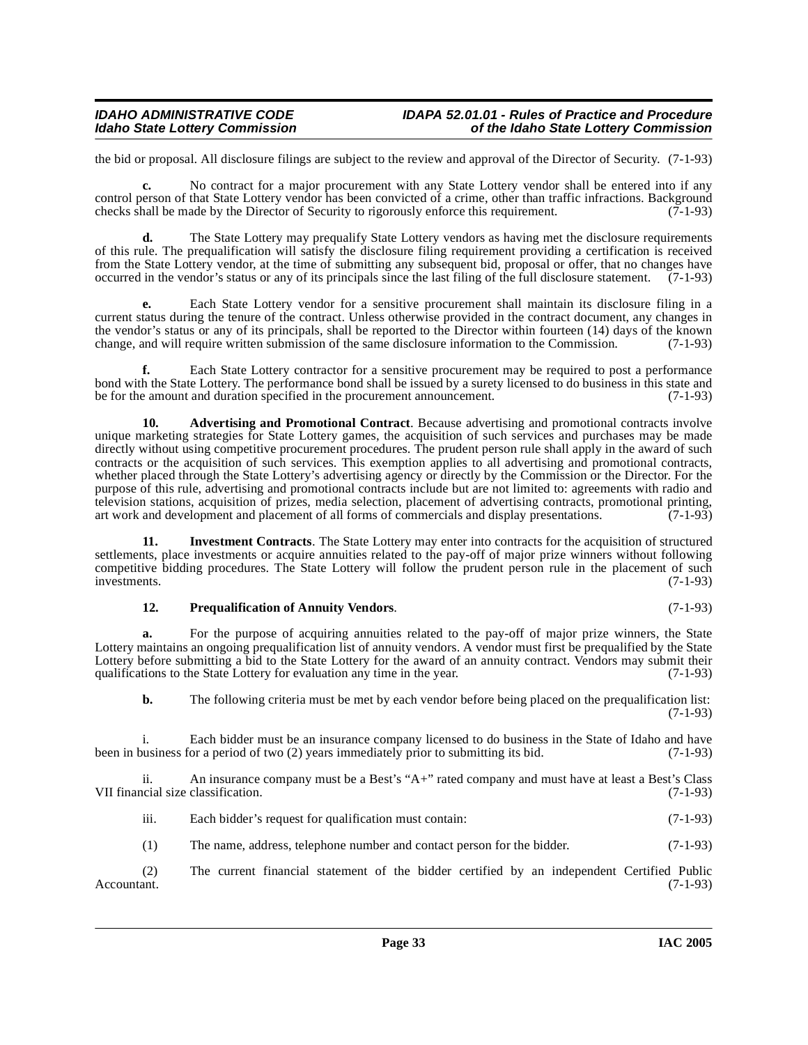the bid or proposal. All disclosure filings are subject to the review and approval of the Director of Security. (7-1-93)

**c.** No contract for a major procurement with any State Lottery vendor shall be entered into if any control person of that State Lottery vendor has been convicted of a crime, other than traffic infractions. Background checks shall be made by the Director of Security to rigorously enforce this requirement. (7-1-93)

**d.** The State Lottery may prequalify State Lottery vendors as having met the disclosure requirements of this rule. The prequalification will satisfy the disclosure filing requirement providing a certification is received from the State Lottery vendor, at the time of submitting any subsequent bid, proposal or offer, that no changes have occurred in the vendor's status or any of its principals since the last filing of the full disclosure statement. (7-1-93)

**e.** Each State Lottery vendor for a sensitive procurement shall maintain its disclosure filing in a current status during the tenure of the contract. Unless otherwise provided in the contract document, any changes in the vendor's status or any of its principals, shall be reported to the Director within fourteen (14) days of the known change, and will require written submission of the same disclosure information to the Commission. (7-1-93)

**f.** Each State Lottery contractor for a sensitive procurement may be required to post a performance bond with the State Lottery. The performance bond shall be issued by a surety licensed to do business in this state and be for the amount and duration specified in the procurement announcement. (7-1-93)

**10. Advertising and Promotional Contract**. Because advertising and promotional contracts involve unique marketing strategies for State Lottery games, the acquisition of such services and purchases may be made directly without using competitive procurement procedures. The prudent person rule shall apply in the award of such contracts or the acquisition of such services. This exemption applies to all advertising and promotional contracts, whether placed through the State Lottery's advertising agency or directly by the Commission or the Director. For the purpose of this rule, advertising and promotional contracts include but are not limited to: agreements with radio and television stations, acquisition of prizes, media selection, placement of advertising contracts, promotional printing, art work and development and placement of all forms of commercials and display presentations. (7-1-93)

**11. Investment Contracts**. The State Lottery may enter into contracts for the acquisition of structured settlements, place investments or acquire annuities related to the pay-off of major prize winners without following competitive bidding procedures. The State Lottery will follow the prudent person rule in the placement of such investments. (7-1-93)

**12. Prequalification of Annuity Vendors**. (7-1-93)

**a.** For the purpose of acquiring annuities related to the pay-off of major prize winners, the State Lottery maintains an ongoing prequalification list of annuity vendors. A vendor must first be prequalified by the State Lottery before submitting a bid to the State Lottery for the award of an annuity contract. Vendors may submit their qualifications to the State Lottery for evaluation any time in the year. (7-1-93)

**b.** The following criteria must be met by each vendor before being placed on the prequalification list: (7-1-93)

i. Each bidder must be an insurance company licensed to do business in the State of Idaho and have been in business for a period of two (2) years immediately prior to submitting its bid. (7-1-93)

ii. An insurance company must be a Best's "A+" rated company and must have at least a Best's Class VII financial size classification. (7-1-93)

iii. Each bidder's request for qualification must contain: (7-1-93)

(1) The name, address, telephone number and contact person for the bidder. (7-1-93)

(2) The current financial statement of the bidder certified by an independent Certified Public Accountant. (7-1-93)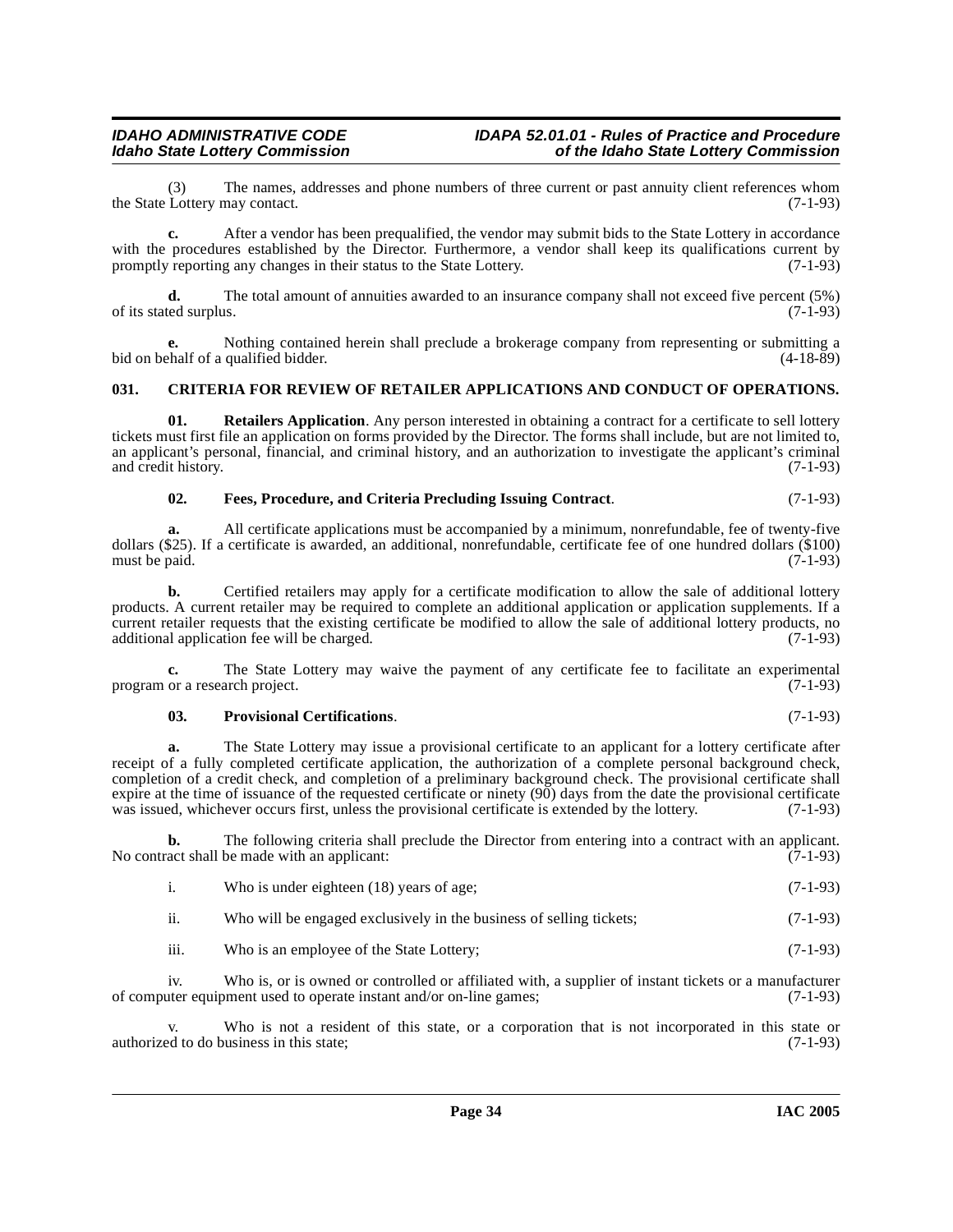(3) The names, addresses and phone numbers of three current or past annuity client references whom the State Lottery may contact. (7-1-93)

**c.** After a vendor has been prequalified, the vendor may submit bids to the State Lottery in accordance with the procedures established by the Director. Furthermore, a vendor shall keep its qualifications current by promptly reporting any changes in their status to the State Lottery. (7-1-93)

**d.** The total amount of annuities awarded to an insurance company shall not exceed five percent (5%) of its stated surplus. (7-1-93)

**e.** Nothing contained herein shall preclude a brokerage company from representing or submitting a bid on behalf of a qualified bidder. (4-18-89)

## 031. CRITERIA FOR REVIEW OF RETAILER APPLICATIONS AND CONDUCT OF OPERATIONS.

**01. Retailers Application**. Any person interested in obtaining a contract for a certificate to sell lottery tickets must first file an application on forms provided by the Director. The forms shall include, but are not limited to, an applicant's personal, financial, and criminal history, and an authorization to investigate the applicant's criminal and credit history. (7-1-93)

**02. Fees, Procedure, and Criteria Precluding Issuing Contract**. (7-1-93)

**a.** All certificate applications must be accompanied by a minimum, nonrefundable, fee of twenty-five dollars ($25). If a certificate is awarded, an additional, nonrefundable, certificate fee of one hundred dollars ($100) must be paid. (7-1-93)

**b.** Certified retailers may apply for a certificate modification to allow the sale of additional lottery products. A current retailer may be required to complete an additional application or application supplements. If a current retailer requests that the existing certificate be modified to allow the sale of additional lottery products, no additional application fee will be charged. (7-1-93)

**c.** The State Lottery may waive the payment of any certificate fee to facilitate an experimental program or a research project. (7-1-93)

**03. Provisional Certifications**. (7-1-93)

**a.** The State Lottery may issue a provisional certificate to an applicant for a lottery certificate after receipt of a fully completed certificate application, the authorization of a complete personal background check, completion of a credit check, and completion of a preliminary background check. The provisional certificate shall expire at the time of issuance of the requested certificate or ninety (90) days from the date the provisional certificate was issued, whichever occurs first, unless the provisional certificate is extended by the lottery. (7-1-93)

**b.** The following criteria shall preclude the Director from entering into a contract with an applicant. No contract shall be made with an applicant: (7-1-93)

i. Who is under eighteen (18) years of age; (7-1-93)

ii. Who will be engaged exclusively in the business of selling tickets; (7-1-93)

iii. Who is an employee of the State Lottery; (7-1-93)

iv. Who is, or is owned or controlled or affiliated with, a supplier of instant tickets or a manufacturer of computer equipment used to operate instant and/or on-line games; (7-1-93)

v. Who is not a resident of this state, or a corporation that is not incorporated in this state or authorized to do business in this state; (7-1-93)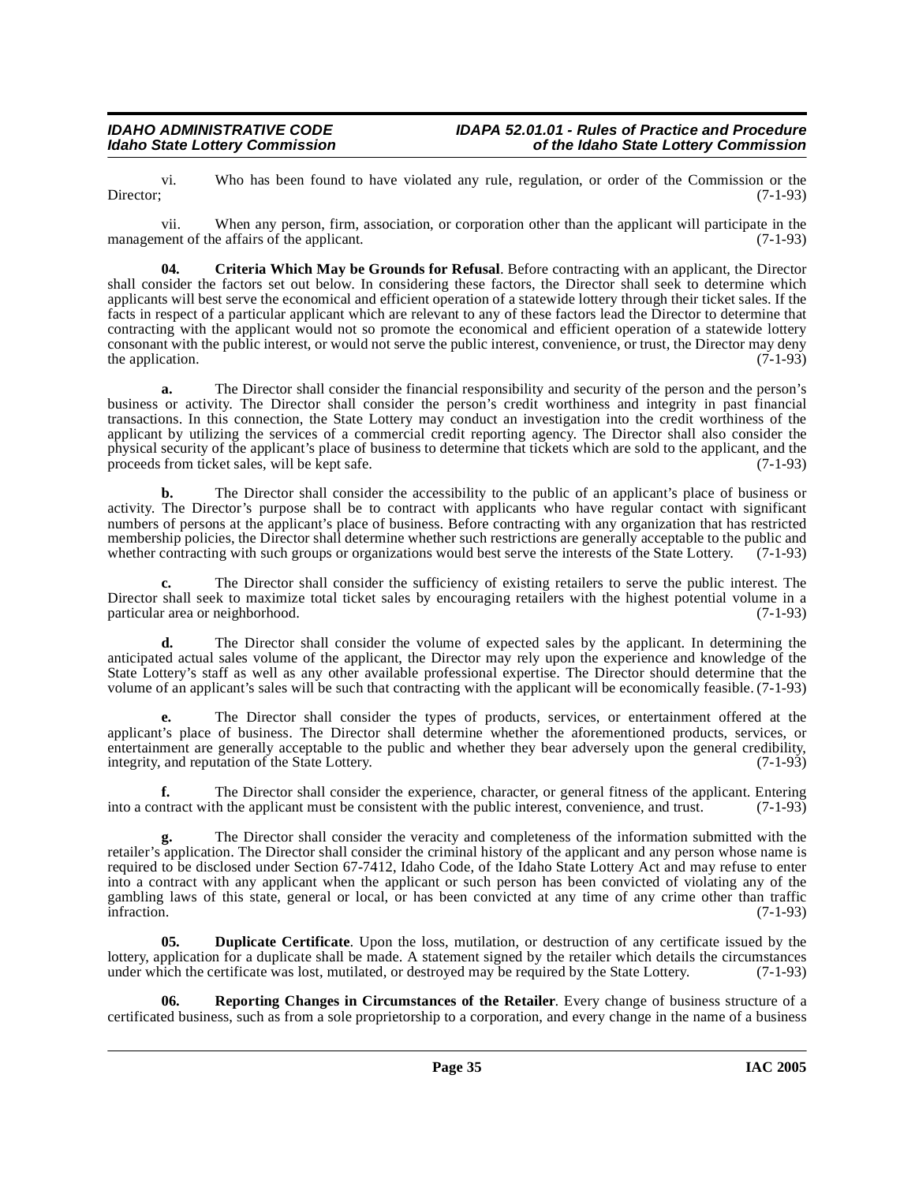vi. Who has been found to have violated any rule, regulation, or order of the Commission or the Director; (7-1-93)

vii. When any person, firm, association, or corporation other than the applicant will participate in the management of the affairs of the applicant. (7-1-93)

**04. Criteria Which May be Grounds for Refusal**. Before contracting with an applicant, the Director shall consider the factors set out below. In considering these factors, the Director shall seek to determine which applicants will best serve the economical and efficient operation of a statewide lottery through their ticket sales. If the facts in respect of a particular applicant which are relevant to any of these factors lead the Director to determine that contracting with the applicant would not so promote the economical and efficient operation of a statewide lottery consonant with the public interest, or would not serve the public interest, convenience, or trust, the Director may deny the application. (7-1-93)

**a.** The Director shall consider the financial responsibility and security of the person and the person's business or activity. The Director shall consider the person's credit worthiness and integrity in past financial transactions. In this connection, the State Lottery may conduct an investigation into the credit worthiness of the applicant by utilizing the services of a commercial credit reporting agency. The Director shall also consider the physical security of the applicant's place of business to determine that tickets which are sold to the applicant, and the proceeds from ticket sales, will be kept safe. (7-1-93)

**b.** The Director shall consider the accessibility to the public of an applicant's place of business or activity. The Director's purpose shall be to contract with applicants who have regular contact with significant numbers of persons at the applicant's place of business. Before contracting with any organization that has restricted membership policies, the Director shall determine whether such restrictions are generally acceptable to the public and whether contracting with such groups or organizations would best serve the interests of the State Lottery. (7-1-93)

**c.** The Director shall consider the sufficiency of existing retailers to serve the public interest. The Director shall seek to maximize total ticket sales by encouraging retailers with the highest potential volume in a particular area or neighborhood. (7-1-93)

**d.** The Director shall consider the volume of expected sales by the applicant. In determining the anticipated actual sales volume of the applicant, the Director may rely upon the experience and knowledge of the State Lottery's staff as well as any other available professional expertise. The Director should determine that the volume of an applicant's sales will be such that contracting with the applicant will be economically feasible. (7-1-93)

**e.** The Director shall consider the types of products, services, or entertainment offered at the applicant's place of business. The Director shall determine whether the aforementioned products, services, or entertainment are generally acceptable to the public and whether they bear adversely upon the general credibility, integrity, and reputation of the State Lottery. (7-1-93)

**f.** The Director shall consider the experience, character, or general fitness of the applicant. Entering into a contract with the applicant must be consistent with the public interest, convenience, and trust. (7-1-93)

**g.** The Director shall consider the veracity and completeness of the information submitted with the retailer's application. The Director shall consider the criminal history of the applicant and any person whose name is required to be disclosed under Section 67-7412, Idaho Code, of the Idaho State Lottery Act and may refuse to enter into a contract with any applicant when the applicant or such person has been convicted of violating any of the gambling laws of this state, general or local, or has been convicted at any time of any crime other than traffic infraction. (7-1-93)

**05. Duplicate Certificate**. Upon the loss, mutilation, or destruction of any certificate issued by the lottery, application for a duplicate shall be made. A statement signed by the retailer which details the circumstances under which the certificate was lost, mutilated, or destroyed may be required by the State Lottery. (7-1-93)

**06. Reporting Changes in Circumstances of the Retailer**. Every change of business structure of a certificated business, such as from a sole proprietorship to a corporation, and every change in the name of a business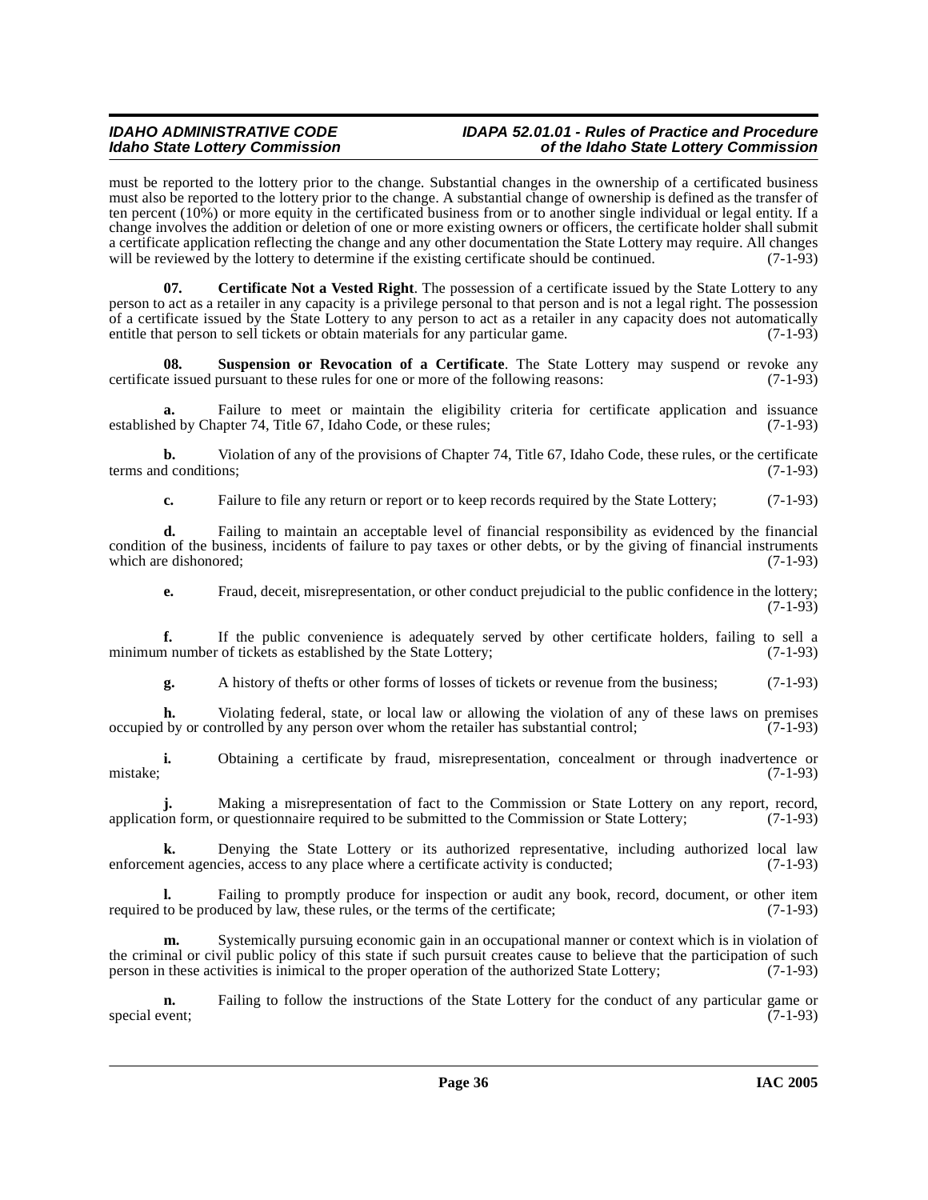must be reported to the lottery prior to the change. Substantial changes in the ownership of a certificated business must also be reported to the lottery prior to the change. A substantial change of ownership is defined as the transfer of ten percent (10%) or more equity in the certificated business from or to another single individual or legal entity. If a change involves the addition or deletion of one or more existing owners or officers, the certificate holder shall submit a certificate application reflecting the change and any other documentation the State Lottery may require. All changes will be reviewed by the lottery to determine if the existing certificate should be continued. (7-1-93)

**07. Certificate Not a Vested Right**. The possession of a certificate issued by the State Lottery to any person to act as a retailer in any capacity is a privilege personal to that person and is not a legal right. The possession of a certificate issued by the State Lottery to any person to act as a retailer in any capacity does not automatically entitle that person to sell tickets or obtain materials for any particular game. (7-1-93)

**08. Suspension or Revocation of a Certificate**. The State Lottery may suspend or revoke any certificate issued pursuant to these rules for one or more of the following reasons: (7-1-93)

**a.** Failure to meet or maintain the eligibility criteria for certificate application and issuance established by Chapter 74, Title 67, Idaho Code, or these rules; (7-1-93)

**b.** Violation of any of the provisions of Chapter 74, Title 67, Idaho Code, these rules, or the certificate terms and conditions; (7-1-93)

**c.** Failure to file any return or report or to keep records required by the State Lottery; (7-1-93)

**d.** Failing to maintain an acceptable level of financial responsibility as evidenced by the financial condition of the business, incidents of failure to pay taxes or other debts, or by the giving of financial instruments which are dishonored; (7-1-93)

**e.** Fraud, deceit, misrepresentation, or other conduct prejudicial to the public confidence in the lottery; (7-1-93)

**f.** If the public convenience is adequately served by other certificate holders, failing to sell a minimum number of tickets as established by the State Lottery; (7-1-93)

**g.** A history of thefts or other forms of losses of tickets or revenue from the business; (7-1-93)

**h.** Violating federal, state, or local law or allowing the violation of any of these laws on premises occupied by or controlled by any person over whom the retailer has substantial control; (7-1-93)

**i.** Obtaining a certificate by fraud, misrepresentation, concealment or through inadvertence or mistake; (7-1-93)

**j.** Making a misrepresentation of fact to the Commission or State Lottery on any report, record, application form, or questionnaire required to be submitted to the Commission or State Lottery; (7-1-93)

**k.** Denying the State Lottery or its authorized representative, including authorized local law enforcement agencies, access to any place where a certificate activity is conducted; (7-1-93)

**l.** Failing to promptly produce for inspection or audit any book, record, document, or other item required to be produced by law, these rules, or the terms of the certificate; (7-1-93)

**m.** Systemically pursuing economic gain in an occupational manner or context which is in violation of the criminal or civil public policy of this state if such pursuit creates cause to believe that the participation of such person in these activities is inimical to the proper operation of the authorized State Lottery; (7-1-93)

**n.** Failing to follow the instructions of the State Lottery for the conduct of any particular game or special event; (7-1-93)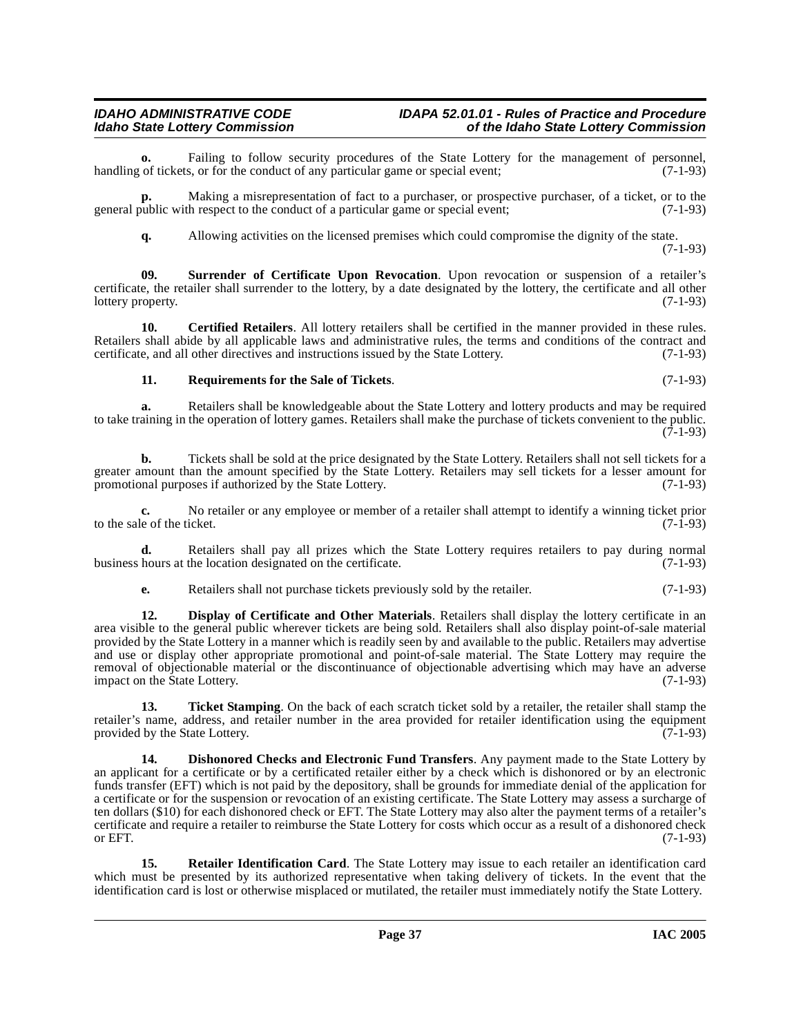**o.** Failing to follow security procedures of the State Lottery for the management of personnel, handling of tickets, or for the conduct of any particular game or special event; (7-1-93)

**p.** Making a misrepresentation of fact to a purchaser, or prospective purchaser, of a ticket, or to the general public with respect to the conduct of a particular game or special event; (7-1-93)

**q.** Allowing activities on the licensed premises which could compromise the dignity of the state. (7-1-93)

**09. Surrender of Certificate Upon Revocation**. Upon revocation or suspension of a retailer's certificate, the retailer shall surrender to the lottery, by a date designated by the lottery, the certificate and all other lottery property. (7-1-93)

**10. Certified Retailers**. All lottery retailers shall be certified in the manner provided in these rules. Retailers shall abide by all applicable laws and administrative rules, the terms and conditions of the contract and certificate, and all other directives and instructions issued by the State Lottery. (7-1-93)

**11. Requirements for the Sale of Tickets**. (7-1-93)

**a.** Retailers shall be knowledgeable about the State Lottery and lottery products and may be required to take training in the operation of lottery games. Retailers shall make the purchase of tickets convenient to the public. (7-1-93)

**b.** Tickets shall be sold at the price designated by the State Lottery. Retailers shall not sell tickets for a greater amount than the amount specified by the State Lottery. Retailers may sell tickets for a lesser amount for promotional purposes if authorized by the State Lottery. (7-1-93)

**c.** No retailer or any employee or member of a retailer shall attempt to identify a winning ticket prior to the sale of the ticket. (7-1-93)

**d.** Retailers shall pay all prizes which the State Lottery requires retailers to pay during normal business hours at the location designated on the certificate. (7-1-93)

**e.** Retailers shall not purchase tickets previously sold by the retailer. (7-1-93)

**12. Display of Certificate and Other Materials**. Retailers shall display the lottery certificate in an area visible to the general public wherever tickets are being sold. Retailers shall also display point-of-sale material provided by the State Lottery in a manner which is readily seen by and available to the public. Retailers may advertise and use or display other appropriate promotional and point-of-sale material. The State Lottery may require the removal of objectionable material or the discontinuance of objectionable advertising which may have an adverse impact on the State Lottery. (7-1-93)

**13. Ticket Stamping**. On the back of each scratch ticket sold by a retailer, the retailer shall stamp the retailer's name, address, and retailer number in the area provided for retailer identification using the equipment provided by the State Lottery. (7-1-93)

**14. Dishonored Checks and Electronic Fund Transfers**. Any payment made to the State Lottery by an applicant for a certificate or by a certificated retailer either by a check which is dishonored or by an electronic funds transfer (EFT) which is not paid by the depository, shall be grounds for immediate denial of the application for a certificate or for the suspension or revocation of an existing certificate. The State Lottery may assess a surcharge of ten dollars ($10) for each dishonored check or EFT. The State Lottery may also alter the payment terms of a retailer's certificate and require a retailer to reimburse the State Lottery for costs which occur as a result of a dishonored check or EFT. (7-1-93)

**15. Retailer Identification Card**. The State Lottery may issue to each retailer an identification card which must be presented by its authorized representative when taking delivery of tickets. In the event that the identification card is lost or otherwise misplaced or mutilated, the retailer must immediately notify the State Lottery.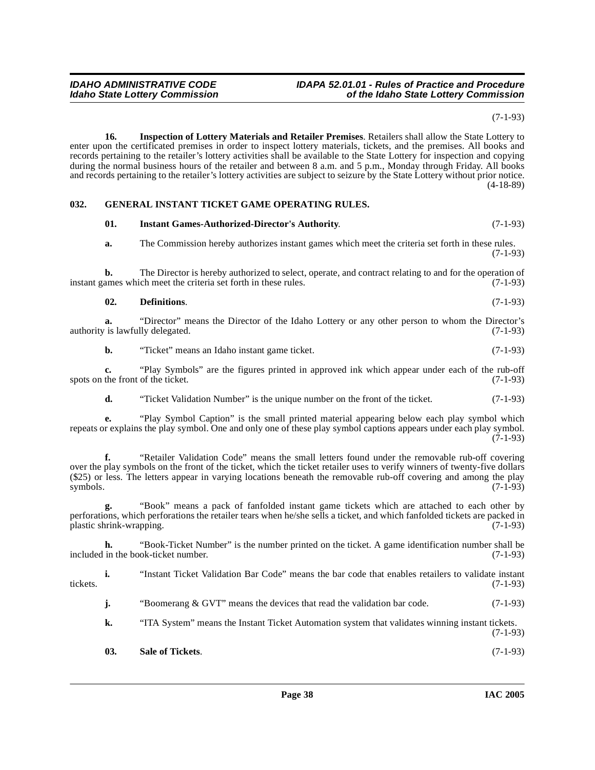(7-1-93)

**16. Inspection of Lottery Materials and Retailer Premises**. Retailers shall allow the State Lottery to enter upon the certificated premises in order to inspect lottery materials, tickets, and the premises. All books and records pertaining to the retailer's lottery activities shall be available to the State Lottery for inspection and copying during the normal business hours of the retailer and between 8 a.m. and 5 p.m., Monday through Friday. All books and records pertaining to the retailer's lottery activities are subject to seizure by the State Lottery without prior notice. (4-18-89)

## 032. GENERAL INSTANT TICKET GAME OPERATING RULES.

**01. Instant Games-Authorized-Director's Authority**. (7-1-93)

**a.** The Commission hereby authorizes instant games which meet the criteria set forth in these rules. (7-1-93)

**b.** The Director is hereby authorized to select, operate, and contract relating to and for the operation of instant games which meet the criteria set forth in these rules. (7-1-93)

**02. Definitions**. (7-1-93)

**a.** "Director" means the Director of the Idaho Lottery or any other person to whom the Director's authority is lawfully delegated. (7-1-93)

**b.** "Ticket" means an Idaho instant game ticket. (7-1-93)

**c.** "Play Symbols" are the figures printed in approved ink which appear under each of the rub-off spots on the front of the ticket. (7-1-93)

**d.** "Ticket Validation Number" is the unique number on the front of the ticket. (7-1-93)

**e.** "Play Symbol Caption" is the small printed material appearing below each play symbol which repeats or explains the play symbol. One and only one of these play symbol captions appears under each play symbol. (7-1-93)

**f.** "Retailer Validation Code" means the small letters found under the removable rub-off covering over the play symbols on the front of the ticket, which the ticket retailer uses to verify winners of twenty-five dollars ($25) or less. The letters appear in varying locations beneath the removable rub-off covering and among the play symbols. (7-1-93)

**g.** "Book" means a pack of fanfolded instant game tickets which are attached to each other by perforations, which perforations the retailer tears when he/she sells a ticket, and which fanfolded tickets are packed in plastic shrink-wrapping. (7-1-93)

**h.** "Book-Ticket Number" is the number printed on the ticket. A game identification number shall be included in the book-ticket number. (7-1-93)

**i.** "Instant Ticket Validation Bar Code" means the bar code that enables retailers to validate instant tickets. (7-1-93)

**j.** "Boomerang & GVT" means the devices that read the validation bar code. (7-1-93)

**k.** "ITA System" means the Instant Ticket Automation system that validates winning instant tickets. (7-1-93)

**03. Sale of Tickets**. (7-1-93)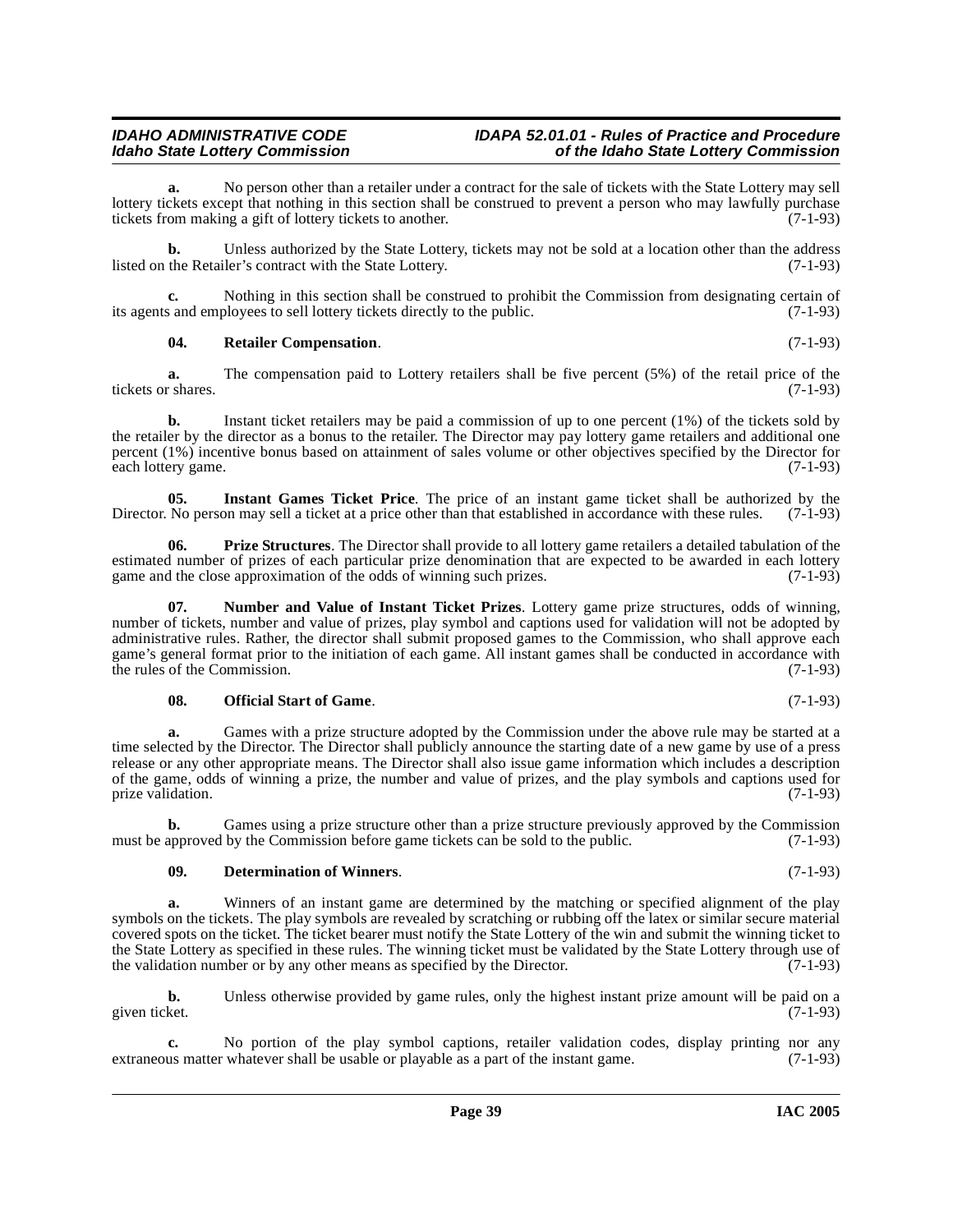**a.** No person other than a retailer under a contract for the sale of tickets with the State Lottery may sell lottery tickets except that nothing in this section shall be construed to prevent a person who may lawfully purchase tickets from making a gift of lottery tickets to another. (7-1-93)

**b.** Unless authorized by the State Lottery, tickets may not be sold at a location other than the address listed on the Retailer's contract with the State Lottery. (7-1-93)

**c.** Nothing in this section shall be construed to prohibit the Commission from designating certain of its agents and employees to sell lottery tickets directly to the public. (7-1-93)

**04. Retailer Compensation**. (7-1-93)

**a.** The compensation paid to Lottery retailers shall be five percent (5%) of the retail price of the tickets or shares. (7-1-93)

**b.** Instant ticket retailers may be paid a commission of up to one percent (1%) of the tickets sold by the retailer by the director as a bonus to the retailer. The Director may pay lottery game retailers and additional one percent (1%) incentive bonus based on attainment of sales volume or other objectives specified by the Director for each lottery game. (7-1-93)

**05. Instant Games Ticket Price**. The price of an instant game ticket shall be authorized by the Director. No person may sell a ticket at a price other than that established in accordance with these rules. (7-1-93)

**06. Prize Structures**. The Director shall provide to all lottery game retailers a detailed tabulation of the estimated number of prizes of each particular prize denomination that are expected to be awarded in each lottery game and the close approximation of the odds of winning such prizes. (7-1-93)

**07. Number and Value of Instant Ticket Prizes**. Lottery game prize structures, odds of winning, number of tickets, number and value of prizes, play symbol and captions used for validation will not be adopted by administrative rules. Rather, the director shall submit proposed games to the Commission, who shall approve each game's general format prior to the initiation of each game. All instant games shall be conducted in accordance with the rules of the Commission. (7-1-93)

**08. Official Start of Game**. (7-1-93)

**a.** Games with a prize structure adopted by the Commission under the above rule may be started at a time selected by the Director. The Director shall publicly announce the starting date of a new game by use of a press release or any other appropriate means. The Director shall also issue game information which includes a description of the game, odds of winning a prize, the number and value of prizes, and the play symbols and captions used for prize validation. (7-1-93)

**b.** Games using a prize structure other than a prize structure previously approved by the Commission must be approved by the Commission before game tickets can be sold to the public. (7-1-93)

**09. Determination of Winners**. (7-1-93)

**a.** Winners of an instant game are determined by the matching or specified alignment of the play symbols on the tickets. The play symbols are revealed by scratching or rubbing off the latex or similar secure material covered spots on the ticket. The ticket bearer must notify the State Lottery of the win and submit the winning ticket to the State Lottery as specified in these rules. The winning ticket must be validated by the State Lottery through use of the validation number or by any other means as specified by the Director. (7-1-93)

**b.** Unless otherwise provided by game rules, only the highest instant prize amount will be paid on a given ticket. (7-1-93)

**c.** No portion of the play symbol captions, retailer validation codes, display printing nor any extraneous matter whatever shall be usable or playable as a part of the instant game. (7-1-93)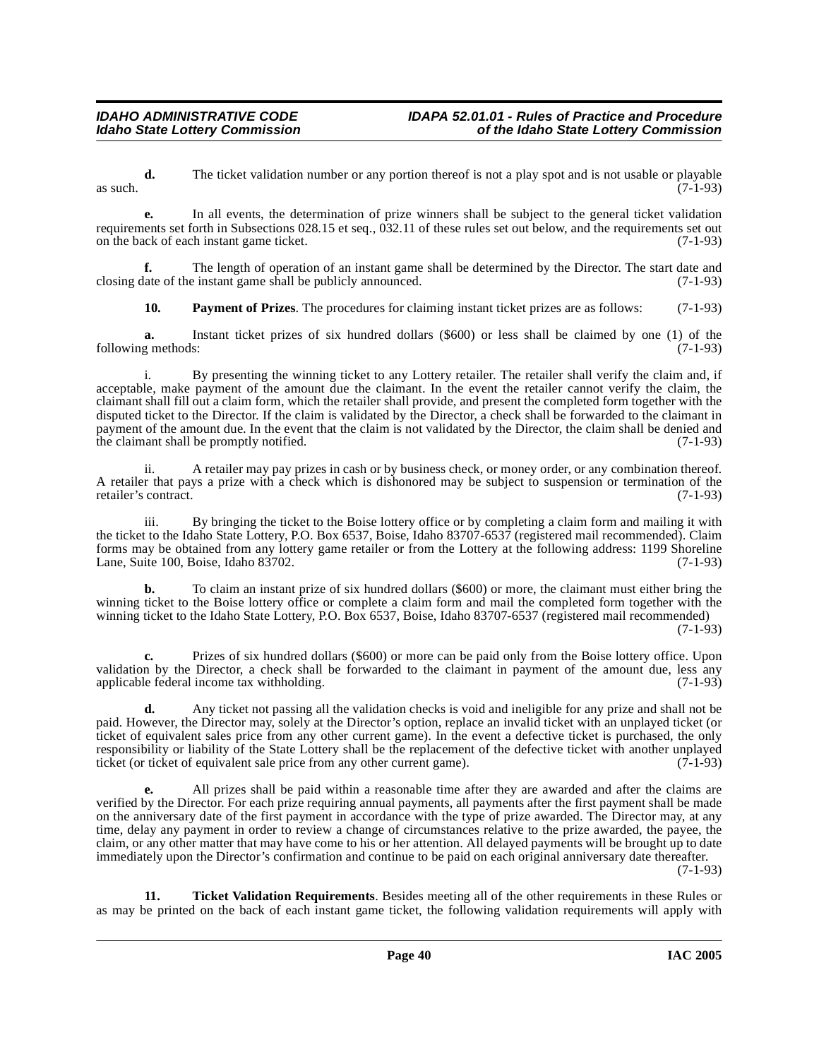**d.** The ticket validation number or any portion thereof is not a play spot and is not usable or playable as such. (7-1-93)

**e.** In all events, the determination of prize winners shall be subject to the general ticket validation requirements set forth in Subsections 028.15 et seq., 032.11 of these rules set out below, and the requirements set out on the back of each instant game ticket. (7-1-93)

**f.** The length of operation of an instant game shall be determined by the Director. The start date and closing date of the instant game shall be publicly announced. (7-1-93)

**10. Payment of Prizes**. The procedures for claiming instant ticket prizes are as follows: (7-1-93)

**a.** Instant ticket prizes of six hundred dollars ($600) or less shall be claimed by one (1) of the following methods: (7-1-93)

i. By presenting the winning ticket to any Lottery retailer. The retailer shall verify the claim and, if acceptable, make payment of the amount due the claimant. In the event the retailer cannot verify the claim, the claimant shall fill out a claim form, which the retailer shall provide, and present the completed form together with the disputed ticket to the Director. If the claim is validated by the Director, a check shall be forwarded to the claimant in payment of the amount due. In the event that the claim is not validated by the Director, the claim shall be denied and the claimant shall be promptly notified. (7-1-93)

ii. A retailer may pay prizes in cash or by business check, or money order, or any combination thereof. A retailer that pays a prize with a check which is dishonored may be subject to suspension or termination of the retailer's contract. (7-1-93)

iii. By bringing the ticket to the Boise lottery office or by completing a claim form and mailing it with the ticket to the Idaho State Lottery, P.O. Box 6537, Boise, Idaho 83707-6537 (registered mail recommended). Claim forms may be obtained from any lottery game retailer or from the Lottery at the following address: 1199 Shoreline Lane, Suite 100, Boise, Idaho 83702. (7-1-93)

**b.** To claim an instant prize of six hundred dollars ($600) or more, the claimant must either bring the winning ticket to the Boise lottery office or complete a claim form and mail the completed form together with the winning ticket to the Idaho State Lottery, P.O. Box 6537, Boise, Idaho 83707-6537 (registered mail recommended) (7-1-93)

**c.** Prizes of six hundred dollars ($600) or more can be paid only from the Boise lottery office. Upon validation by the Director, a check shall be forwarded to the claimant in payment of the amount due, less any applicable federal income tax withholding. (7-1-93)

**d.** Any ticket not passing all the validation checks is void and ineligible for any prize and shall not be paid. However, the Director may, solely at the Director's option, replace an invalid ticket with an unplayed ticket (or ticket of equivalent sales price from any other current game). In the event a defective ticket is purchased, the only responsibility or liability of the State Lottery shall be the replacement of the defective ticket with another unplayed ticket (or ticket of equivalent sale price from any other current game). (7-1-93)

**e.** All prizes shall be paid within a reasonable time after they are awarded and after the claims are verified by the Director. For each prize requiring annual payments, all payments after the first payment shall be made on the anniversary date of the first payment in accordance with the type of prize awarded. The Director may, at any time, delay any payment in order to review a change of circumstances relative to the prize awarded, the payee, the claim, or any other matter that may have come to his or her attention. All delayed payments will be brought up to date immediately upon the Director's confirmation and continue to be paid on each original anniversary date thereafter. (7-1-93)

**11. Ticket Validation Requirements**. Besides meeting all of the other requirements in these Rules or as may be printed on the back of each instant game ticket, the following validation requirements will apply with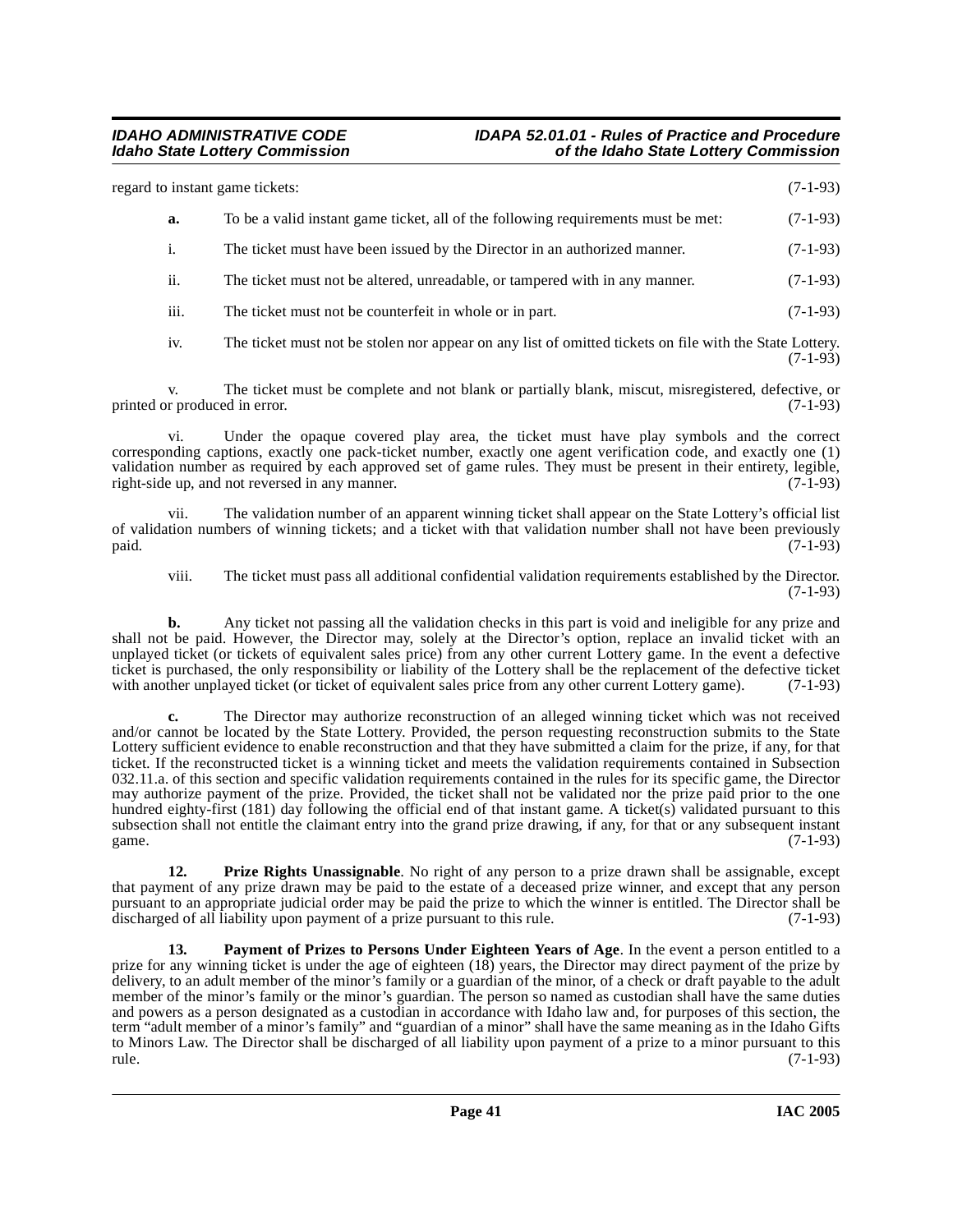regard to instant game tickets: (7-1-93)

**a.** To be a valid instant game ticket, all of the following requirements must be met: (7-1-93)

i. The ticket must have been issued by the Director in an authorized manner. (7-1-93)

ii. The ticket must not be altered, unreadable, or tampered with in any manner. (7-1-93)

iii. The ticket must not be counterfeit in whole or in part. (7-1-93)

iv. The ticket must not be stolen nor appear on any list of omitted tickets on file with the State Lottery. (7-1-93)

v. The ticket must be complete and not blank or partially blank, miscut, misregistered, defective, or printed or produced in error. (7-1-93)

vi. Under the opaque covered play area, the ticket must have play symbols and the correct corresponding captions, exactly one pack-ticket number, exactly one agent verification code, and exactly one (1) validation number as required by each approved set of game rules. They must be present in their entirety, legible, right-side up, and not reversed in any manner. (7-1-93)

vii. The validation number of an apparent winning ticket shall appear on the State Lottery's official list of validation numbers of winning tickets; and a ticket with that validation number shall not have been previously paid. (7-1-93)

viii. The ticket must pass all additional confidential validation requirements established by the Director. (7-1-93)

**b.** Any ticket not passing all the validation checks in this part is void and ineligible for any prize and shall not be paid. However, the Director may, solely at the Director's option, replace an invalid ticket with an unplayed ticket (or tickets of equivalent sales price) from any other current Lottery game. In the event a defective ticket is purchased, the only responsibility or liability of the Lottery shall be the replacement of the defective ticket with another unplayed ticket (or ticket of equivalent sales price from any other current Lottery game). (7-1-93)

**c.** The Director may authorize reconstruction of an alleged winning ticket which was not received and/or cannot be located by the State Lottery. Provided, the person requesting reconstruction submits to the State Lottery sufficient evidence to enable reconstruction and that they have submitted a claim for the prize, if any, for that ticket. If the reconstructed ticket is a winning ticket and meets the validation requirements contained in Subsection 032.11.a. of this section and specific validation requirements contained in the rules for its specific game, the Director may authorize payment of the prize. Provided, the ticket shall not be validated nor the prize paid prior to the one hundred eighty-first (181) day following the official end of that instant game. A ticket(s) validated pursuant to this subsection shall not entitle the claimant entry into the grand prize drawing, if any, for that or any subsequent instant game. (7-1-93)

**12. Prize Rights Unassignable**. No right of any person to a prize drawn shall be assignable, except that payment of any prize drawn may be paid to the estate of a deceased prize winner, and except that any person pursuant to an appropriate judicial order may be paid the prize to which the winner is entitled. The Director shall be discharged of all liability upon payment of a prize pursuant to this rule. (7-1-93)

**13. Payment of Prizes to Persons Under Eighteen Years of Age**. In the event a person entitled to a prize for any winning ticket is under the age of eighteen (18) years, the Director may direct payment of the prize by delivery, to an adult member of the minor's family or a guardian of the minor, of a check or draft payable to the adult member of the minor's family or the minor's guardian. The person so named as custodian shall have the same duties and powers as a person designated as a custodian in accordance with Idaho law and, for purposes of this section, the term "adult member of a minor's family" and "guardian of a minor" shall have the same meaning as in the Idaho Gifts to Minors Law. The Director shall be discharged of all liability upon payment of a prize to a minor pursuant to this rule. (7-1-93)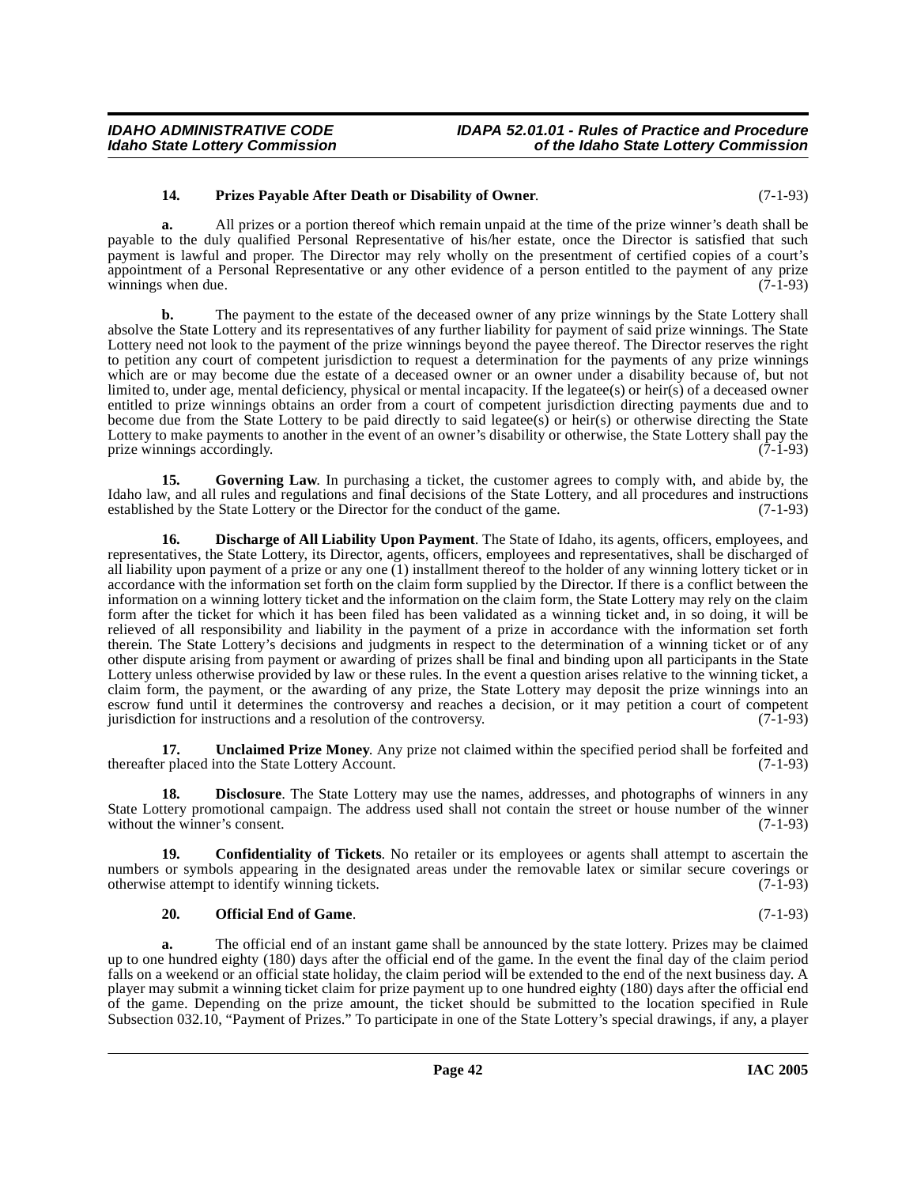**14. Prizes Payable After Death or Disability of Owner**. (7-1-93)

**a.** All prizes or a portion thereof which remain unpaid at the time of the prize winner's death shall be payable to the duly qualified Personal Representative of his/her estate, once the Director is satisfied that such payment is lawful and proper. The Director may rely wholly on the presentment of certified copies of a court's appointment of a Personal Representative or any other evidence of a person entitled to the payment of any prize winnings when due. (7-1-93)

**b.** The payment to the estate of the deceased owner of any prize winnings by the State Lottery shall absolve the State Lottery and its representatives of any further liability for payment of said prize winnings. The State Lottery need not look to the payment of the prize winnings beyond the payee thereof. The Director reserves the right to petition any court of competent jurisdiction to request a determination for the payments of any prize winnings which are or may become due the estate of a deceased owner or an owner under a disability because of, but not limited to, under age, mental deficiency, physical or mental incapacity. If the legatee(s) or heir(s) of a deceased owner entitled to prize winnings obtains an order from a court of competent jurisdiction directing payments due and to become due from the State Lottery to be paid directly to said legatee(s) or heir(s) or otherwise directing the State Lottery to make payments to another in the event of an owner's disability or otherwise, the State Lottery shall pay the prize winnings accordingly. (7-1-93)

**15. Governing Law**. In purchasing a ticket, the customer agrees to comply with, and abide by, the Idaho law, and all rules and regulations and final decisions of the State Lottery, and all procedures and instructions established by the State Lottery or the Director for the conduct of the game. (7-1-93)

**16. Discharge of All Liability Upon Payment**. The State of Idaho, its agents, officers, employees, and representatives, the State Lottery, its Director, agents, officers, employees and representatives, shall be discharged of all liability upon payment of a prize or any one (1) installment thereof to the holder of any winning lottery ticket or in accordance with the information set forth on the claim form supplied by the Director. If there is a conflict between the information on a winning lottery ticket and the information on the claim form, the State Lottery may rely on the claim form after the ticket for which it has been filed has been validated as a winning ticket and, in so doing, it will be relieved of all responsibility and liability in the payment of a prize in accordance with the information set forth therein. The State Lottery's decisions and judgments in respect to the determination of a winning ticket or of any other dispute arising from payment or awarding of prizes shall be final and binding upon all participants in the State Lottery unless otherwise provided by law or these rules. In the event a question arises relative to the winning ticket, a claim form, the payment, or the awarding of any prize, the State Lottery may deposit the prize winnings into an escrow fund until it determines the controversy and reaches a decision, or it may petition a court of competent jurisdiction for instructions and a resolution of the controversy. (7-1-93)

**17. Unclaimed Prize Money**. Any prize not claimed within the specified period shall be forfeited and thereafter placed into the State Lottery Account. (7-1-93)

**18. Disclosure**. The State Lottery may use the names, addresses, and photographs of winners in any State Lottery promotional campaign. The address used shall not contain the street or house number of the winner without the winner's consent. (7-1-93)

**19. Confidentiality of Tickets**. No retailer or its employees or agents shall attempt to ascertain the numbers or symbols appearing in the designated areas under the removable latex or similar secure coverings or otherwise attempt to identify winning tickets. (7-1-93)

**20. Official End of Game**. (7-1-93)

**a.** The official end of an instant game shall be announced by the state lottery. Prizes may be claimed up to one hundred eighty (180) days after the official end of the game. In the event the final day of the claim period falls on a weekend or an official state holiday, the claim period will be extended to the end of the next business day. A player may submit a winning ticket claim for prize payment up to one hundred eighty (180) days after the official end of the game. Depending on the prize amount, the ticket should be submitted to the location specified in Rule Subsection 032.10, "Payment of Prizes." To participate in one of the State Lottery's special drawings, if any, a player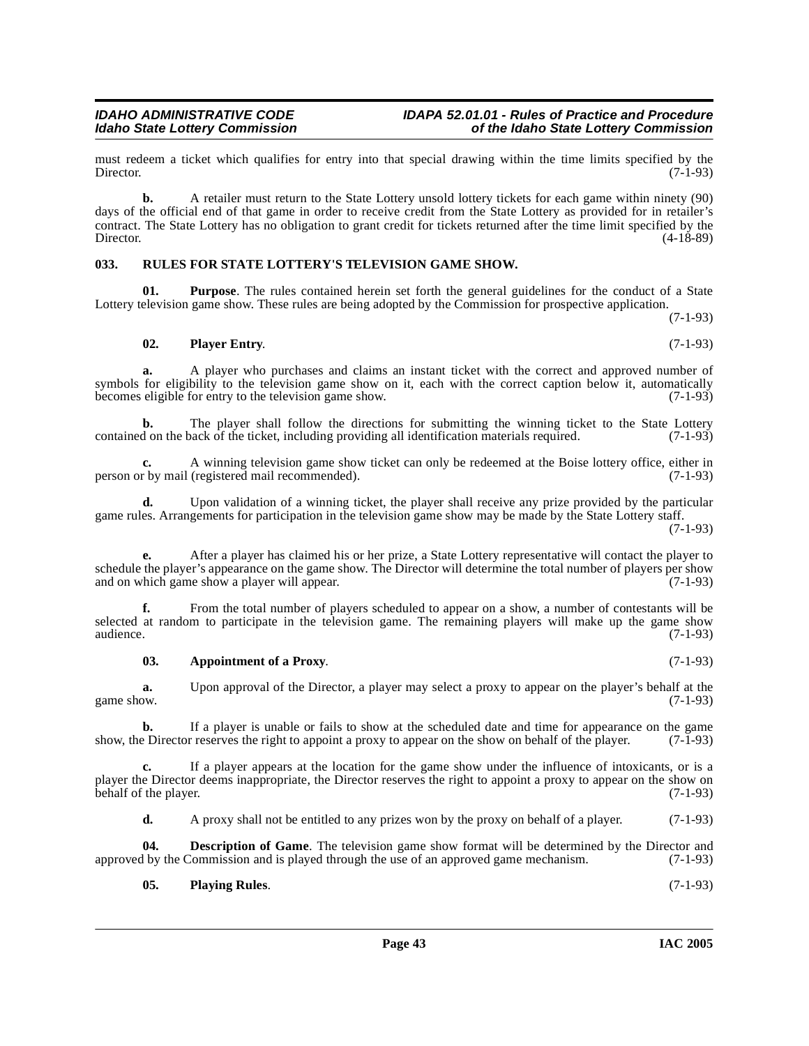must redeem a ticket which qualifies for entry into that special drawing within the time limits specified by the Director. (7-1-93)

**b.** A retailer must return to the State Lottery unsold lottery tickets for each game within ninety (90) days of the official end of that game in order to receive credit from the State Lottery as provided for in retailer's contract. The State Lottery has no obligation to grant credit for tickets returned after the time limit specified by the Director. (4-18-89)

## 033. RULES FOR STATE LOTTERY'S TELEVISION GAME SHOW.

**01. Purpose**. The rules contained herein set forth the general guidelines for the conduct of a State Lottery television game show. These rules are being adopted by the Commission for prospective application. (7-1-93)

**02. Player Entry**. (7-1-93)

**a.** A player who purchases and claims an instant ticket with the correct and approved number of symbols for eligibility to the television game show on it, each with the correct caption below it, automatically becomes eligible for entry to the television game show. (7-1-93)

**b.** The player shall follow the directions for submitting the winning ticket to the State Lottery contained on the back of the ticket, including providing all identification materials required. (7-1-93)

**c.** A winning television game show ticket can only be redeemed at the Boise lottery office, either in person or by mail (registered mail recommended). (7-1-93)

**d.** Upon validation of a winning ticket, the player shall receive any prize provided by the particular game rules. Arrangements for participation in the television game show may be made by the State Lottery staff. (7-1-93)

**e.** After a player has claimed his or her prize, a State Lottery representative will contact the player to schedule the player's appearance on the game show. The Director will determine the total number of players per show and on which game show a player will appear. (7-1-93)

**f.** From the total number of players scheduled to appear on a show, a number of contestants will be selected at random to participate in the television game. The remaining players will make up the game show audience. (7-1-93)

**03. Appointment of a Proxy**. (7-1-93)

**a.** Upon approval of the Director, a player may select a proxy to appear on the player's behalf at the game show. (7-1-93)

**b.** If a player is unable or fails to show at the scheduled date and time for appearance on the game show, the Director reserves the right to appoint a proxy to appear on the show on behalf of the player. (7-1-93)

**c.** If a player appears at the location for the game show under the influence of intoxicants, or is a player the Director deems inappropriate, the Director reserves the right to appoint a proxy to appear on the show on behalf of the player. (7-1-93)

**d.** A proxy shall not be entitled to any prizes won by the proxy on behalf of a player. (7-1-93)

**04. Description of Game**. The television game show format will be determined by the Director and approved by the Commission and is played through the use of an approved game mechanism. (7-1-93)

**05. Playing Rules**. (7-1-93)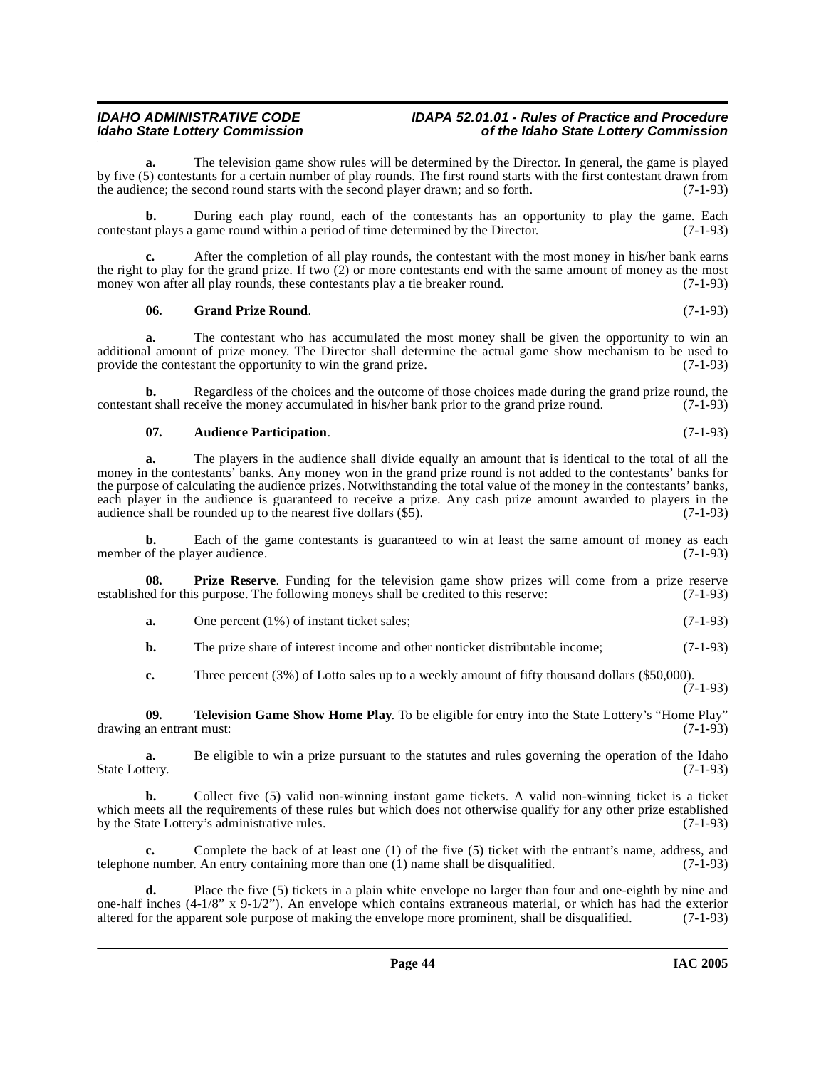**a.** The television game show rules will be determined by the Director. In general, the game is played by five (5) contestants for a certain number of play rounds. The first round starts with the first contestant drawn from the audience; the second round starts with the second player drawn; and so forth. (7-1-93)

**b.** During each play round, each of the contestants has an opportunity to play the game. Each contestant plays a game round within a period of time determined by the Director. (7-1-93)

**c.** After the completion of all play rounds, the contestant with the most money in his/her bank earns the right to play for the grand prize. If two (2) or more contestants end with the same amount of money as the most money won after all play rounds, these contestants play a tie breaker round. (7-1-93)

**06. Grand Prize Round**. (7-1-93)

**a.** The contestant who has accumulated the most money shall be given the opportunity to win an additional amount of prize money. The Director shall determine the actual game show mechanism to be used to provide the contestant the opportunity to win the grand prize. (7-1-93)

**b.** Regardless of the choices and the outcome of those choices made during the grand prize round, the contestant shall receive the money accumulated in his/her bank prior to the grand prize round. (7-1-93)

**07. Audience Participation**. (7-1-93)

**a.** The players in the audience shall divide equally an amount that is identical to the total of all the money in the contestants' banks. Any money won in the grand prize round is not added to the contestants' banks for the purpose of calculating the audience prizes. Notwithstanding the total value of the money in the contestants' banks, each player in the audience is guaranteed to receive a prize. Any cash prize amount awarded to players in the audience shall be rounded up to the nearest five dollars ($5). (7-1-93)

**b.** Each of the game contestants is guaranteed to win at least the same amount of money as each member of the player audience. (7-1-93)

**08. Prize Reserve**. Funding for the television game show prizes will come from a prize reserve established for this purpose. The following moneys shall be credited to this reserve: (7-1-93)

**a.** One percent (1%) of instant ticket sales; (7-1-93)

**b.** The prize share of interest income and other nonticket distributable income; (7-1-93)

**c.** Three percent (3%) of Lotto sales up to a weekly amount of fifty thousand dollars ($50,000). (7-1-93)

**09. Television Game Show Home Play**. To be eligible for entry into the State Lottery's "Home Play" drawing an entrant must: (7-1-93)

**a.** Be eligible to win a prize pursuant to the statutes and rules governing the operation of the Idaho State Lottery. (7-1-93)

**b.** Collect five (5) valid non-winning instant game tickets. A valid non-winning ticket is a ticket which meets all the requirements of these rules but which does not otherwise qualify for any other prize established by the State Lottery's administrative rules. (7-1-93)

**c.** Complete the back of at least one (1) of the five (5) ticket with the entrant's name, address, and telephone number. An entry containing more than one (1) name shall be disqualified. (7-1-93)

**d.** Place the five (5) tickets in a plain white envelope no larger than four and one-eighth by nine and one-half inches (4-1/8" x 9-1/2"). An envelope which contains extraneous material, or which has had the exterior altered for the apparent sole purpose of making the envelope more prominent, shall be disqualified. (7-1-93)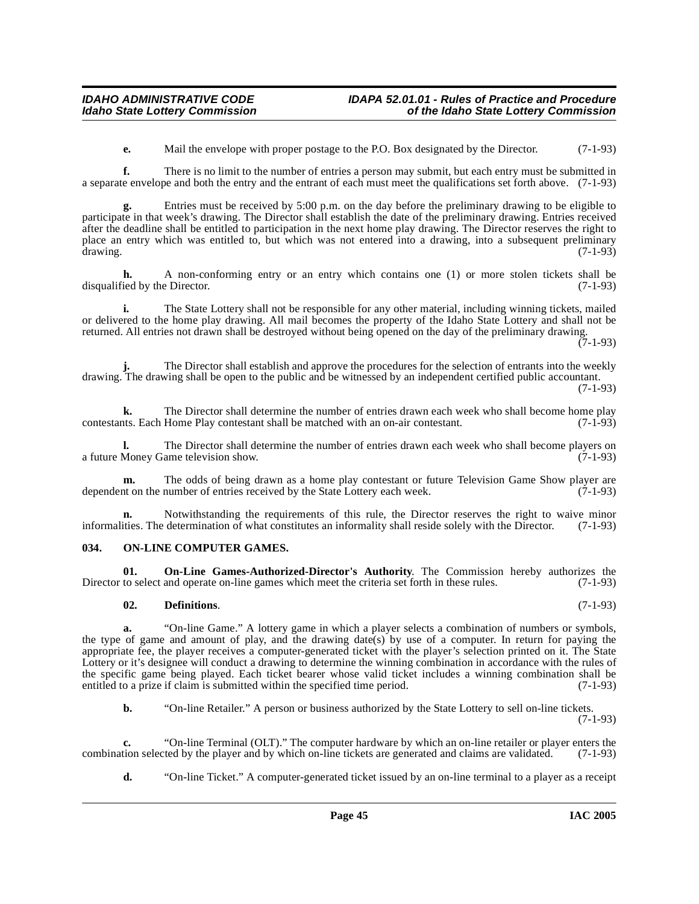**e.** Mail the envelope with proper postage to the P.O. Box designated by the Director. (7-1-93)

**f.** There is no limit to the number of entries a person may submit, but each entry must be submitted in a separate envelope and both the entry and the entrant of each must meet the qualifications set forth above. (7-1-93)

**g.** Entries must be received by 5:00 p.m. on the day before the preliminary drawing to be eligible to participate in that week's drawing. The Director shall establish the date of the preliminary drawing. Entries received after the deadline shall be entitled to participation in the next home play drawing. The Director reserves the right to place an entry which was entitled to, but which was not entered into a drawing, into a subsequent preliminary drawing. (7-1-93)

**h.** A non-conforming entry or an entry which contains one (1) or more stolen tickets shall be disqualified by the Director. (7-1-93)

**i.** The State Lottery shall not be responsible for any other material, including winning tickets, mailed or delivered to the home play drawing. All mail becomes the property of the Idaho State Lottery and shall not be returned. All entries not drawn shall be destroyed without being opened on the day of the preliminary drawing. (7-1-93)

**j.** The Director shall establish and approve the procedures for the selection of entrants into the weekly drawing. The drawing shall be open to the public and be witnessed by an independent certified public accountant. (7-1-93)

**k.** The Director shall determine the number of entries drawn each week who shall become home play contestants. Each Home Play contestant shall be matched with an on-air contestant. (7-1-93)

**l.** The Director shall determine the number of entries drawn each week who shall become players on a future Money Game television show. (7-1-93)

**m.** The odds of being drawn as a home play contestant or future Television Game Show player are dependent on the number of entries received by the State Lottery each week. (7-1-93)

**n.** Notwithstanding the requirements of this rule, the Director reserves the right to waive minor informalities. The determination of what constitutes an informality shall reside solely with the Director. (7-1-93)

### 034. ON-LINE COMPUTER GAMES.

**01. On-Line Games-Authorized-Director's Authority**. The Commission hereby authorizes the Director to select and operate on-line games which meet the criteria set forth in these rules. (7-1-93)

**02. Definitions**. (7-1-93)

**a.** "On-line Game." A lottery game in which a player selects a combination of numbers or symbols, the type of game and amount of play, and the drawing date(s) by use of a computer. In return for paying the appropriate fee, the player receives a computer-generated ticket with the player's selection printed on it. The State Lottery or it's designee will conduct a drawing to determine the winning combination in accordance with the rules of the specific game being played. Each ticket bearer whose valid ticket includes a winning combination shall be entitled to a prize if claim is submitted within the specified time period. (7-1-93)

**b.** "On-line Retailer." A person or business authorized by the State Lottery to sell on-line tickets. (7-1-93)

**c.** "On-line Terminal (OLT)." The computer hardware by which an on-line retailer or player enters the combination selected by the player and by which on-line tickets are generated and claims are validated. (7-1-93)

**d.** "On-line Ticket." A computer-generated ticket issued by an on-line terminal to a player as a receipt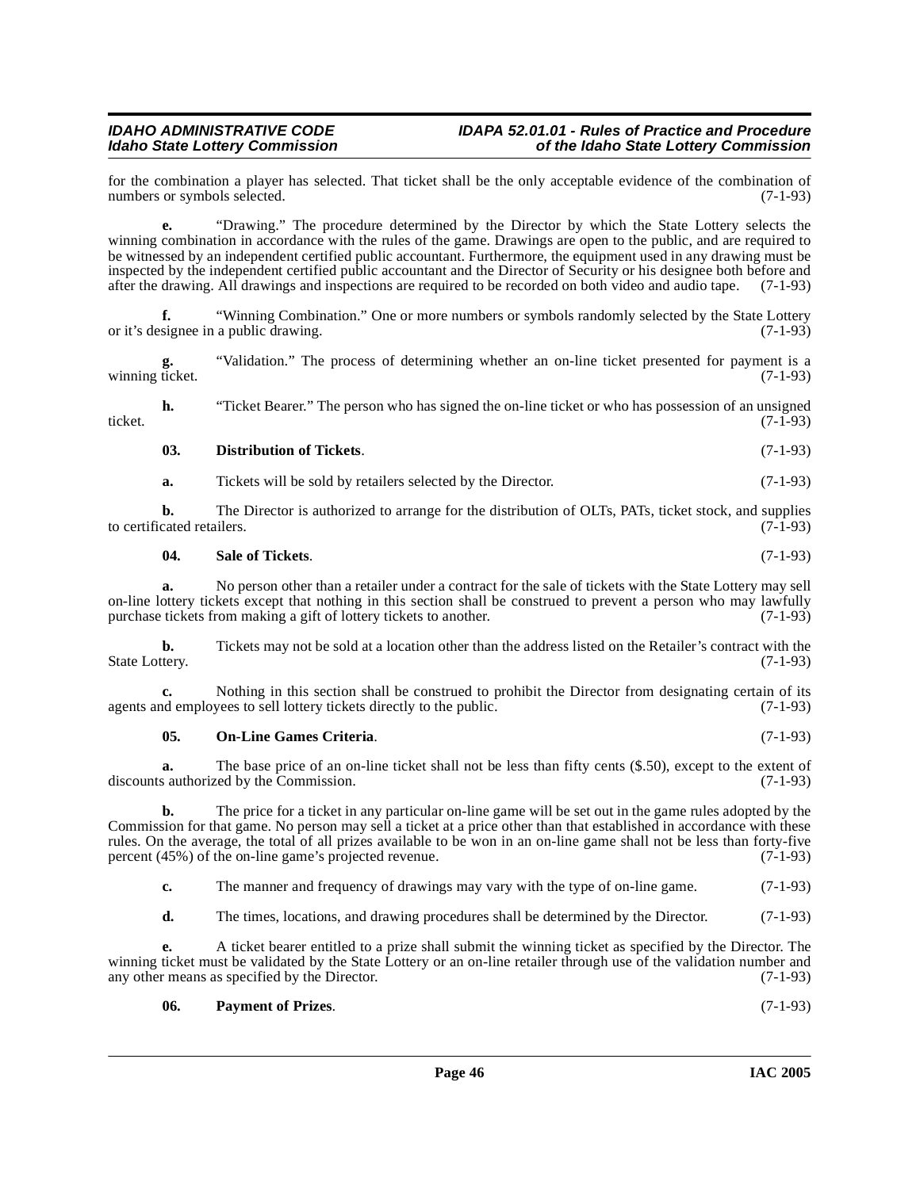for the combination a player has selected. That ticket shall be the only acceptable evidence of the combination of numbers or symbols selected. (7-1-93)

**e.** "Drawing." The procedure determined by the Director by which the State Lottery selects the winning combination in accordance with the rules of the game. Drawings are open to the public, and are required to be witnessed by an independent certified public accountant. Furthermore, the equipment used in any drawing must be inspected by the independent certified public accountant and the Director of Security or his designee both before and after the drawing. All drawings and inspections are required to be recorded on both video and audio tape. (7-1-93)

**f.** "Winning Combination." One or more numbers or symbols randomly selected by the State Lottery or it's designee in a public drawing. (7-1-93)

**g.** "Validation." The process of determining whether an on-line ticket presented for payment is a winning ticket. (7-1-93)

**h.** "Ticket Bearer." The person who has signed the on-line ticket or who has possession of an unsigned ticket. (7-1-93)

**03. Distribution of Tickets**. (7-1-93)

**a.** Tickets will be sold by retailers selected by the Director. (7-1-93)

**b.** The Director is authorized to arrange for the distribution of OLTs, PATs, ticket stock, and supplies to certificated retailers. (7-1-93)

**04. Sale of Tickets**. (7-1-93)

**a.** No person other than a retailer under a contract for the sale of tickets with the State Lottery may sell on-line lottery tickets except that nothing in this section shall be construed to prevent a person who may lawfully purchase tickets from making a gift of lottery tickets to another. (7-1-93)

**b.** Tickets may not be sold at a location other than the address listed on the Retailer's contract with the State Lottery. (7-1-93)

**c.** Nothing in this section shall be construed to prohibit the Director from designating certain of its agents and employees to sell lottery tickets directly to the public. (7-1-93)

**05. On-Line Games Criteria**. (7-1-93)

**a.** The base price of an on-line ticket shall not be less than fifty cents ($.50), except to the extent of discounts authorized by the Commission. (7-1-93)

**b.** The price for a ticket in any particular on-line game will be set out in the game rules adopted by the Commission for that game. No person may sell a ticket at a price other than that established in accordance with these rules. On the average, the total of all prizes available to be won in an on-line game shall not be less than forty-five percent (45%) of the on-line game's projected revenue. (7-1-93)

**c.** The manner and frequency of drawings may vary with the type of on-line game. (7-1-93)

**d.** The times, locations, and drawing procedures shall be determined by the Director. (7-1-93)

**e.** A ticket bearer entitled to a prize shall submit the winning ticket as specified by the Director. The winning ticket must be validated by the State Lottery or an on-line retailer through use of the validation number and any other means as specified by the Director. (7-1-93)

**06. Payment of Prizes**. (7-1-93)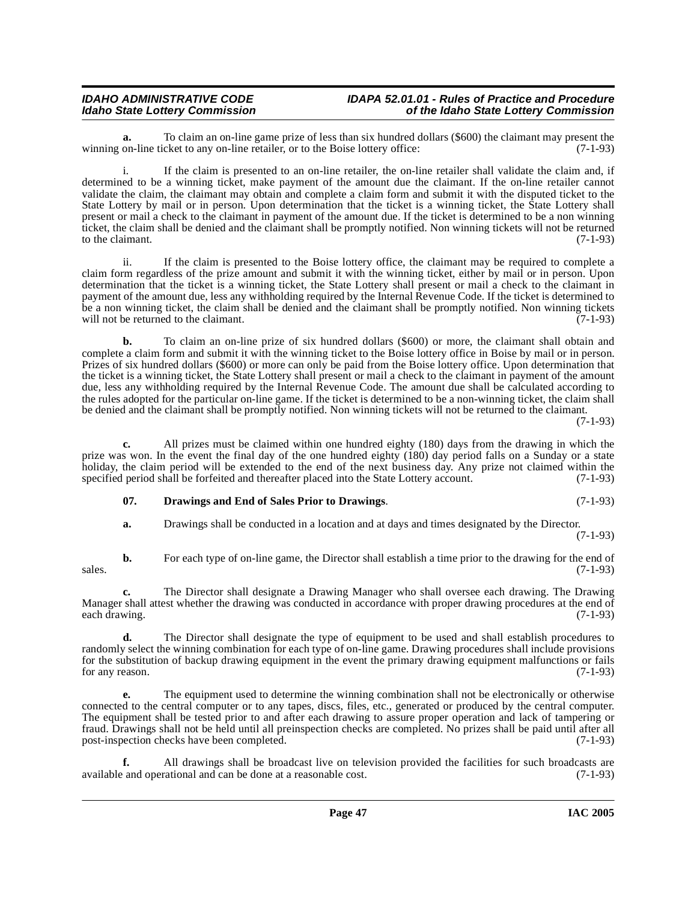**a.** To claim an on-line game prize of less than six hundred dollars ($600) the claimant may present the winning on-line ticket to any on-line retailer, or to the Boise lottery office: (7-1-93)

i. If the claim is presented to an on-line retailer, the on-line retailer shall validate the claim and, if determined to be a winning ticket, make payment of the amount due the claimant. If the on-line retailer cannot validate the claim, the claimant may obtain and complete a claim form and submit it with the disputed ticket to the State Lottery by mail or in person. Upon determination that the ticket is a winning ticket, the State Lottery shall present or mail a check to the claimant in payment of the amount due. If the ticket is determined to be a non winning ticket, the claim shall be denied and the claimant shall be promptly notified. Non winning tickets will not be returned to the claimant. (7-1-93)

ii. If the claim is presented to the Boise lottery office, the claimant may be required to complete a claim form regardless of the prize amount and submit it with the winning ticket, either by mail or in person. Upon determination that the ticket is a winning ticket, the State Lottery shall present or mail a check to the claimant in payment of the amount due, less any withholding required by the Internal Revenue Code. If the ticket is determined to be a non winning ticket, the claim shall be denied and the claimant shall be promptly notified. Non winning tickets will not be returned to the claimant. (7-1-93)

**b.** To claim an on-line prize of six hundred dollars ($600) or more, the claimant shall obtain and complete a claim form and submit it with the winning ticket to the Boise lottery office in Boise by mail or in person. Prizes of six hundred dollars ($600) or more can only be paid from the Boise lottery office. Upon determination that the ticket is a winning ticket, the State Lottery shall present or mail a check to the claimant in payment of the amount due, less any withholding required by the Internal Revenue Code. The amount due shall be calculated according to the rules adopted for the particular on-line game. If the ticket is determined to be a non-winning ticket, the claim shall be denied and the claimant shall be promptly notified. Non winning tickets will not be returned to the claimant. (7-1-93)

**c.** All prizes must be claimed within one hundred eighty (180) days from the drawing in which the prize was won. In the event the final day of the one hundred eighty (180) day period falls on a Sunday or a state holiday, the claim period will be extended to the end of the next business day. Any prize not claimed within the specified period shall be forfeited and thereafter placed into the State Lottery account. (7-1-93)

**07. Drawings and End of Sales Prior to Drawings**. (7-1-93)

**a.** Drawings shall be conducted in a location and at days and times designated by the Director. (7-1-93)

**b.** For each type of on-line game, the Director shall establish a time prior to the drawing for the end of sales. (7-1-93)

**c.** The Director shall designate a Drawing Manager who shall oversee each drawing. The Drawing Manager shall attest whether the drawing was conducted in accordance with proper drawing procedures at the end of each drawing. (7-1-93)

**d.** The Director shall designate the type of equipment to be used and shall establish procedures to randomly select the winning combination for each type of on-line game. Drawing procedures shall include provisions for the substitution of backup drawing equipment in the event the primary drawing equipment malfunctions or fails for any reason. (7-1-93)

**e.** The equipment used to determine the winning combination shall not be electronically or otherwise connected to the central computer or to any tapes, discs, files, etc., generated or produced by the central computer. The equipment shall be tested prior to and after each drawing to assure proper operation and lack of tampering or fraud. Drawings shall not be held until all preinspection checks are completed. No prizes shall be paid until after all post-inspection checks have been completed. (7-1-93)

**f.** All drawings shall be broadcast live on television provided the facilities for such broadcasts are available and operational and can be done at a reasonable cost. (7-1-93)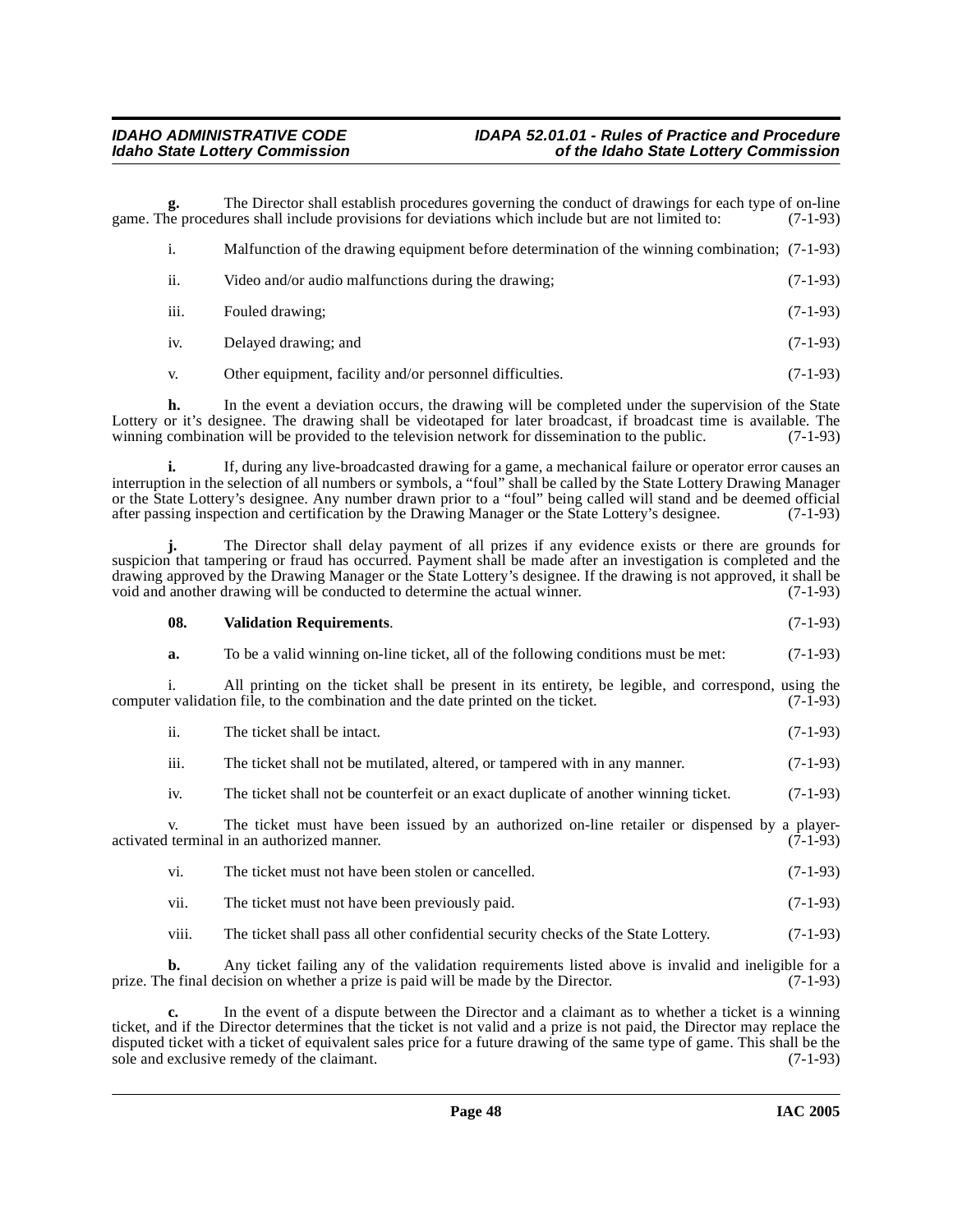**g.** The Director shall establish procedures governing the conduct of drawings for each type of on-line game. The procedures shall include provisions for deviations which include but are not limited to: (7-1-93)

i. Malfunction of the drawing equipment before determination of the winning combination; (7-1-93)

ii. Video and/or audio malfunctions during the drawing; (7-1-93)

iii. Fouled drawing; (7-1-93)

iv. Delayed drawing; and (7-1-93)

v. Other equipment, facility and/or personnel difficulties. (7-1-93)

**h.** In the event a deviation occurs, the drawing will be completed under the supervision of the State Lottery or it's designee. The drawing shall be videotaped for later broadcast, if broadcast time is available. The winning combination will be provided to the television network for dissemination to the public. (7-1-93)

**i.** If, during any live-broadcasted drawing for a game, a mechanical failure or operator error causes an interruption in the selection of all numbers or symbols, a "foul" shall be called by the State Lottery Drawing Manager or the State Lottery's designee. Any number drawn prior to a "foul" being called will stand and be deemed official after passing inspection and certification by the Drawing Manager or the State Lottery's designee. (7-1-93)

**j.** The Director shall delay payment of all prizes if any evidence exists or there are grounds for suspicion that tampering or fraud has occurred. Payment shall be made after an investigation is completed and the drawing approved by the Drawing Manager or the State Lottery's designee. If the drawing is not approved, it shall be void and another drawing will be conducted to determine the actual winner. (7-1-93)

**08. Validation Requirements**. (7-1-93)

**a.** To be a valid winning on-line ticket, all of the following conditions must be met: (7-1-93)

i. All printing on the ticket shall be present in its entirety, be legible, and correspond, using the computer validation file, to the combination and the date printed on the ticket. (7-1-93)

ii. The ticket shall be intact. (7-1-93)

iii. The ticket shall not be mutilated, altered, or tampered with in any manner. (7-1-93)

iv. The ticket shall not be counterfeit or an exact duplicate of another winning ticket. (7-1-93)

v. The ticket must have been issued by an authorized on-line retailer or dispensed by a player-activated terminal in an authorized manner. (7-1-93)

vi. The ticket must not have been stolen or cancelled. (7-1-93)

vii. The ticket must not have been previously paid. (7-1-93)

viii. The ticket shall pass all other confidential security checks of the State Lottery. (7-1-93)

**b.** Any ticket failing any of the validation requirements listed above is invalid and ineligible for a prize. The final decision on whether a prize is paid will be made by the Director. (7-1-93)

**c.** In the event of a dispute between the Director and a claimant as to whether a ticket is a winning ticket, and if the Director determines that the ticket is not valid and a prize is not paid, the Director may replace the disputed ticket with a ticket of equivalent sales price for a future drawing of the same type of game. This shall be the sole and exclusive remedy of the claimant. (7-1-93)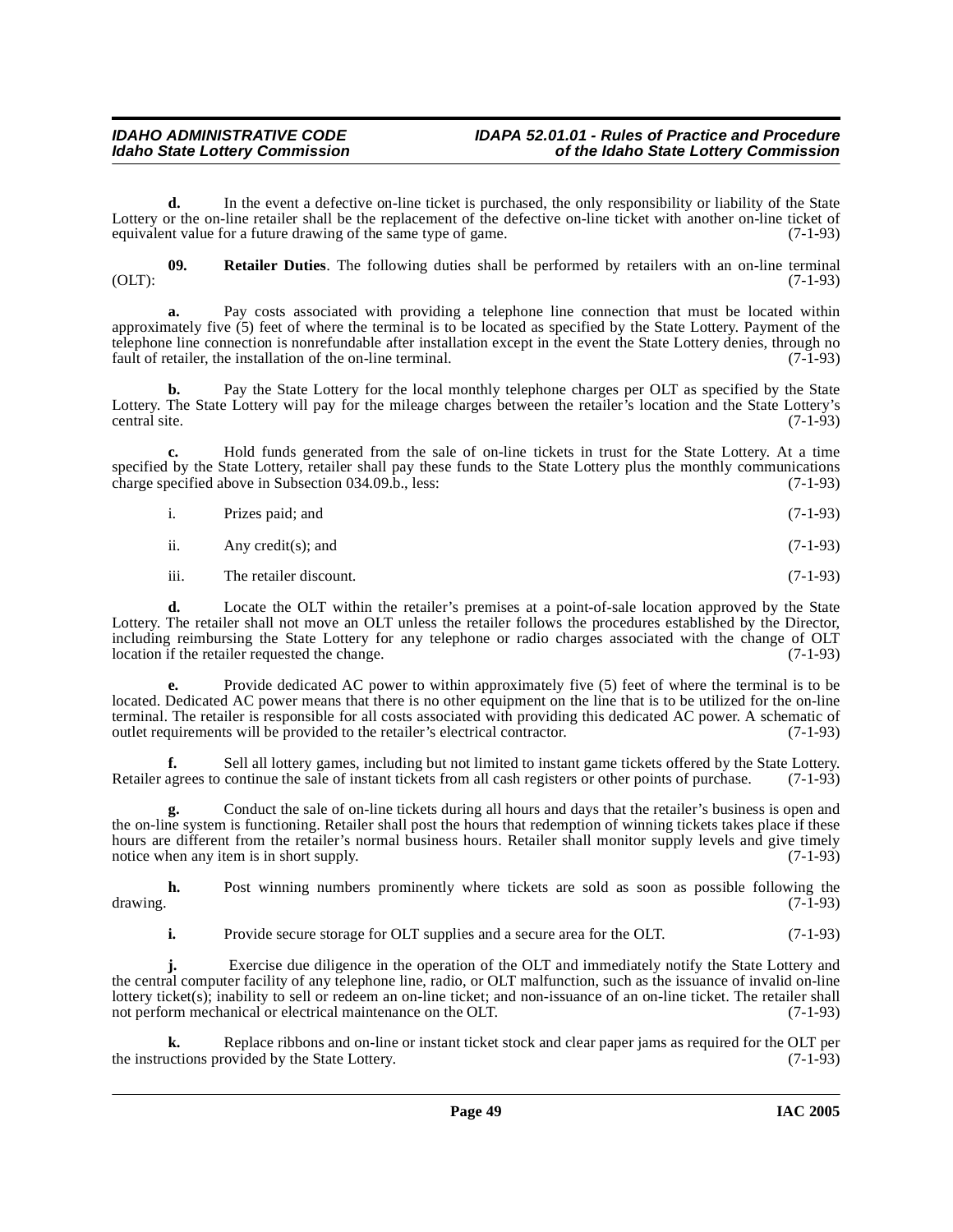**d.** In the event a defective on-line ticket is purchased, the only responsibility or liability of the State Lottery or the on-line retailer shall be the replacement of the defective on-line ticket with another on-line ticket of equivalent value for a future drawing of the same type of game. (7-1-93)

**09. Retailer Duties**. The following duties shall be performed by retailers with an on-line terminal (OLT): (7-1-93)

**a.** Pay costs associated with providing a telephone line connection that must be located within approximately five (5) feet of where the terminal is to be located as specified by the State Lottery. Payment of the telephone line connection is nonrefundable after installation except in the event the State Lottery denies, through no fault of retailer, the installation of the on-line terminal. (7-1-93)

**b.** Pay the State Lottery for the local monthly telephone charges per OLT as specified by the State Lottery. The State Lottery will pay for the mileage charges between the retailer's location and the State Lottery's central site. (7-1-93)

**c.** Hold funds generated from the sale of on-line tickets in trust for the State Lottery. At a time specified by the State Lottery, retailer shall pay these funds to the State Lottery plus the monthly communications charge specified above in Subsection 034.09.b., less: (7-1-93)

i. Prizes paid; and (7-1-93)

ii. Any credit(s); and (7-1-93)

iii. The retailer discount. (7-1-93)

**d.** Locate the OLT within the retailer's premises at a point-of-sale location approved by the State Lottery. The retailer shall not move an OLT unless the retailer follows the procedures established by the Director, including reimbursing the State Lottery for any telephone or radio charges associated with the change of OLT location if the retailer requested the change. (7-1-93)

**e.** Provide dedicated AC power to within approximately five (5) feet of where the terminal is to be located. Dedicated AC power means that there is no other equipment on the line that is to be utilized for the on-line terminal. The retailer is responsible for all costs associated with providing this dedicated AC power. A schematic of outlet requirements will be provided to the retailer's electrical contractor. (7-1-93)

**f.** Sell all lottery games, including but not limited to instant game tickets offered by the State Lottery. Retailer agrees to continue the sale of instant tickets from all cash registers or other points of purchase. (7-1-93)

**g.** Conduct the sale of on-line tickets during all hours and days that the retailer's business is open and the on-line system is functioning. Retailer shall post the hours that redemption of winning tickets takes place if these hours are different from the retailer's normal business hours. Retailer shall monitor supply levels and give timely notice when any item is in short supply. (7-1-93)

**h.** Post winning numbers prominently where tickets are sold as soon as possible following the drawing. (7-1-93)

**i.** Provide secure storage for OLT supplies and a secure area for the OLT. (7-1-93)

**j.** Exercise due diligence in the operation of the OLT and immediately notify the State Lottery and the central computer facility of any telephone line, radio, or OLT malfunction, such as the issuance of invalid on-line lottery ticket(s); inability to sell or redeem an on-line ticket; and non-issuance of an on-line ticket. The retailer shall not perform mechanical or electrical maintenance on the OLT. (7-1-93)

**k.** Replace ribbons and on-line or instant ticket stock and clear paper jams as required for the OLT per the instructions provided by the State Lottery. (7-1-93)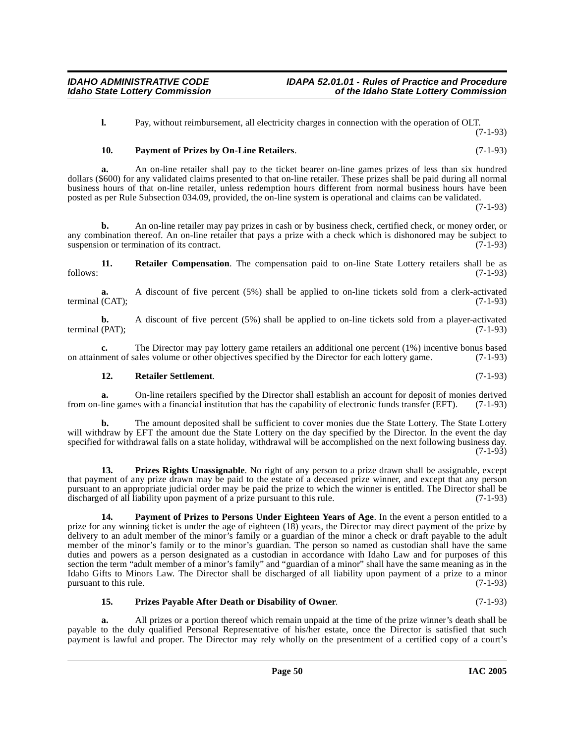**l.** Pay, without reimbursement, all electricity charges in connection with the operation of OLT. (7-1-93)

**10. Payment of Prizes by On-Line Retailers**. (7-1-93)

**a.** An on-line retailer shall pay to the ticket bearer on-line games prizes of less than six hundred dollars ($600) for any validated claims presented to that on-line retailer. These prizes shall be paid during all normal business hours of that on-line retailer, unless redemption hours different from normal business hours have been posted as per Rule Subsection 034.09, provided, the on-line system is operational and claims can be validated. (7-1-93)

**b.** An on-line retailer may pay prizes in cash or by business check, certified check, or money order, or any combination thereof. An on-line retailer that pays a prize with a check which is dishonored may be subject to suspension or termination of its contract. (7-1-93)

**11. Retailer Compensation**. The compensation paid to on-line State Lottery retailers shall be as follows: (7-1-93)

**a.** A discount of five percent (5%) shall be applied to on-line tickets sold from a clerk-activated terminal (CAT); (7-1-93)

**b.** A discount of five percent (5%) shall be applied to on-line tickets sold from a player-activated terminal (PAT); (7-1-93)

**c.** The Director may pay lottery game retailers an additional one percent (1%) incentive bonus based on attainment of sales volume or other objectives specified by the Director for each lottery game. (7-1-93)

**12. Retailer Settlement**. (7-1-93)

**a.** On-line retailers specified by the Director shall establish an account for deposit of monies derived from on-line games with a financial institution that has the capability of electronic funds transfer (EFT). (7-1-93)

**b.** The amount deposited shall be sufficient to cover monies due the State Lottery. The State Lottery will withdraw by EFT the amount due the State Lottery on the day specified by the Director. In the event the day specified for withdrawal falls on a state holiday, withdrawal will be accomplished on the next following business day. (7-1-93)

**13. Prizes Rights Unassignable**. No right of any person to a prize drawn shall be assignable, except that payment of any prize drawn may be paid to the estate of a deceased prize winner, and except that any person pursuant to an appropriate judicial order may be paid the prize to which the winner is entitled. The Director shall be discharged of all liability upon payment of a prize pursuant to this rule. (7-1-93)

**14. Payment of Prizes to Persons Under Eighteen Years of Age**. In the event a person entitled to a prize for any winning ticket is under the age of eighteen (18) years, the Director may direct payment of the prize by delivery to an adult member of the minor's family or a guardian of the minor a check or draft payable to the adult member of the minor's family or to the minor's guardian. The person so named as custodian shall have the same duties and powers as a person designated as a custodian in accordance with Idaho Law and for purposes of this section the term "adult member of a minor's family" and "guardian of a minor" shall have the same meaning as in the Idaho Gifts to Minors Law. The Director shall be discharged of all liability upon payment of a prize to a minor pursuant to this rule. (7-1-93)

**15. Prizes Payable After Death or Disability of Owner**. (7-1-93)

**a.** All prizes or a portion thereof which remain unpaid at the time of the prize winner's death shall be payable to the duly qualified Personal Representative of his/her estate, once the Director is satisfied that such payment is lawful and proper. The Director may rely wholly on the presentment of a certified copy of a court's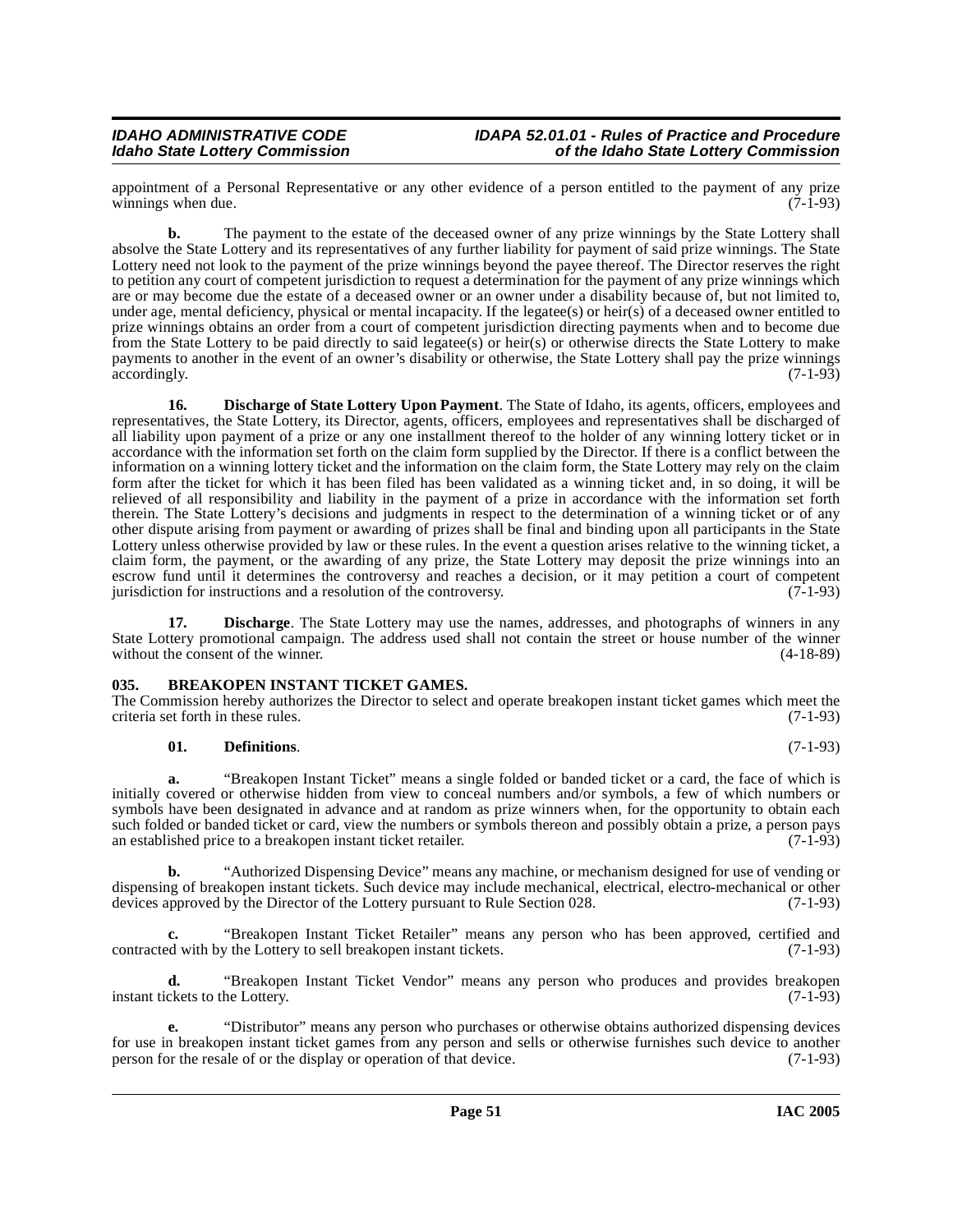appointment of a Personal Representative or any other evidence of a person entitled to the payment of any prize winnings when due. (7-1-93)

**b.** The payment to the estate of the deceased owner of any prize winnings by the State Lottery shall absolve the State Lottery and its representatives of any further liability for payment of said prize winnings. The State Lottery need not look to the payment of the prize winnings beyond the payee thereof. The Director reserves the right to petition any court of competent jurisdiction to request a determination for the payment of any prize winnings which are or may become due the estate of a deceased owner or an owner under a disability because of, but not limited to, under age, mental deficiency, physical or mental incapacity. If the legatee(s) or heir(s) of a deceased owner entitled to prize winnings obtains an order from a court of competent jurisdiction directing payments when and to become due from the State Lottery to be paid directly to said legatee(s) or heir(s) or otherwise directs the State Lottery to make payments to another in the event of an owner's disability or otherwise, the State Lottery shall pay the prize winnings accordingly. (7-1-93)

**16. Discharge of State Lottery Upon Payment**. The State of Idaho, its agents, officers, employees and representatives, the State Lottery, its Director, agents, officers, employees and representatives shall be discharged of all liability upon payment of a prize or any one installment thereof to the holder of any winning lottery ticket or in accordance with the information set forth on the claim form supplied by the Director. If there is a conflict between the information on a winning lottery ticket and the information on the claim form, the State Lottery may rely on the claim form after the ticket for which it has been filed has been validated as a winning ticket and, in so doing, it will be relieved of all responsibility and liability in the payment of a prize in accordance with the information set forth therein. The State Lottery's decisions and judgments in respect to the determination of a winning ticket or of any other dispute arising from payment or awarding of prizes shall be final and binding upon all participants in the State Lottery unless otherwise provided by law or these rules. In the event a question arises relative to the winning ticket, a claim form, the payment, or the awarding of any prize, the State Lottery may deposit the prize winnings into an escrow fund until it determines the controversy and reaches a decision, or it may petition a court of competent jurisdiction for instructions and a resolution of the controversy. (7-1-93)

**17. Discharge**. The State Lottery may use the names, addresses, and photographs of winners in any State Lottery promotional campaign. The address used shall not contain the street or house number of the winner without the consent of the winner. (4-18-89)

### 035. BREAKOPEN INSTANT TICKET GAMES.

The Commission hereby authorizes the Director to select and operate breakopen instant ticket games which meet the criteria set forth in these rules. (7-1-93)

**01. Definitions**. (7-1-93)

**a.** "Breakopen Instant Ticket" means a single folded or banded ticket or a card, the face of which is initially covered or otherwise hidden from view to conceal numbers and/or symbols, a few of which numbers or symbols have been designated in advance and at random as prize winners when, for the opportunity to obtain each such folded or banded ticket or card, view the numbers or symbols thereon and possibly obtain a prize, a person pays an established price to a breakopen instant ticket retailer. (7-1-93)

**b.** "Authorized Dispensing Device" means any machine, or mechanism designed for use of vending or dispensing of breakopen instant tickets. Such device may include mechanical, electrical, electro-mechanical or other devices approved by the Director of the Lottery pursuant to Rule Section 028. (7-1-93)

**c.** "Breakopen Instant Ticket Retailer" means any person who has been approved, certified and contracted with by the Lottery to sell breakopen instant tickets. (7-1-93)

**d.** "Breakopen Instant Ticket Vendor" means any person who produces and provides breakopen instant tickets to the Lottery. (7-1-93)

**e.** "Distributor" means any person who purchases or otherwise obtains authorized dispensing devices for use in breakopen instant ticket games from any person and sells or otherwise furnishes such device to another person for the resale of or the display or operation of that device. (7-1-93)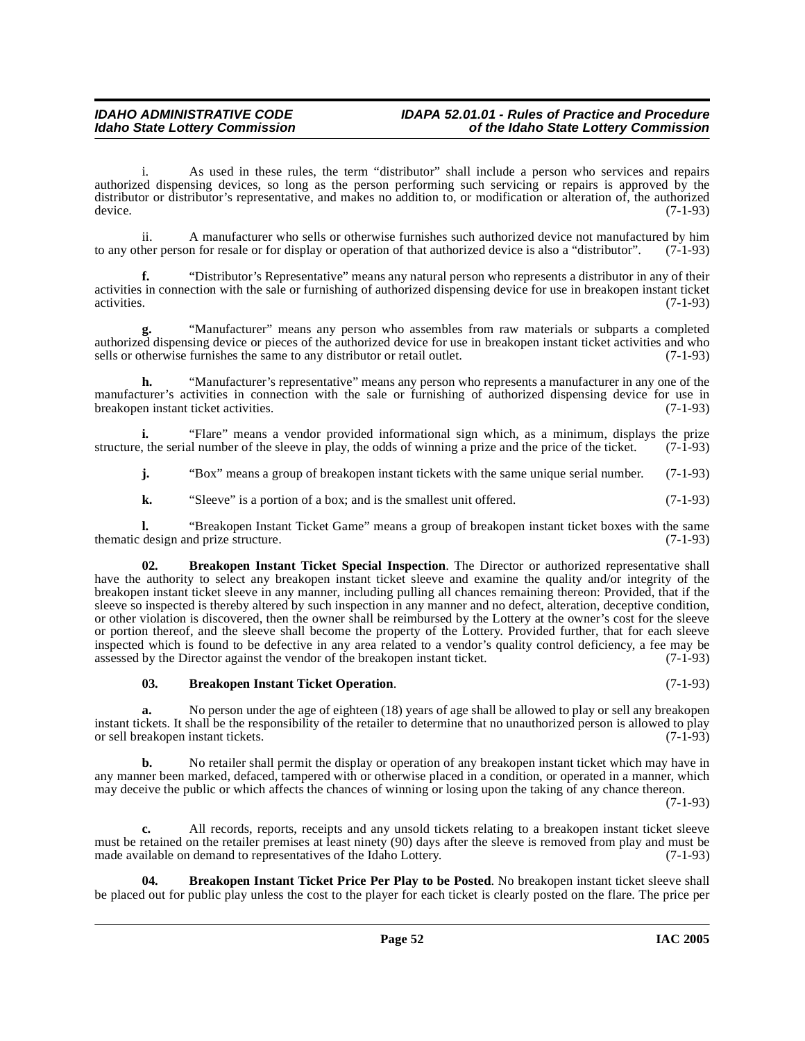i. As used in these rules, the term "distributor" shall include a person who services and repairs authorized dispensing devices, so long as the person performing such servicing or repairs is approved by the distributor or distributor's representative, and makes no addition to, or modification or alteration of, the authorized device. (7-1-93)

ii. A manufacturer who sells or otherwise furnishes such authorized device not manufactured by him to any other person for resale or for display or operation of that authorized device is also a "distributor". (7-1-93)

**f.** "Distributor's Representative" means any natural person who represents a distributor in any of their activities in connection with the sale or furnishing of authorized dispensing device for use in breakopen instant ticket activities. (7-1-93)

**g.** "Manufacturer" means any person who assembles from raw materials or subparts a completed authorized dispensing device or pieces of the authorized device for use in breakopen instant ticket activities and who sells or otherwise furnishes the same to any distributor or retail outlet. (7-1-93)

**h.** "Manufacturer's representative" means any person who represents a manufacturer in any one of the manufacturer's activities in connection with the sale or furnishing of authorized dispensing device for use in breakopen instant ticket activities. (7-1-93)

**i.** "Flare" means a vendor provided informational sign which, as a minimum, displays the prize structure, the serial number of the sleeve in play, the odds of winning a prize and the price of the ticket. (7-1-93)

**j.** "Box" means a group of breakopen instant tickets with the same unique serial number. (7-1-93)

**k.** "Sleeve" is a portion of a box; and is the smallest unit offered. (7-1-93)

**l.** "Breakopen Instant Ticket Game" means a group of breakopen instant ticket boxes with the same thematic design and prize structure. (7-1-93)

**02. Breakopen Instant Ticket Special Inspection**. The Director or authorized representative shall have the authority to select any breakopen instant ticket sleeve and examine the quality and/or integrity of the breakopen instant ticket sleeve in any manner, including pulling all chances remaining thereon: Provided, that if the sleeve so inspected is thereby altered by such inspection in any manner and no defect, alteration, deceptive condition, or other violation is discovered, then the owner shall be reimbursed by the Lottery at the owner's cost for the sleeve or portion thereof, and the sleeve shall become the property of the Lottery. Provided further, that for each sleeve inspected which is found to be defective in any area related to a vendor's quality control deficiency, a fee may be assessed by the Director against the vendor of the breakopen instant ticket. (7-1-93)

**03. Breakopen Instant Ticket Operation**. (7-1-93)

**a.** No person under the age of eighteen (18) years of age shall be allowed to play or sell any breakopen instant tickets. It shall be the responsibility of the retailer to determine that no unauthorized person is allowed to play or sell breakopen instant tickets. (7-1-93)

**b.** No retailer shall permit the display or operation of any breakopen instant ticket which may have in any manner been marked, defaced, tampered with or otherwise placed in a condition, or operated in a manner, which may deceive the public or which affects the chances of winning or losing upon the taking of any chance thereon. (7-1-93)

**c.** All records, reports, receipts and any unsold tickets relating to a breakopen instant ticket sleeve must be retained on the retailer premises at least ninety (90) days after the sleeve is removed from play and must be made available on demand to representatives of the Idaho Lottery. (7-1-93)

**04. Breakopen Instant Ticket Price Per Play to be Posted**. No breakopen instant ticket sleeve shall be placed out for public play unless the cost to the player for each ticket is clearly posted on the flare. The price per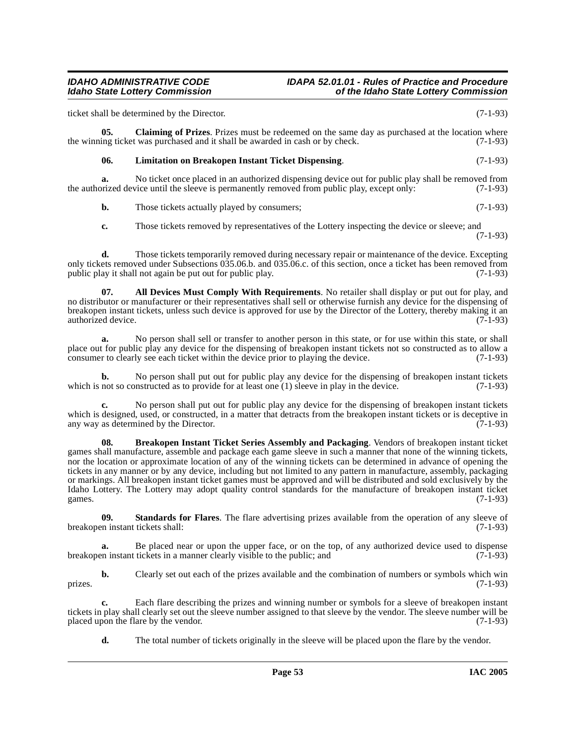ticket shall be determined by the Director. (7-1-93)

**05. Claiming of Prizes**. Prizes must be redeemed on the same day as purchased at the location where the winning ticket was purchased and it shall be awarded in cash or by check. (7-1-93)

**06. Limitation on Breakopen Instant Ticket Dispensing**. (7-1-93)

**a.** No ticket once placed in an authorized dispensing device out for public play shall be removed from the authorized device until the sleeve is permanently removed from public play, except only: (7-1-93)

**b.** Those tickets actually played by consumers; (7-1-93)

**c.** Those tickets removed by representatives of the Lottery inspecting the device or sleeve; and (7-1-93)

**d.** Those tickets temporarily removed during necessary repair or maintenance of the device. Excepting only tickets removed under Subsections 035.06.b. and 035.06.c. of this section, once a ticket has been removed from public play it shall not again be put out for public play. (7-1-93)

**07. All Devices Must Comply With Requirements**. No retailer shall display or put out for play, and no distributor or manufacturer or their representatives shall sell or otherwise furnish any device for the dispensing of breakopen instant tickets, unless such device is approved for use by the Director of the Lottery, thereby making it an authorized device. (7-1-93)

**a.** No person shall sell or transfer to another person in this state, or for use within this state, or shall place out for public play any device for the dispensing of breakopen instant tickets not so constructed as to allow a consumer to clearly see each ticket within the device prior to playing the device. (7-1-93)

**b.** No person shall put out for public play any device for the dispensing of breakopen instant tickets which is not so constructed as to provide for at least one (1) sleeve in play in the device. (7-1-93)

**c.** No person shall put out for public play any device for the dispensing of breakopen instant tickets which is designed, used, or constructed, in a matter that detracts from the breakopen instant tickets or is deceptive in any way as determined by the Director. (7-1-93)

**08. Breakopen Instant Ticket Series Assembly and Packaging**. Vendors of breakopen instant ticket games shall manufacture, assemble and package each game sleeve in such a manner that none of the winning tickets, nor the location or approximate location of any of the winning tickets can be determined in advance of opening the tickets in any manner or by any device, including but not limited to any pattern in manufacture, assembly, packaging or markings. All breakopen instant ticket games must be approved and will be distributed and sold exclusively by the Idaho Lottery. The Lottery may adopt quality control standards for the manufacture of breakopen instant ticket games. (7-1-93)

**09. Standards for Flares**. The flare advertising prizes available from the operation of any sleeve of breakopen instant tickets shall: (7-1-93)

**a.** Be placed near or upon the upper face, or on the top, of any authorized device used to dispense breakopen instant tickets in a manner clearly visible to the public; and (7-1-93)

**b.** Clearly set out each of the prizes available and the combination of numbers or symbols which win prizes. (7-1-93)

**c.** Each flare describing the prizes and winning number or symbols for a sleeve of breakopen instant tickets in play shall clearly set out the sleeve number assigned to that sleeve by the vendor. The sleeve number will be placed upon the flare by the vendor. (7-1-93)

**d.** The total number of tickets originally in the sleeve will be placed upon the flare by the vendor.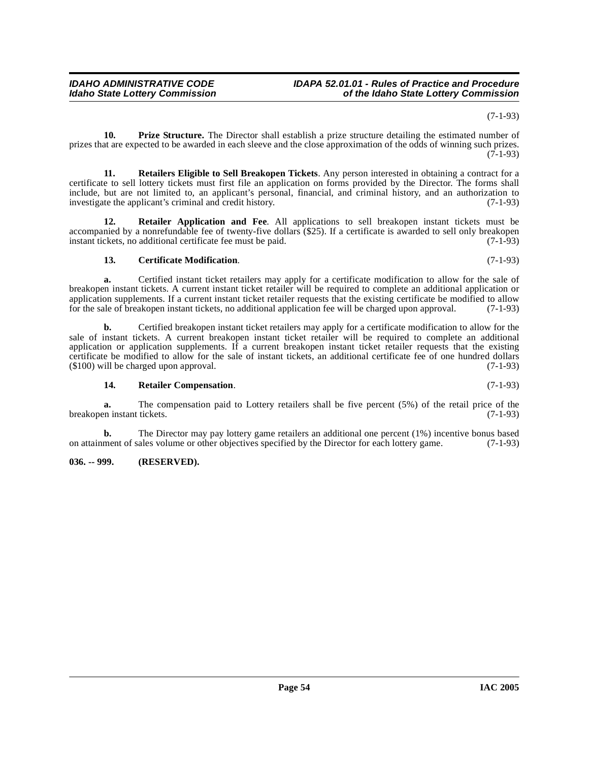(7-1-93)

**10. Prize Structure.** The Director shall establish a prize structure detailing the estimated number of prizes that are expected to be awarded in each sleeve and the close approximation of the odds of winning such prizes. (7-1-93)

**11. Retailers Eligible to Sell Breakopen Tickets**. Any person interested in obtaining a contract for a certificate to sell lottery tickets must first file an application on forms provided by the Director. The forms shall include, but are not limited to, an applicant's personal, financial, and criminal history, and an authorization to investigate the applicant's criminal and credit history. (7-1-93)

**12. Retailer Application and Fee**. All applications to sell breakopen instant tickets must be accompanied by a nonrefundable fee of twenty-five dollars ($25). If a certificate is awarded to sell only breakopen instant tickets, no additional certificate fee must be paid. (7-1-93)

**13. Certificate Modification**. (7-1-93)

**a.** Certified instant ticket retailers may apply for a certificate modification to allow for the sale of breakopen instant tickets. A current instant ticket retailer will be required to complete an additional application or application supplements. If a current instant ticket retailer requests that the existing certificate be modified to allow for the sale of breakopen instant tickets, no additional application fee will be charged upon approval. (7-1-93)

**b.** Certified breakopen instant ticket retailers may apply for a certificate modification to allow for the sale of instant tickets. A current breakopen instant ticket retailer will be required to complete an additional application or application supplements. If a current breakopen instant ticket retailer requests that the existing certificate be modified to allow for the sale of instant tickets, an additional certificate fee of one hundred dollars ($100) will be charged upon approval. (7-1-93)

**14. Retailer Compensation**. (7-1-93)

**a.** The compensation paid to Lottery retailers shall be five percent (5%) of the retail price of the breakopen instant tickets. (7-1-93)

**b.** The Director may pay lottery game retailers an additional one percent (1%) incentive bonus based on attainment of sales volume or other objectives specified by the Director for each lottery game. (7-1-93)

**036. -- 999. (RESERVED).**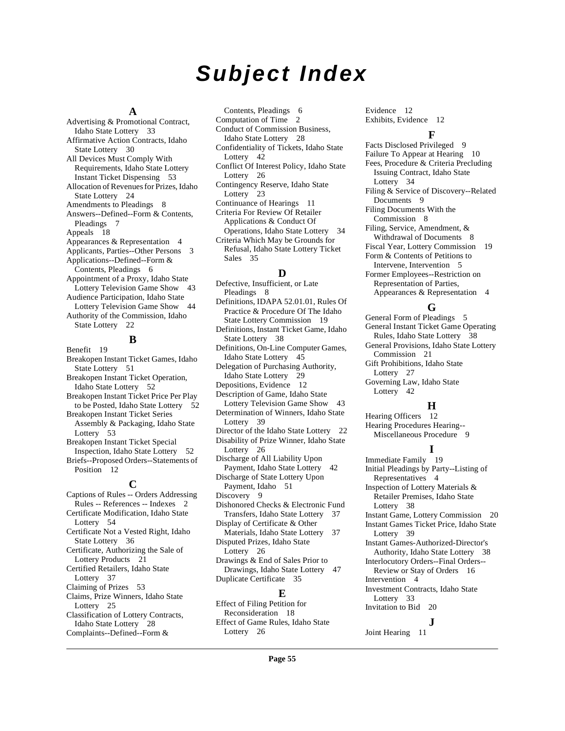# Subject Index

## A

Advertising & Promotional Contract, Idaho State Lottery 33
Affirmative Action Contracts, Idaho State Lottery 30
All Devices Must Comply With Requirements, Idaho State Lottery Instant Ticket Dispensing 53
Allocation of Revenues for Prizes, Idaho State Lottery 24
Amendments to Pleadings 8
Answers--Defined--Form & Contents, Pleadings 7
Appeals 18
Appearances & Representation 4
Applicants, Parties--Other Persons 3
Applications--Defined--Form & Contents, Pleadings 6
Appointment of a Proxy, Idaho State Lottery Television Game Show 43
Audience Participation, Idaho State Lottery Television Game Show 44
Authority of the Commission, Idaho State Lottery 22

## B

Benefit 19
Breakopen Instant Ticket Games, Idaho State Lottery 51
Breakopen Instant Ticket Operation, Idaho State Lottery 52
Breakopen Instant Ticket Price Per Play to be Posted, Idaho State Lottery 52
Breakopen Instant Ticket Series Assembly & Packaging, Idaho State Lottery 53
Breakopen Instant Ticket Special Inspection, Idaho State Lottery 52
Briefs--Proposed Orders--Statements of Position 12

## C

Captions of Rules -- Orders Addressing Rules -- References -- Indexes 2
Certificate Modification, Idaho State Lottery 54
Certificate Not a Vested Right, Idaho State Lottery 36
Certificate, Authorizing the Sale of Lottery Products 21
Certified Retailers, Idaho State Lottery 37
Claiming of Prizes 53
Claims, Prize Winners, Idaho State Lottery 25
Classification of Lottery Contracts, Idaho State Lottery 28
Complaints--Defined--Form & Contents, Pleadings 6
Computation of Time 2
Conduct of Commission Business, Idaho State Lottery 28
Confidentiality of Tickets, Idaho State Lottery 42
Conflict Of Interest Policy, Idaho State Lottery 26
Contingency Reserve, Idaho State Lottery 23
Continuance of Hearings 11
Criteria For Review Of Retailer Applications & Conduct Of Operations, Idaho State Lottery 34
Criteria Which May be Grounds for Refusal, Idaho State Lottery Ticket Sales 35

## D

Defective, Insufficient, or Late Pleadings 8
Definitions, IDAPA 52.01.01, Rules Of Practice & Procedure Of The Idaho State Lottery Commission 19
Definitions, Instant Ticket Game, Idaho State Lottery 38
Definitions, On-Line Computer Games, Idaho State Lottery 45
Delegation of Purchasing Authority, Idaho State Lottery 29
Depositions, Evidence 12
Description of Game, Idaho State Lottery Television Game Show 43
Determination of Winners, Idaho State Lottery 39
Director of the Idaho State Lottery 22
Disability of Prize Winner, Idaho State Lottery 26
Discharge of All Liability Upon Payment, Idaho State Lottery 42
Discharge of State Lottery Upon Payment, Idaho 51
Discovery 9
Dishonored Checks & Electronic Fund Transfers, Idaho State Lottery 37
Display of Certificate & Other Materials, Idaho State Lottery 37
Disputed Prizes, Idaho State Lottery 26
Drawings & End of Sales Prior to Drawings, Idaho State Lottery 47
Duplicate Certificate 35

## E

Effect of Filing Petition for Reconsideration 18
Effect of Game Rules, Idaho State Lottery 26
Evidence 12
Exhibits, Evidence 12

## F

Facts Disclosed Privileged 9
Failure To Appear at Hearing 10
Fees, Procedure & Criteria Precluding Issuing Contract, Idaho State Lottery 34
Filing & Service of Discovery--Related Documents 9
Filing Documents With the Commission 8
Filing, Service, Amendment, & Withdrawal of Documents 8
Fiscal Year, Lottery Commission 19
Form & Contents of Petitions to Intervene, Intervention 5
Former Employees--Restriction on Representation of Parties, Appearances & Representation 4

## G

General Form of Pleadings 5
General Instant Ticket Game Operating Rules, Idaho State Lottery 38
General Provisions, Idaho State Lottery Commission 21
Gift Prohibitions, Idaho State Lottery 27
Governing Law, Idaho State Lottery 42

## H

Hearing Officers 12
Hearing Procedures Hearing--Miscellaneous Procedure 9

## I

Immediate Family 19
Initial Pleadings by Party--Listing of Representatives 4
Inspection of Lottery Materials & Retailer Premises, Idaho State Lottery 38
Instant Game, Lottery Commission 20
Instant Games Ticket Price, Idaho State Lottery 39
Instant Games-Authorized-Director's Authority, Idaho State Lottery 38
Interlocutory Orders--Final Orders--Review or Stay of Orders 16
Intervention 4
Investment Contracts, Idaho State Lottery 33
Invitation to Bid 20

## J

Joint Hearing 11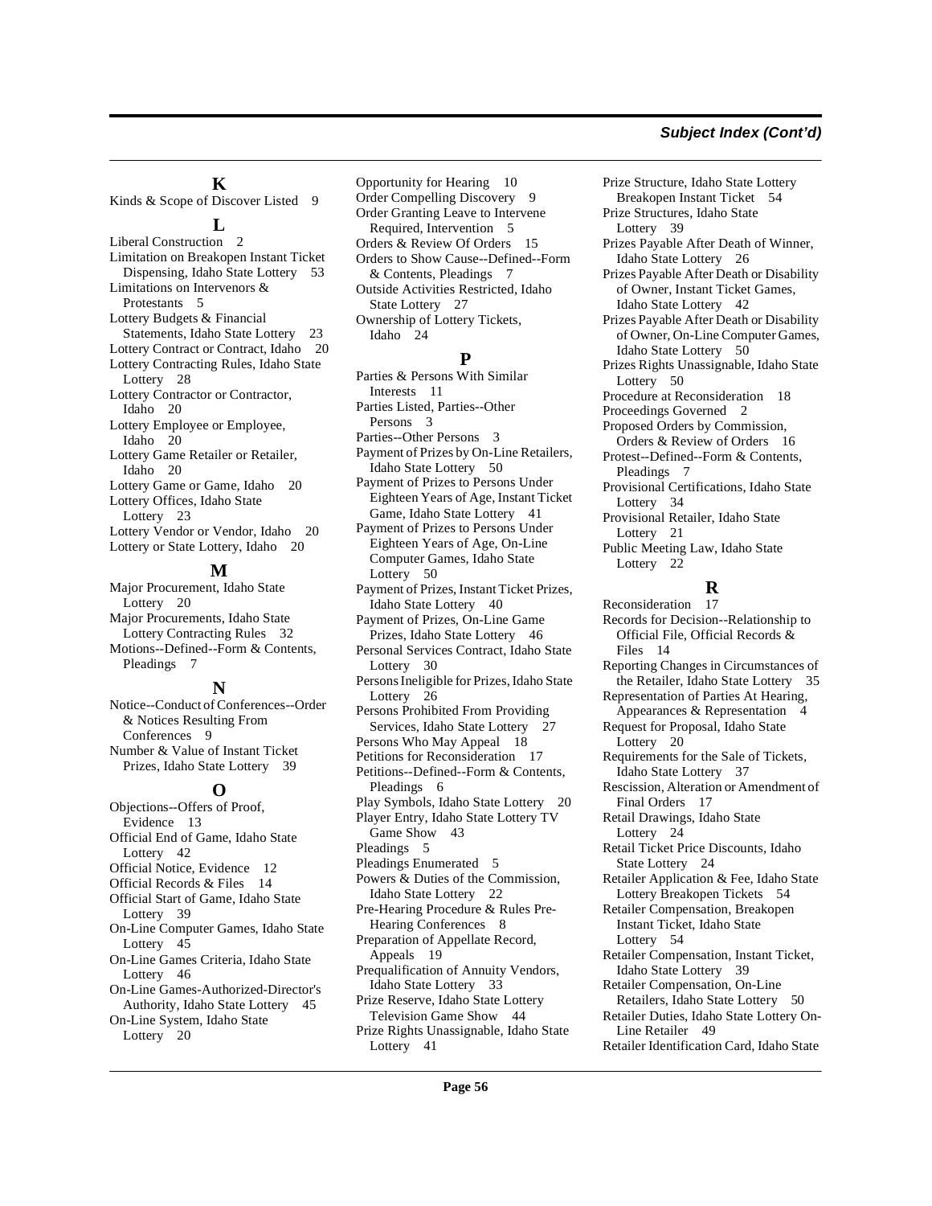## K

Kinds & Scope of Discover Listed 9

## L

Liberal Construction 2
Limitation on Breakopen Instant Ticket Dispensing, Idaho State Lottery 53
Limitations on Intervenors & Protestants 5
Lottery Budgets & Financial Statements, Idaho State Lottery 23
Lottery Contract or Contract, Idaho 20
Lottery Contracting Rules, Idaho State Lottery 28
Lottery Contractor or Contractor, Idaho 20
Lottery Employee or Employee, Idaho 20
Lottery Game Retailer or Retailer, Idaho 20
Lottery Game or Game, Idaho 20
Lottery Offices, Idaho State Lottery 23
Lottery Vendor or Vendor, Idaho 20
Lottery or State Lottery, Idaho 20

## M

Major Procurement, Idaho State Lottery 20
Major Procurements, Idaho State Lottery Contracting Rules 32
Motions--Defined--Form & Contents, Pleadings 7

## N

Notice--Conduct of Conferences--Order & Notices Resulting From Conferences 9
Number & Value of Instant Ticket Prizes, Idaho State Lottery 39

## O

Objections--Offers of Proof, Evidence 13
Official End of Game, Idaho State Lottery 42
Official Notice, Evidence 12
Official Records & Files 14
Official Start of Game, Idaho State Lottery 39
On-Line Computer Games, Idaho State Lottery 45
On-Line Games Criteria, Idaho State Lottery 46
On-Line Games-Authorized-Director's Authority, Idaho State Lottery 45
On-Line System, Idaho State Lottery 20
Opportunity for Hearing 10
Order Compelling Discovery 9
Order Granting Leave to Intervene Required, Intervention 5
Orders & Review Of Orders 15
Orders to Show Cause--Defined--Form & Contents, Pleadings 7
Outside Activities Restricted, Idaho State Lottery 27
Ownership of Lottery Tickets, Idaho 24

## P

Parties & Persons With Similar Interests 11
Parties Listed, Parties--Other Persons 3
Parties--Other Persons 3
Payment of Prizes by On-Line Retailers, Idaho State Lottery 50
Payment of Prizes to Persons Under Eighteen Years of Age, Instant Ticket Game, Idaho State Lottery 41
Payment of Prizes to Persons Under Eighteen Years of Age, On-Line Computer Games, Idaho State Lottery 50
Payment of Prizes, Instant Ticket Prizes, Idaho State Lottery 40
Payment of Prizes, On-Line Game Prizes, Idaho State Lottery 46
Personal Services Contract, Idaho State Lottery 30
Persons Ineligible for Prizes, Idaho State Lottery 26
Persons Prohibited From Providing Services, Idaho State Lottery 27
Persons Who May Appeal 18
Petitions for Reconsideration 17
Petitions--Defined--Form & Contents, Pleadings 6
Play Symbols, Idaho State Lottery 20
Player Entry, Idaho State Lottery TV Game Show 43
Pleadings 5
Pleadings Enumerated 5
Powers & Duties of the Commission, Idaho State Lottery 22
Pre-Hearing Procedure & Rules Pre-Hearing Conferences 8
Preparation of Appellate Record, Appeals 19
Prequalification of Annuity Vendors, Idaho State Lottery 33
Prize Reserve, Idaho State Lottery Television Game Show 44
Prize Rights Unassignable, Idaho State Lottery 41
Prize Structure, Idaho State Lottery Breakopen Instant Ticket 54
Prize Structures, Idaho State Lottery 39
Prizes Payable After Death of Winner, Idaho State Lottery 26
Prizes Payable After Death or Disability of Owner, Instant Ticket Games, Idaho State Lottery 42
Prizes Payable After Death or Disability of Owner, On-Line Computer Games, Idaho State Lottery 50
Prizes Rights Unassignable, Idaho State Lottery 50
Procedure at Reconsideration 18
Proceedings Governed 2
Proposed Orders by Commission, Orders & Review of Orders 16
Protest--Defined--Form & Contents, Pleadings 7
Provisional Certifications, Idaho State Lottery 34
Provisional Retailer, Idaho State Lottery 21
Public Meeting Law, Idaho State Lottery 22

## R

Reconsideration 17
Records for Decision--Relationship to Official File, Official Records & Files 14
Reporting Changes in Circumstances of the Retailer, Idaho State Lottery 35
Representation of Parties At Hearing, Appearances & Representation 4
Request for Proposal, Idaho State Lottery 20
Requirements for the Sale of Tickets, Idaho State Lottery 37
Rescission, Alteration or Amendment of Final Orders 17
Retail Drawings, Idaho State Lottery 24
Retail Ticket Price Discounts, Idaho State Lottery 24
Retailer Application & Fee, Idaho State Lottery Breakopen Tickets 54
Retailer Compensation, Breakopen Instant Ticket, Idaho State Lottery 54
Retailer Compensation, Instant Ticket, Idaho State Lottery 39
Retailer Compensation, On-Line Retailers, Idaho State Lottery 50
Retailer Duties, Idaho State Lottery On-Line Retailer 49
Retailer Identification Card, Idaho State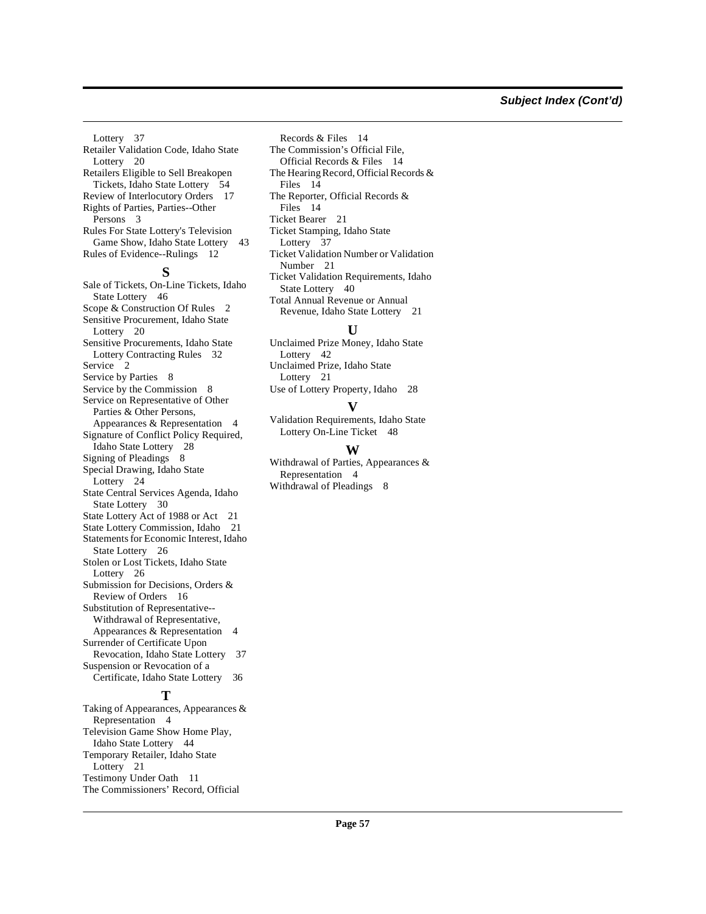Lottery 37
Retailer Validation Code, Idaho State Lottery 20
Retailers Eligible to Sell Breakopen Tickets, Idaho State Lottery 54
Review of Interlocutory Orders 17
Rights of Parties, Parties--Other Persons 3
Rules For State Lottery's Television Game Show, Idaho State Lottery 43
Rules of Evidence--Rulings 12

## S

Sale of Tickets, On-Line Tickets, Idaho State Lottery 46
Scope & Construction Of Rules 2
Sensitive Procurement, Idaho State Lottery 20
Sensitive Procurements, Idaho State Lottery Contracting Rules 32
Service 2
Service by Parties 8
Service by the Commission 8
Service on Representative of Other Parties & Other Persons, Appearances & Representation 4
Signature of Conflict Policy Required, Idaho State Lottery 28
Signing of Pleadings 8
Special Drawing, Idaho State Lottery 24
State Central Services Agenda, Idaho State Lottery 30
State Lottery Act of 1988 or Act 21
State Lottery Commission, Idaho 21
Statements for Economic Interest, Idaho State Lottery 26
Stolen or Lost Tickets, Idaho State Lottery 26
Submission for Decisions, Orders & Review of Orders 16
Substitution of Representative--Withdrawal of Representative, Appearances & Representation 4
Surrender of Certificate Upon Revocation, Idaho State Lottery 37
Suspension or Revocation of a Certificate, Idaho State Lottery 36

## T

Taking of Appearances, Appearances & Representation 4
Television Game Show Home Play, Idaho State Lottery 44
Temporary Retailer, Idaho State Lottery 21
Testimony Under Oath 11
The Commissioners' Record, Official Records & Files 14
The Commission's Official File, Official Records & Files 14
The Hearing Record, Official Records & Files 14
The Reporter, Official Records & Files 14
Ticket Bearer 21
Ticket Stamping, Idaho State Lottery 37
Ticket Validation Number or Validation Number 21
Ticket Validation Requirements, Idaho State Lottery 40
Total Annual Revenue or Annual Revenue, Idaho State Lottery 21

## U

Unclaimed Prize Money, Idaho State Lottery 42
Unclaimed Prize, Idaho State Lottery 21
Use of Lottery Property, Idaho 28

## V

Validation Requirements, Idaho State Lottery On-Line Ticket 48

## W

Withdrawal of Parties, Appearances & Representation 4
Withdrawal of Pleadings 8